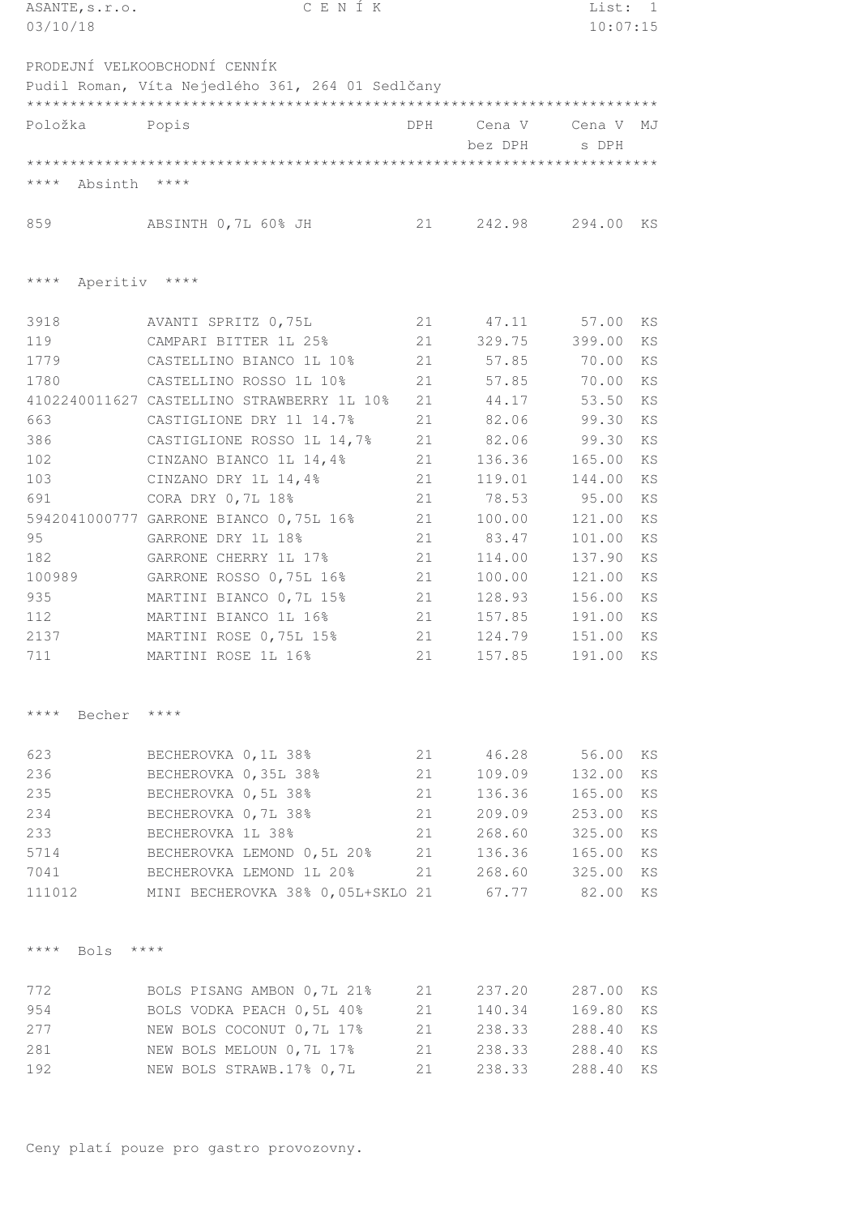ASANTE,s.r.o. C E N Í K

03/10/18 10:07:15

PRODEJNÍ VELKOOBCHODNÍ CENNÍK

Pudil Roman, Víta Nejedlého 361, 264 01 Sedlčany

| Položka | Popis | DPH | Cena V bez DPH | Cena V s DPH | MJ |
|---|---|---|---|---|---|
| **** Absinth **** | | | | | |
| 859 | ABSINTH 0,7L 60% JH | 21 | 242.98 | 294.00 | KS |
| **** Aperitiv **** | | | | | |
| 3918 | AVANTI SPRITZ 0,75L | 21 | 47.11 | 57.00 | KS |
| 119 | CAMPARI BITTER 1L 25% | 21 | 329.75 | 399.00 | KS |
| 1779 | CASTELLINO BIANCO 1L 10% | 21 | 57.85 | 70.00 | KS |
| 1780 | CASTELLINO ROSSO 1L 10% | 21 | 57.85 | 70.00 | KS |
| 4102240011627 | CASTELLINO STRAWBERRY 1L 10% | 21 | 44.17 | 53.50 | KS |
| 663 | CASTIGLIONE DRY 1l 14.7% | 21 | 82.06 | 99.30 | KS |
| 386 | CASTIGLIONE ROSSO 1L 14,7% | 21 | 82.06 | 99.30 | KS |
| 102 | CINZANO BIANCO 1L 14,4% | 21 | 136.36 | 165.00 | KS |
| 103 | CINZANO DRY 1L 14,4% | 21 | 119.01 | 144.00 | KS |
| 691 | CORA DRY 0,7L 18% | 21 | 78.53 | 95.00 | KS |
| 5942041000777 | GARRONE BIANCO 0,75L 16% | 21 | 100.00 | 121.00 | KS |
| 95 | GARRONE DRY 1L 18% | 21 | 83.47 | 101.00 | KS |
| 182 | GARRONE CHERRY 1L 17% | 21 | 114.00 | 137.90 | KS |
| 100989 | GARRONE ROSSO 0,75L 16% | 21 | 100.00 | 121.00 | KS |
| 935 | MARTINI BIANCO 0,7L 15% | 21 | 128.93 | 156.00 | KS |
| 112 | MARTINI BIANCO 1L 16% | 21 | 157.85 | 191.00 | KS |
| 2137 | MARTINI ROSE 0,75L 15% | 21 | 124.79 | 151.00 | KS |
| 711 | MARTINI ROSE 1L 16% | 21 | 157.85 | 191.00 | KS |
| **** Becher **** | | | | | |
| 623 | BECHEROVKA 0,1L 38% | 21 | 46.28 | 56.00 | KS |
| 236 | BECHEROVKA 0,35L 38% | 21 | 109.09 | 132.00 | KS |
| 235 | BECHEROVKA 0,5L 38% | 21 | 136.36 | 165.00 | KS |
| 234 | BECHEROVKA 0,7L 38% | 21 | 209.09 | 253.00 | KS |
| 233 | BECHEROVKA 1L 38% | 21 | 268.60 | 325.00 | KS |
| 5714 | BECHEROVKA LEMOND 0,5L 20% | 21 | 136.36 | 165.00 | KS |
| 7041 | BECHEROVKA LEMOND 1L 20% | 21 | 268.60 | 325.00 | KS |
| 111012 | MINI BECHEROVKA 38% 0,05L+SKLO | 21 | 67.77 | 82.00 | KS |
| **** Bols **** | | | | | |
| 772 | BOLS PISANG AMBON 0,7L 21% | 21 | 237.20 | 287.00 | KS |
| 954 | BOLS VODKA PEACH 0,5L 40% | 21 | 140.34 | 169.80 | KS |
| 277 | NEW BOLS COCONUT 0,7L 17% | 21 | 238.33 | 288.40 | KS |
| 281 | NEW BOLS MELOUN 0,7L 17% | 21 | 238.33 | 288.40 | KS |
| 192 | NEW BOLS STRAWB.17% 0,7L | 21 | 238.33 | 288.40 | KS |

Ceny platí pouze pro gastro provozovny.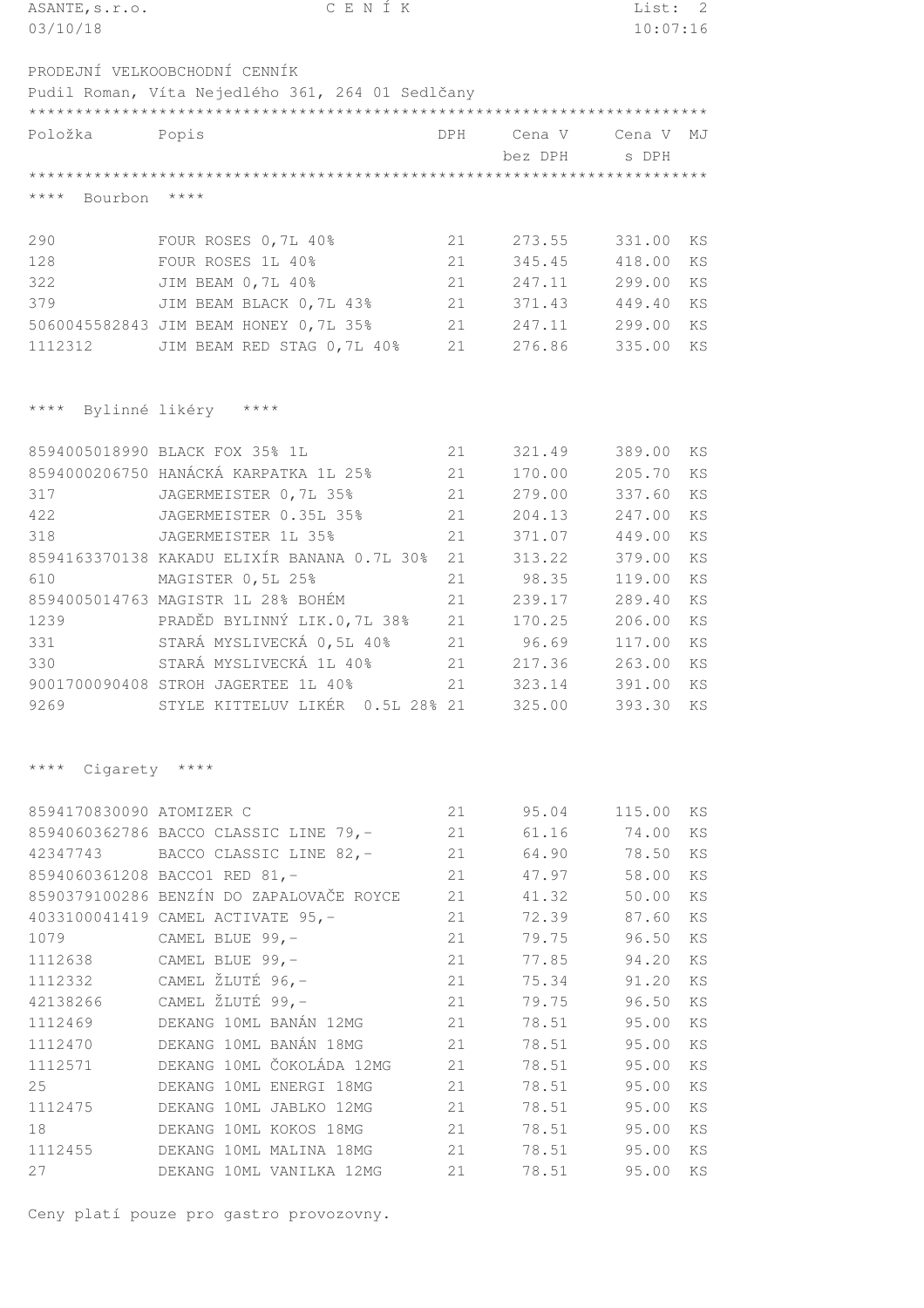ASANTE,s.r.o. — C E N Í K

03/10/18 — 10:07:16

PRODEJNÍ VELKOOBCHODNÍ CENNÍK

Pudil Roman, Víta Nejedlého 361, 264 01 Sedlčany

| Položka | Popis | DPH | Cena V bez DPH | Cena V s DPH | MJ |
|---|---|---|---|---|---|
| **** Bourbon **** | | | | | |
| 290 | FOUR ROSES 0,7L 40% | 21 | 273.55 | 331.00 | KS |
| 128 | FOUR ROSES 1L 40% | 21 | 345.45 | 418.00 | KS |
| 322 | JIM BEAM 0,7L 40% | 21 | 247.11 | 299.00 | KS |
| 379 | JIM BEAM BLACK 0,7L 43% | 21 | 371.43 | 449.40 | KS |
| 5060045582843 | JIM BEAM HONEY 0,7L 35% | 21 | 247.11 | 299.00 | KS |
| 1112312 | JIM BEAM RED STAG 0,7L 40% | 21 | 276.86 | 335.00 | KS |
| **** Bylinné likéry **** | | | | | |
| 8594005018990 | BLACK FOX 35% 1L | 21 | 321.49 | 389.00 | KS |
| 8594000206750 | HANÁCKÁ KARPATKA 1L 25% | 21 | 170.00 | 205.70 | KS |
| 317 | JAGERMEISTER 0,7L 35% | 21 | 279.00 | 337.60 | KS |
| 422 | JAGERMEISTER 0.35L 35% | 21 | 204.13 | 247.00 | KS |
| 318 | JAGERMEISTER 1L 35% | 21 | 371.07 | 449.00 | KS |
| 8594163370138 | KAKADU ELIXÍR BANANA 0.7L 30% | 21 | 313.22 | 379.00 | KS |
| 610 | MAGISTER 0,5L 25% | 21 | 98.35 | 119.00 | KS |
| 8594005014763 | MAGISTR 1L 28% BOHÉM | 21 | 239.17 | 289.40 | KS |
| 1239 | PRADĚD BYLINNÝ LIK.0,7L 38% | 21 | 170.25 | 206.00 | KS |
| 331 | STARÁ MYSLIVECKÁ 0,5L 40% | 21 | 96.69 | 117.00 | KS |
| 330 | STARÁ MYSLIVECKÁ 1L 40% | 21 | 217.36 | 263.00 | KS |
| 9001700090408 | STROH JAGERTEE 1L 40% | 21 | 323.14 | 391.00 | KS |
| 9269 | STYLE KITTELUV LIKÉR 0.5L 28% | 21 | 325.00 | 393.30 | KS |
| **** Cigarety **** | | | | | |
| 8594170830090 | ATOMIZER C | 21 | 95.04 | 115.00 | KS |
| 8594060362786 | BACCO CLASSIC LINE 79,- | 21 | 61.16 | 74.00 | KS |
| 42347743 | BACCO CLASSIC LINE 82,- | 21 | 64.90 | 78.50 | KS |
| 8594060361208 | BACCO1 RED 81,- | 21 | 47.97 | 58.00 | KS |
| 8590379100286 | BENZÍN DO ZAPALOVAČE ROYCE | 21 | 41.32 | 50.00 | KS |
| 4033100041419 | CAMEL ACTIVATE 95,- | 21 | 72.39 | 87.60 | KS |
| 1079 | CAMEL BLUE 99,- | 21 | 79.75 | 96.50 | KS |
| 1112638 | CAMEL BLUE 99,- | 21 | 77.85 | 94.20 | KS |
| 1112332 | CAMEL ŽLUTÉ 96,- | 21 | 75.34 | 91.20 | KS |
| 42138266 | CAMEL ŽLUTÉ 99,- | 21 | 79.75 | 96.50 | KS |
| 1112469 | DEKANG 10ML BANÁN 12MG | 21 | 78.51 | 95.00 | KS |
| 1112470 | DEKANG 10ML BANÁN 18MG | 21 | 78.51 | 95.00 | KS |
| 1112571 | DEKANG 10ML ČOKOLÁDA 12MG | 21 | 78.51 | 95.00 | KS |
| 25 | DEKANG 10ML ENERGI 18MG | 21 | 78.51 | 95.00 | KS |
| 1112475 | DEKANG 10ML JABLKO 12MG | 21 | 78.51 | 95.00 | KS |
| 18 | DEKANG 10ML KOKOS 18MG | 21 | 78.51 | 95.00 | KS |
| 1112455 | DEKANG 10ML MALINA 18MG | 21 | 78.51 | 95.00 | KS |
| 27 | DEKANG 10ML VANILKA 12MG | 21 | 78.51 | 95.00 | KS |

Ceny platí pouze pro gastro provozovny.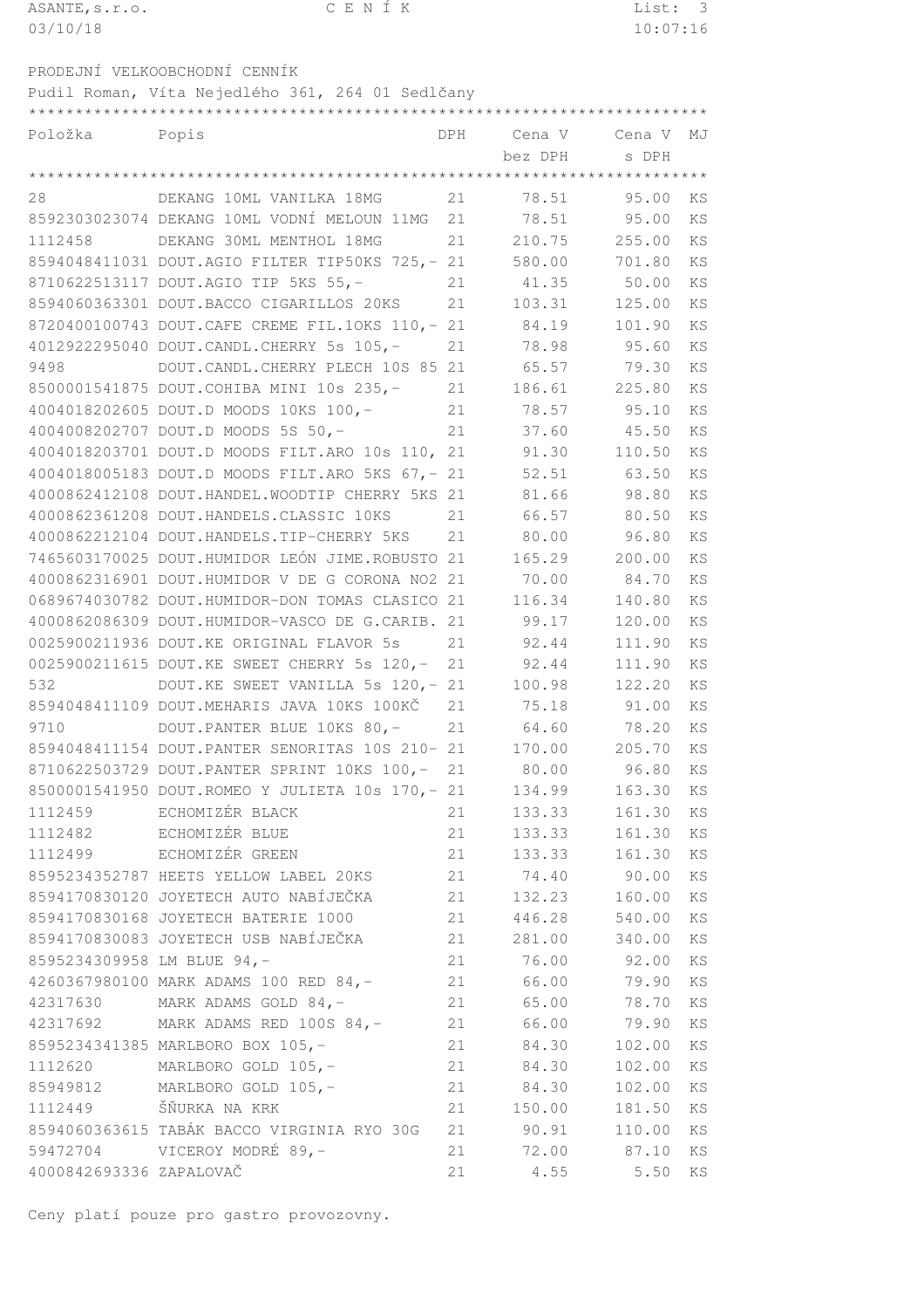ASANTE,s.r.o. CENÍK
03/10/18 10:07:16

PRODEJNÍ VELKOOBCHODNÍ CENNÍK
Pudil Roman, Víta Nejedlého 361, 264 01 Sedlčany

| Položka | Popis | DPH | Cena V bez DPH | Cena V s DPH | MJ |
|---|---|---|---|---|---|
| 28 | DEKANG 10ML VANILKA 18MG | 21 | 78.51 | 95.00 | KS |
| 8592303023074 | DEKANG 10ML VODNÍ MELOUN 11MG | 21 | 78.51 | 95.00 | KS |
| 1112458 | DEKANG 30ML MENTHOL 18MG | 21 | 210.75 | 255.00 | KS |
| 8594048411031 | DOUT.AGIO FILTER TIP50KS 725,- | 21 | 580.00 | 701.80 | KS |
| 8710622513117 | DOUT.AGIO TIP 5KS 55,- | 21 | 41.35 | 50.00 | KS |
| 8594060363301 | DOUT.BACCO CIGARILLOS 20KS | 21 | 103.31 | 125.00 | KS |
| 8720400100743 | DOUT.CAFE CREME FIL.1OKS 110,- | 21 | 84.19 | 101.90 | KS |
| 4012922295040 | DOUT.CANDL.CHERRY 5s 105,- | 21 | 78.98 | 95.60 | KS |
| 9498 | DOUT.CANDL.CHERRY PLECH 10S 85 | 21 | 65.57 | 79.30 | KS |
| 8500001541875 | DOUT.COHIBA MINI 10s 235,- | 21 | 186.61 | 225.80 | KS |
| 4004018202605 | DOUT.D MOODS 10KS 100,- | 21 | 78.57 | 95.10 | KS |
| 4004008202707 | DOUT.D MOODS 5S 50,- | 21 | 37.60 | 45.50 | KS |
| 4004018203701 | DOUT.D MOODS FILT.ARO 10s 110, | 21 | 91.30 | 110.50 | KS |
| 4004018005183 | DOUT.D MOODS FILT.ARO 5KS 67,- | 21 | 52.51 | 63.50 | KS |
| 4000862412108 | DOUT.HANDEL.WOODTIP CHERRY 5KS | 21 | 81.66 | 98.80 | KS |
| 4000862361208 | DOUT.HANDELS.CLASSIC 10KS | 21 | 66.57 | 80.50 | KS |
| 4000862212104 | DOUT.HANDELS.TIP-CHERRY 5KS | 21 | 80.00 | 96.80 | KS |
| 7465603170025 | DOUT.HUMIDOR LEÓN JIME.ROBUSTO | 21 | 165.29 | 200.00 | KS |
| 4000862316901 | DOUT.HUMIDOR V DE G CORONA NO2 | 21 | 70.00 | 84.70 | KS |
| 0689674030782 | DOUT.HUMIDOR-DON TOMAS CLASICO | 21 | 116.34 | 140.80 | KS |
| 4000862086309 | DOUT.HUMIDOR-VASCO DE G.CARIB. | 21 | 99.17 | 120.00 | KS |
| 0025900211936 | DOUT.KE ORIGINAL FLAVOR 5s | 21 | 92.44 | 111.90 | KS |
| 0025900211615 | DOUT.KE SWEET CHERRY 5s 120,- | 21 | 92.44 | 111.90 | KS |
| 532 | DOUT.KE SWEET VANILLA 5s 120,- | 21 | 100.98 | 122.20 | KS |
| 8594048411109 | DOUT.MEHARIS JAVA 10KS 100KČ | 21 | 75.18 | 91.00 | KS |
| 9710 | DOUT.PANTER BLUE 10KS 80,- | 21 | 64.60 | 78.20 | KS |
| 8594048411154 | DOUT.PANTER SENORITAS 10S 210- | 21 | 170.00 | 205.70 | KS |
| 8710622503729 | DOUT.PANTER SPRINT 10KS 100,- | 21 | 80.00 | 96.80 | KS |
| 8500001541950 | DOUT.ROMEO Y JULIETA 10s 170,- | 21 | 134.99 | 163.30 | KS |
| 1112459 | ECHOMIZÉR BLACK | 21 | 133.33 | 161.30 | KS |
| 1112482 | ECHOMIZÉR BLUE | 21 | 133.33 | 161.30 | KS |
| 1112499 | ECHOMIZÉR GREEN | 21 | 133.33 | 161.30 | KS |
| 8595234352787 | HEETS YELLOW LABEL 20KS | 21 | 74.40 | 90.00 | KS |
| 8594170830120 | JOYETECH AUTO NABÍJEČKA | 21 | 132.23 | 160.00 | KS |
| 8594170830168 | JOYETECH BATERIE 1000 | 21 | 446.28 | 540.00 | KS |
| 8594170830083 | JOYETECH USB NABÍJEČKA | 21 | 281.00 | 340.00 | KS |
| 8595234309958 | LM BLUE 94,- | 21 | 76.00 | 92.00 | KS |
| 4260367980100 | MARK ADAMS 100 RED 84,- | 21 | 66.00 | 79.90 | KS |
| 42317630 | MARK ADAMS GOLD 84,- | 21 | 65.00 | 78.70 | KS |
| 42317692 | MARK ADAMS RED 100S 84,- | 21 | 66.00 | 79.90 | KS |
| 8595234341385 | MARLBORO BOX 105,- | 21 | 84.30 | 102.00 | KS |
| 1112620 | MARLBORO GOLD 105,- | 21 | 84.30 | 102.00 | KS |
| 85949812 | MARLBORO GOLD 105,- | 21 | 84.30 | 102.00 | KS |
| 1112449 | ŠŇURKA NA KRK | 21 | 150.00 | 181.50 | KS |
| 8594060363615 | TABÁK BACCO VIRGINIA RYO 30G | 21 | 90.91 | 110.00 | KS |
| 59472704 | VICEROY MODRÉ 89,- | 21 | 72.00 | 87.10 | KS |
| 4000842693336 | ZAPALOVAČ | 21 | 4.55 | 5.50 | KS |

Ceny platí pouze pro gastro provozovny.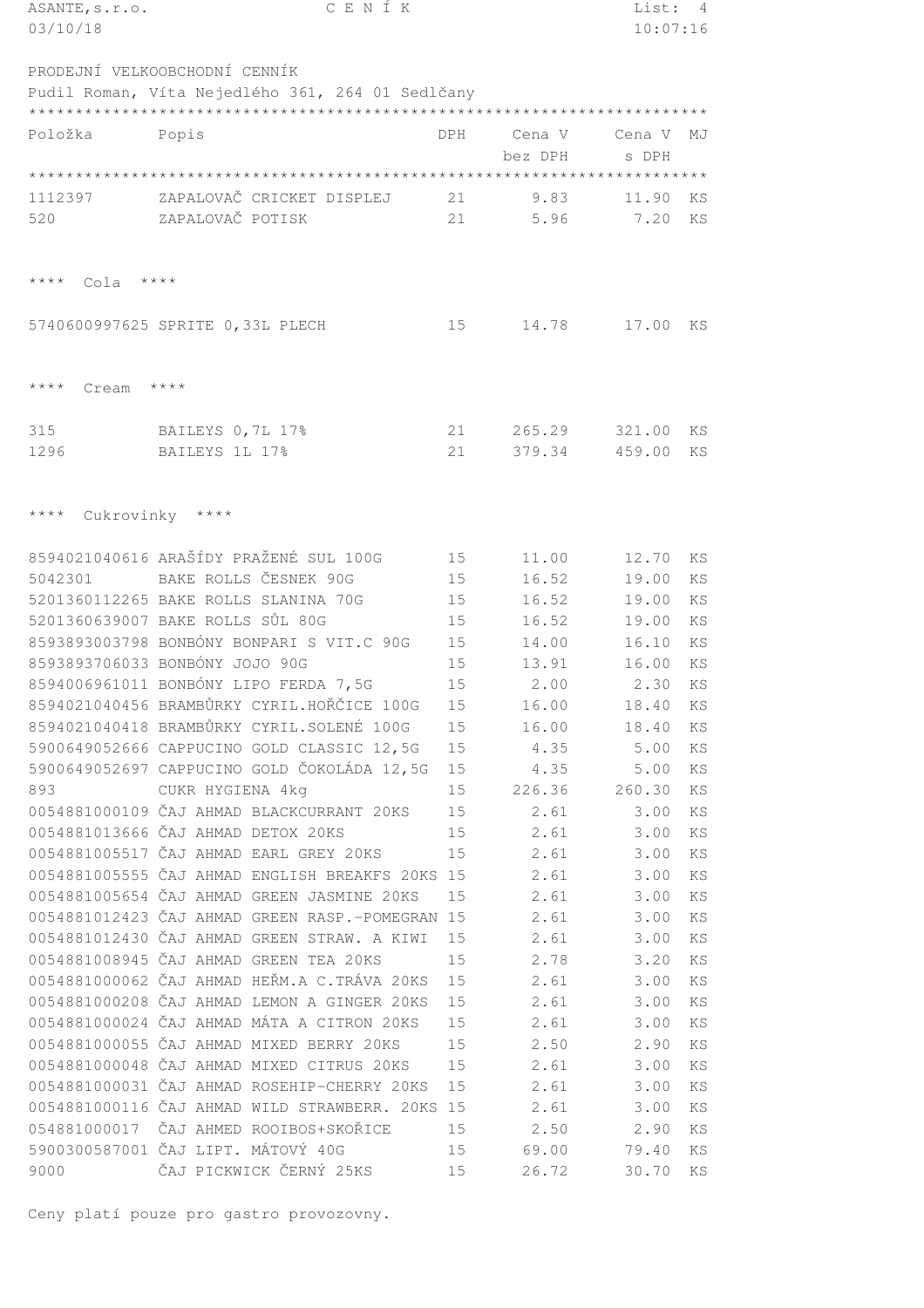PRODEJNÍ VELKOOBCHODNÍ CENNÍK

Pudil Roman, Víta Nejedlého 361, 264 01 Sedlčany

| Položka | Popis | DPH | Cena V bez DPH | Cena V s DPH | MJ |
|---|---|---|---|---|---|
| 1112397 | ZAPALOVAČ CRICKET DISPLEJ | 21 | 9.83 | 11.90 | KS |
| 520 | ZAPALOVAČ POTISK | 21 | 5.96 | 7.20 | KS |

**** Cola ****

| Položka | Popis | DPH | Cena V bez DPH | Cena V s DPH | MJ |
|---|---|---|---|---|---|
| 5740600997625 | SPRITE 0,33L PLECH | 15 | 14.78 | 17.00 | KS |

**** Cream ****

| Položka | Popis | DPH | Cena V bez DPH | Cena V s DPH | MJ |
|---|---|---|---|---|---|
| 315 | BAILEYS 0,7L 17% | 21 | 265.29 | 321.00 | KS |
| 1296 | BAILEYS 1L 17% | 21 | 379.34 | 459.00 | KS |

**** Cukrovinky ****

| Položka | Popis | DPH | Cena V bez DPH | Cena V s DPH | MJ |
|---|---|---|---|---|---|
| 8594021040616 | ARAŠÍDY PRAŽENÉ SUL 100G | 15 | 11.00 | 12.70 | KS |
| 5042301 | BAKE ROLLS ČESNEK 90G | 15 | 16.52 | 19.00 | KS |
| 5201360112265 | BAKE ROLLS SLANINA 70G | 15 | 16.52 | 19.00 | KS |
| 5201360639007 | BAKE ROLLS SŮL 80G | 15 | 16.52 | 19.00 | KS |
| 8593893003798 | BONBÓNY BONPARI S VIT.C 90G | 15 | 14.00 | 16.10 | KS |
| 8593893706033 | BONBÓNY JOJO 90G | 15 | 13.91 | 16.00 | KS |
| 8594006961011 | BONBÓNY LIPO FERDA 7,5G | 15 | 2.00 | 2.30 | KS |
| 8594021040456 | BRAMBŮRKY CYRIL.HOŘČICE 100G | 15 | 16.00 | 18.40 | KS |
| 8594021040418 | BRAMBŮRKY CYRIL.SOLENÉ 100G | 15 | 16.00 | 18.40 | KS |
| 5900649052666 | CAPPUCINO GOLD CLASSIC 12,5G | 15 | 4.35 | 5.00 | KS |
| 5900649052697 | CAPPUCINO GOLD ČOKOLÁDA 12,5G | 15 | 4.35 | 5.00 | KS |
| 893 | CUKR HYGIENA 4kg | 15 | 226.36 | 260.30 | KS |
| 0054881000109 | ČAJ AHMAD BLACKCURRANT 20KS | 15 | 2.61 | 3.00 | KS |
| 0054881013666 | ČAJ AHMAD DETOX 20KS | 15 | 2.61 | 3.00 | KS |
| 0054881005517 | ČAJ AHMAD EARL GREY 20KS | 15 | 2.61 | 3.00 | KS |
| 0054881005555 | ČAJ AHMAD ENGLISH BREAKFS 20KS | 15 | 2.61 | 3.00 | KS |
| 0054881005654 | ČAJ AHMAD GREEN JASMINE 20KS | 15 | 2.61 | 3.00 | KS |
| 0054881012423 | ČAJ AHMAD GREEN RASP.-POMEGRAN | 15 | 2.61 | 3.00 | KS |
| 0054881012430 | ČAJ AHMAD GREEN STRAW. A KIWI | 15 | 2.61 | 3.00 | KS |
| 0054881008945 | ČAJ AHMAD GREEN TEA 20KS | 15 | 2.78 | 3.20 | KS |
| 0054881000062 | ČAJ AHMAD HEŘM.A C.TRÁVA 20KS | 15 | 2.61 | 3.00 | KS |
| 0054881000208 | ČAJ AHMAD LEMON A GINGER 20KS | 15 | 2.61 | 3.00 | KS |
| 0054881000024 | ČAJ AHMAD MÁTA A CITRON 20KS | 15 | 2.61 | 3.00 | KS |
| 0054881000055 | ČAJ AHMAD MIXED BERRY 20KS | 15 | 2.50 | 2.90 | KS |
| 0054881000048 | ČAJ AHMAD MIXED CITRUS 20KS | 15 | 2.61 | 3.00 | KS |
| 0054881000031 | ČAJ AHMAD ROSEHIP-CHERRY 20KS | 15 | 2.61 | 3.00 | KS |
| 0054881000116 | ČAJ AHMAD WILD STRAWBERR. 20KS | 15 | 2.61 | 3.00 | KS |
| 054881000017 | ČAJ AHMED ROOIBOS+SKOŘICE | 15 | 2.50 | 2.90 | KS |
| 5900300587001 | ČAJ LIPT. MÁTOVÝ 40G | 15 | 69.00 | 79.40 | KS |
| 9000 | ČAJ PICKWICK ČERNÝ 25KS | 15 | 26.72 | 30.70 | KS |

Ceny platí pouze pro gastro provozovny.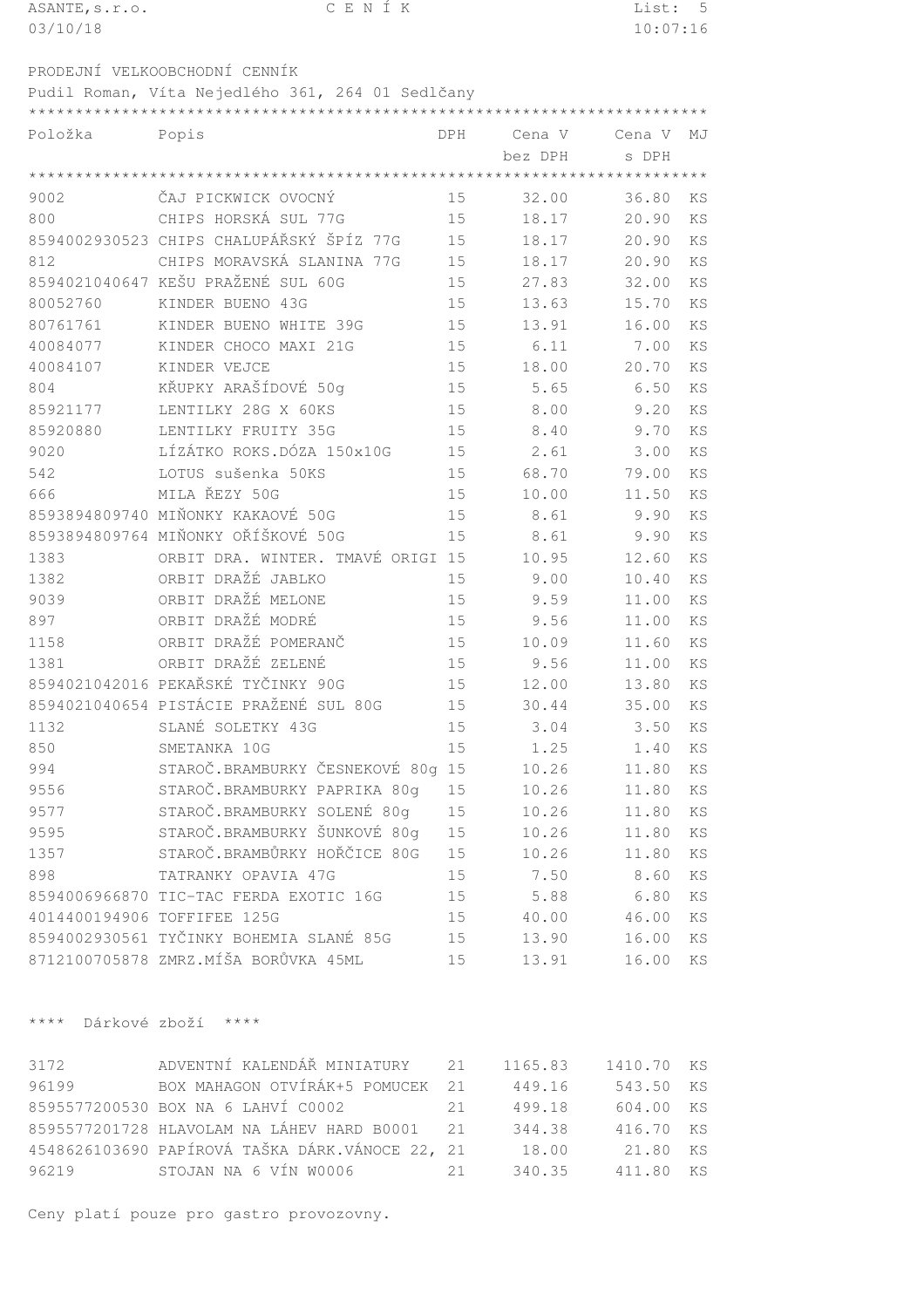ASANTE,s.r.o. — C E N Í K — 03/10/18 10:07:16

PRODEJNÍ VELKOOBCHODNÍ CENNÍK

Pudil Roman, Víta Nejedlého 361, 264 01 Sedlčany

| Položka | Popis | DPH | Cena V bez DPH | Cena V s DPH | MJ |
|---|---|---|---|---|---|
| 9002 | ČAJ PICKWICK OVOCNÝ | 15 | 32.00 | 36.80 | KS |
| 800 | CHIPS HORSKÁ SUL 77G | 15 | 18.17 | 20.90 | KS |
| 8594002930523 | CHIPS CHALUPÁŘSKÝ ŠPÍZ 77G | 15 | 18.17 | 20.90 | KS |
| 812 | CHIPS MORAVSKÁ SLANINA 77G | 15 | 18.17 | 20.90 | KS |
| 8594021040647 | KEŠU PRAŽENÉ SUL 60G | 15 | 27.83 | 32.00 | KS |
| 80052760 | KINDER BUENO 43G | 15 | 13.63 | 15.70 | KS |
| 80761761 | KINDER BUENO WHITE 39G | 15 | 13.91 | 16.00 | KS |
| 40084077 | KINDER CHOCO MAXI 21G | 15 | 6.11 | 7.00 | KS |
| 40084107 | KINDER VEJCE | 15 | 18.00 | 20.70 | KS |
| 804 | KŘUPKY ARAŠÍDOVÉ 50g | 15 | 5.65 | 6.50 | KS |
| 85921177 | LENTILKY 28G X 60KS | 15 | 8.00 | 9.20 | KS |
| 85920880 | LENTILKY FRUITY 35G | 15 | 8.40 | 9.70 | KS |
| 9020 | LÍZÁTKO ROKS.DÓZA 150x10G | 15 | 2.61 | 3.00 | KS |
| 542 | LOTUS sušenka 50KS | 15 | 68.70 | 79.00 | KS |
| 666 | MILA ŘEZY 50G | 15 | 10.00 | 11.50 | KS |
| 8593894809740 | MIŇONKY KAKAOVÉ 50G | 15 | 8.61 | 9.90 | KS |
| 8593894809764 | MIŇONKY OŘÍŠKOVÉ 50G | 15 | 8.61 | 9.90 | KS |
| 1383 | ORBIT DRA. WINTER. TMAVÉ ORIGI | 15 | 10.95 | 12.60 | KS |
| 1382 | ORBIT DRAŽÉ JABLKO | 15 | 9.00 | 10.40 | KS |
| 9039 | ORBIT DRAŽÉ MELONE | 15 | 9.59 | 11.00 | KS |
| 897 | ORBIT DRAŽÉ MODRÉ | 15 | 9.56 | 11.00 | KS |
| 1158 | ORBIT DRAŽÉ POMERANČ | 15 | 10.09 | 11.60 | KS |
| 1381 | ORBIT DRAŽÉ ZELENÉ | 15 | 9.56 | 11.00 | KS |
| 8594021042016 | PEKAŘSKÉ TYČINKY 90G | 15 | 12.00 | 13.80 | KS |
| 8594021040654 | PISTÁCIE PRAŽENÉ SUL 80G | 15 | 30.44 | 35.00 | KS |
| 1132 | SLANÉ SOLETKY 43G | 15 | 3.04 | 3.50 | KS |
| 850 | SMETANKA 10G | 15 | 1.25 | 1.40 | KS |
| 994 | STAROČ.BRAMBURKY ČESNEKOVÉ 80g | 15 | 10.26 | 11.80 | KS |
| 9556 | STAROČ.BRAMBURKY PAPRIKA 80g | 15 | 10.26 | 11.80 | KS |
| 9577 | STAROČ.BRAMBURKY SOLENÉ 80g | 15 | 10.26 | 11.80 | KS |
| 9595 | STAROČ.BRAMBURKY ŠUNKOVÉ 80g | 15 | 10.26 | 11.80 | KS |
| 1357 | STAROČ.BRAMBŮRKY HOŘČICE 80G | 15 | 10.26 | 11.80 | KS |
| 898 | TATRANKY OPAVIA 47G | 15 | 7.50 | 8.60 | KS |
| 8594006966870 | TIC-TAC FERDA EXOTIC 16G | 15 | 5.88 | 6.80 | KS |
| 4014400194906 | TOFFIFEE 125G | 15 | 40.00 | 46.00 | KS |
| 8594002930561 | TYČINKY BOHEMIA SLANÉ 85G | 15 | 13.90 | 16.00 | KS |
| 8712100705878 | ZMRZ.MÍŠA BORŮVKA 45ML | 15 | 13.91 | 16.00 | KS |

**** Dárkové zboží ****

| Položka | Popis | DPH | Cena V bez DPH | Cena V s DPH | MJ |
|---|---|---|---|---|---|
| 3172 | ADVENTNÍ KALENDÁŘ MINIATURY | 21 | 1165.83 | 1410.70 | KS |
| 96199 | BOX MAHAGON OTVÍRÁK+5 POMUCEK | 21 | 449.16 | 543.50 | KS |
| 8595577200530 | BOX NA 6 LAHVÍ C0002 | 21 | 499.18 | 604.00 | KS |
| 8595577201728 | HLAVOLAM NA LÁHEV HARD B0001 | 21 | 344.38 | 416.70 | KS |
| 4548626103690 | PAPÍROVÁ TAŠKA DÁRK.VÁNOCE 22, | 21 | 18.00 | 21.80 | KS |
| 96219 | STOJAN NA 6 VÍN W0006 | 21 | 340.35 | 411.80 | KS |

Ceny platí pouze pro gastro provozovny.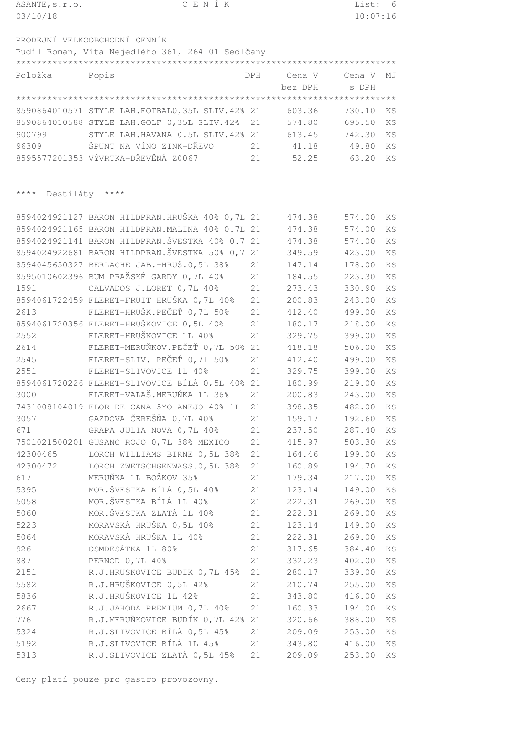ASANTE,s.r.o. CENÍK 03/10/18 10:07:16

PRODEJNÍ VELKOOBCHODNÍ CENNÍK

Pudil Roman, Víta Nejedlého 361, 264 01 Sedlčany

| Položka | Popis | DPH | Cena V bez DPH | Cena V s DPH | MJ |
|---|---|---|---|---|---|
| 8590864010571 | STYLE LAH.FOTBALO,35L SLIV.42% | 21 | 603.36 | 730.10 | KS |
| 8590864010588 | STYLE LAH.GOLF 0,35L SLIV.42% | 21 | 574.80 | 695.50 | KS |
| 900799 | STYLE LAH.HAVANA 0.5L SLIV.42% | 21 | 613.45 | 742.30 | KS |
| 96309 | ŠPUNT NA VÍNO ZINK-DŘEVO | 21 | 41.18 | 49.80 | KS |
| 8595577201353 | VÝVRTKA-DŘEVĚNÁ Z0067 | 21 | 52.25 | 63.20 | KS |

**** Destiláty ****

| Položka | Popis | DPH | Cena V bez DPH | Cena V s DPH | MJ |
|---|---|---|---|---|---|
| 8594024921127 | BARON HILDPRAN.HRUŠKA 40% 0,7L | 21 | 474.38 | 574.00 | KS |
| 8594024921165 | BARON HILDPRAN.MALINA 40% 0.7L | 21 | 474.38 | 574.00 | KS |
| 8594024921141 | BARON HILDPRAN.ŠVESTKA 40% 0.7 | 21 | 474.38 | 574.00 | KS |
| 8594024922681 | BARON HILDPRAN.ŠVESTKA 50% 0,7 | 21 | 349.59 | 423.00 | KS |
| 8594045650327 | BERLACHE JAB.+HRUŠ.0,5L 38% | 21 | 147.14 | 178.00 | KS |
| 8595010602396 | BUM PRAŽSKÉ GARDY 0,7L 40% | 21 | 184.55 | 223.30 | KS |
| 1591 | CALVADOS J.LORET 0,7L 40% | 21 | 273.43 | 330.90 | KS |
| 8594061722459 | FLERET-FRUIT HRUŠKA 0,7L 40% | 21 | 200.83 | 243.00 | KS |
| 2613 | FLERET-HRUŠK.PEČEŤ 0,7L 50% | 21 | 412.40 | 499.00 | KS |
| 8594061720356 | FLERET-HRUŠKOVICE 0,5L 40% | 21 | 180.17 | 218.00 | KS |
| 2552 | FLERET-HRUŠKOVICE 1L 40% | 21 | 329.75 | 399.00 | KS |
| 2614 | FLERET-MERUŇKOV.PEČEŤ 0,7L 50% | 21 | 418.18 | 506.00 | KS |
| 2545 | FLERET-SLIV. PEČEŤ 0,7l 50% | 21 | 412.40 | 499.00 | KS |
| 2551 | FLERET-SLIVOVICE 1L 40% | 21 | 329.75 | 399.00 | KS |
| 8594061720226 | FLERET-SLIVOVICE BÍLÁ 0,5L 40% | 21 | 180.99 | 219.00 | KS |
| 3000 | FLERET-VALAŠ.MERUŇKA 1L 36% | 21 | 200.83 | 243.00 | KS |
| 7431008104019 | FLOR DE CANA 5YO ANEJO 40% 1L | 21 | 398.35 | 482.00 | KS |
| 3057 | GAZDOVA ČEREŠŇA 0,7L 40% | 21 | 159.17 | 192.60 | KS |
| 671 | GRAPA JULIA NOVA 0,7L 40% | 21 | 237.50 | 287.40 | KS |
| 7501021500201 | GUSANO ROJO 0,7L 38% MEXICO | 21 | 415.97 | 503.30 | KS |
| 42300465 | LORCH WILLIAMS BIRNE 0,5L 38% | 21 | 164.46 | 199.00 | KS |
| 42300472 | LORCH ZWETSCHGENWASS.0,5L 38% | 21 | 160.89 | 194.70 | KS |
| 617 | MERUŇKA 1L BOŽKOV 35% | 21 | 179.34 | 217.00 | KS |
| 5395 | MOR.ŠVESTKA BÍLÁ 0,5L 40% | 21 | 123.14 | 149.00 | KS |
| 5058 | MOR.ŠVESTKA BÍLÁ 1L 40% | 21 | 222.31 | 269.00 | KS |
| 5060 | MOR.ŠVESTKA ZLATÁ 1L 40% | 21 | 222.31 | 269.00 | KS |
| 5223 | MORAVSKÁ HRUŠKA 0,5L 40% | 21 | 123.14 | 149.00 | KS |
| 5064 | MORAVSKÁ HRUŠKA 1L 40% | 21 | 222.31 | 269.00 | KS |
| 926 | OSMDESÁTKA 1L 80% | 21 | 317.65 | 384.40 | KS |
| 887 | PERNOD 0,7L 40% | 21 | 332.23 | 402.00 | KS |
| 2151 | R.J.HRUSKOVICE BUDIK 0,7L 45% | 21 | 280.17 | 339.00 | KS |
| 5582 | R.J.HRUŠKOVICE 0,5L 42% | 21 | 210.74 | 255.00 | KS |
| 5836 | R.J.HRUŠKOVICE 1L 42% | 21 | 343.80 | 416.00 | KS |
| 2667 | R.J.JAHODA PREMIUM 0,7L 40% | 21 | 160.33 | 194.00 | KS |
| 776 | R.J.MERUŇKOVICE BUDÍK 0,7L 42% | 21 | 320.66 | 388.00 | KS |
| 5324 | R.J.SLIVOVICE BÍLÁ 0,5L 45% | 21 | 209.09 | 253.00 | KS |
| 5192 | R.J.SLIVOVICE BÍLÁ 1L 45% | 21 | 343.80 | 416.00 | KS |
| 5313 | R.J.SLIVOVICE ZLATÁ 0,5L 45% | 21 | 209.09 | 253.00 | KS |

Ceny platí pouze pro gastro provozovny.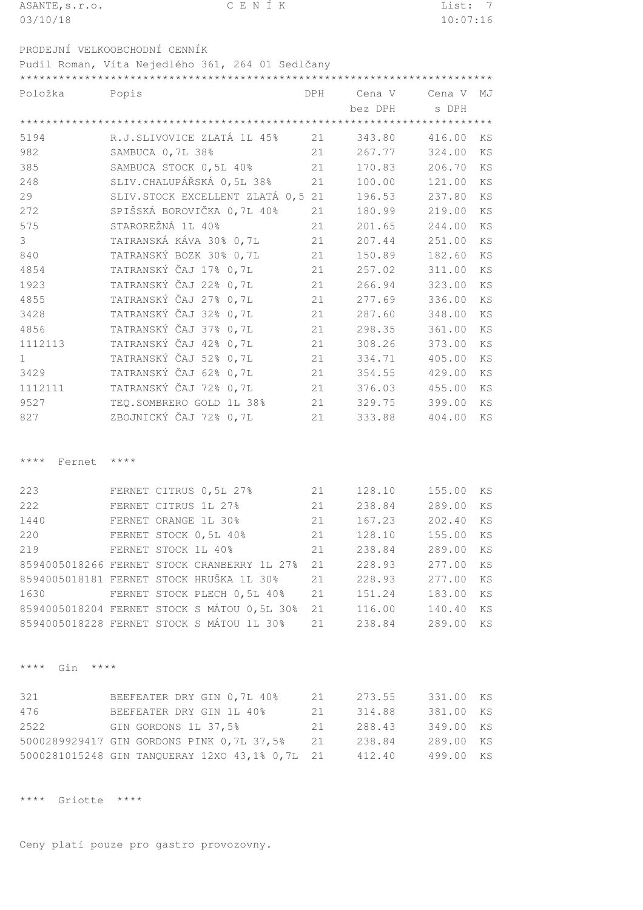ASANTE,s.r.o. C E N Í K List: 7
03/10/18 10:07:16

PRODEJNÍ VELKOOBCHODNÍ CENÍK

Pudil Roman, Víta Nejedlého 361, 264 01 Sedlčany

| Položka | Popis | DPH | Cena V bez DPH | Cena V s DPH | MJ |
|---|---|---|---|---|---|
| 5194 | R.J.SLIVOVICE ZLATÁ 1L 45% | 21 | 343.80 | 416.00 | KS |
| 982 | SAMBUCA 0,7L 38% | 21 | 267.77 | 324.00 | KS |
| 385 | SAMBUCA STOCK 0,5L 40% | 21 | 170.83 | 206.70 | KS |
| 248 | SLIV.CHALUPÁŘSKÁ 0,5L 38% | 21 | 100.00 | 121.00 | KS |
| 29 | SLIV.STOCK EXCELLENT ZLATÁ 0,5 | 21 | 196.53 | 237.80 | KS |
| 272 | SPIŠSKÁ BOROVIČKA 0,7L 40% | 21 | 180.99 | 219.00 | KS |
| 575 | STAROREŽNÁ 1L 40% | 21 | 201.65 | 244.00 | KS |
| 3 | TATRANSKÁ KÁVA 30% 0,7L | 21 | 207.44 | 251.00 | KS |
| 840 | TATRANSKÝ BOZK 30% 0,7L | 21 | 150.89 | 182.60 | KS |
| 4854 | TATRANSKÝ ČAJ 17% 0,7L | 21 | 257.02 | 311.00 | KS |
| 1923 | TATRANSKÝ ČAJ 22% 0,7L | 21 | 266.94 | 323.00 | KS |
| 4855 | TATRANSKÝ ČAJ 27% 0,7L | 21 | 277.69 | 336.00 | KS |
| 3428 | TATRANSKÝ ČAJ 32% 0,7L | 21 | 287.60 | 348.00 | KS |
| 4856 | TATRANSKÝ ČAJ 37% 0,7L | 21 | 298.35 | 361.00 | KS |
| 1112113 | TATRANSKÝ ČAJ 42% 0,7L | 21 | 308.26 | 373.00 | KS |
| 1 | TATRANSKÝ ČAJ 52% 0,7L | 21 | 334.71 | 405.00 | KS |
| 3429 | TATRANSKÝ ČAJ 62% 0,7L | 21 | 354.55 | 429.00 | KS |
| 1112111 | TATRANSKÝ ČAJ 72% 0,7L | 21 | 376.03 | 455.00 | KS |
| 9527 | TEQ.SOMBRERO GOLD 1L 38% | 21 | 329.75 | 399.00 | KS |
| 827 | ZBOJNICKÝ ČAJ 72% 0,7L | 21 | 333.88 | 404.00 | KS |

**** Fernet ****

| Položka | Popis | DPH | Cena V bez DPH | Cena V s DPH | MJ |
|---|---|---|---|---|---|
| 223 | FERNET CITRUS 0,5L 27% | 21 | 128.10 | 155.00 | KS |
| 222 | FERNET CITRUS 1L 27% | 21 | 238.84 | 289.00 | KS |
| 1440 | FERNET ORANGE 1L 30% | 21 | 167.23 | 202.40 | KS |
| 220 | FERNET STOCK 0,5L 40% | 21 | 128.10 | 155.00 | KS |
| 219 | FERNET STOCK 1L 40% | 21 | 238.84 | 289.00 | KS |
| 8594005018266 | FERNET STOCK CRANBERRY 1L 27% | 21 | 228.93 | 277.00 | KS |
| 8594005018181 | FERNET STOCK HRUŠKA 1L 30% | 21 | 228.93 | 277.00 | KS |
| 1630 | FERNET STOCK PLECH 0,5L 40% | 21 | 151.24 | 183.00 | KS |
| 8594005018204 | FERNET STOCK S MÁTOU 0,5L 30% | 21 | 116.00 | 140.40 | KS |
| 8594005018228 | FERNET STOCK S MÁTOU 1L 30% | 21 | 238.84 | 289.00 | KS |

**** Gin ****

| Položka | Popis | DPH | Cena V bez DPH | Cena V s DPH | MJ |
|---|---|---|---|---|---|
| 321 | BEEFEATER DRY GIN 0,7L 40% | 21 | 273.55 | 331.00 | KS |
| 476 | BEEFEATER DRY GIN 1L 40% | 21 | 314.88 | 381.00 | KS |
| 2522 | GIN GORDONS 1L 37,5% | 21 | 288.43 | 349.00 | KS |
| 5000289929417 | GIN GORDONS PINK 0,7L 37,5% | 21 | 238.84 | 289.00 | KS |
| 5000281015248 | GIN TANQUERAY 12XO 43,1% 0,7L | 21 | 412.40 | 499.00 | KS |

**** Griotte ****

Ceny platí pouze pro gastro provozovny.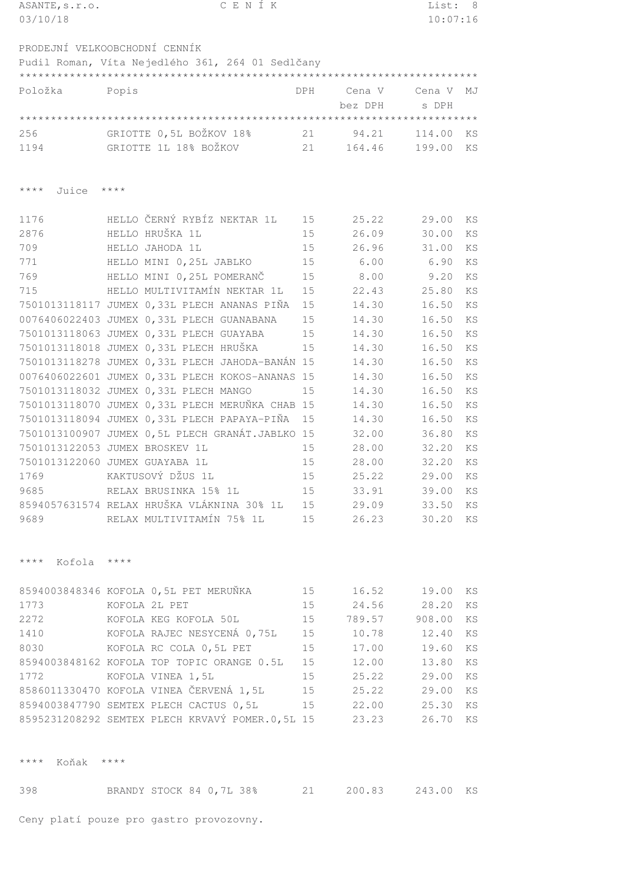ASANTE,s.r.o. — C E N Í K

03/10/18 — 10:07:16

PRODEJNÍ VELKOOBCHODNÍ CENNÍK

Pudil Roman, Víta Nejedlého 361, 264 01 Sedlčany

| Položka | Popis | DPH | Cena V bez DPH | Cena V s DPH | MJ |
|---|---|---|---|---|---|
| 256 | GRIOTTE 0,5L BOŽKOV 18% | 21 | 94.21 | 114.00 | KS |
| 1194 | GRIOTTE 1L 18% BOŽKOV | 21 | 164.46 | 199.00 | KS |

**** Juice ****

| Položka | Popis | DPH | Cena V bez DPH | Cena V s DPH | MJ |
|---|---|---|---|---|---|
| 1176 | HELLO ČERNÝ RYBÍZ NEKTAR 1L | 15 | 25.22 | 29.00 | KS |
| 2876 | HELLO HRUŠKA 1L | 15 | 26.09 | 30.00 | KS |
| 709 | HELLO JAHODA 1L | 15 | 26.96 | 31.00 | KS |
| 771 | HELLO MINI 0,25L JABLKO | 15 | 6.00 | 6.90 | KS |
| 769 | HELLO MINI 0,25L POMERANČ | 15 | 8.00 | 9.20 | KS |
| 715 | HELLO MULTIVITAMÍN NEKTAR 1L | 15 | 22.43 | 25.80 | KS |
| 7501013118117 | JUMEX 0,33L PLECH ANANAS PIŇA | 15 | 14.30 | 16.50 | KS |
| 0076406022403 | JUMEX 0,33L PLECH GUANABANA | 15 | 14.30 | 16.50 | KS |
| 7501013118063 | JUMEX 0,33L PLECH GUAYABA | 15 | 14.30 | 16.50 | KS |
| 7501013118018 | JUMEX 0,33L PLECH HRUŠKA | 15 | 14.30 | 16.50 | KS |
| 7501013118278 | JUMEX 0,33L PLECH JAHODA-BANÁN | 15 | 14.30 | 16.50 | KS |
| 0076406022601 | JUMEX 0,33L PLECH KOKOS-ANANAS | 15 | 14.30 | 16.50 | KS |
| 7501013118032 | JUMEX 0,33L PLECH MANGO | 15 | 14.30 | 16.50 | KS |
| 7501013118070 | JUMEX 0,33L PLECH MERUŇKA CHAB | 15 | 14.30 | 16.50 | KS |
| 7501013118094 | JUMEX 0,33L PLECH PAPAYA-PIŇA | 15 | 14.30 | 16.50 | KS |
| 7501013100907 | JUMEX 0,5L PLECH GRANÁT.JABLKO | 15 | 32.00 | 36.80 | KS |
| 7501013122053 | JUMEX BROSKEV 1L | 15 | 28.00 | 32.20 | KS |
| 7501013122060 | JUMEX GUAYABA 1L | 15 | 28.00 | 32.20 | KS |
| 1769 | KAKTUSOVÝ DŽUS 1L | 15 | 25.22 | 29.00 | KS |
| 9685 | RELAX BRUSINKA 15% 1L | 15 | 33.91 | 39.00 | KS |
| 8594057631574 | RELAX HRUŠKA VLÁKNINA 30% 1L | 15 | 29.09 | 33.50 | KS |
| 9689 | RELAX MULTIVITAMÍN 75% 1L | 15 | 26.23 | 30.20 | KS |

**** Kofola ****

| Položka | Popis | DPH | Cena V bez DPH | Cena V s DPH | MJ |
|---|---|---|---|---|---|
| 8594003848346 | KOFOLA 0,5L PET MERUŇKA | 15 | 16.52 | 19.00 | KS |
| 1773 | KOFOLA 2L PET | 15 | 24.56 | 28.20 | KS |
| 2272 | KOFOLA KEG KOFOLA 50L | 15 | 789.57 | 908.00 | KS |
| 1410 | KOFOLA RAJEC NESYCENÁ 0,75L | 15 | 10.78 | 12.40 | KS |
| 8030 | KOFOLA RC COLA 0,5L PET | 15 | 17.00 | 19.60 | KS |
| 8594003848162 | KOFOLA TOP TOPIC ORANGE 0.5L | 15 | 12.00 | 13.80 | KS |
| 1772 | KOFOLA VINEA 1,5L | 15 | 25.22 | 29.00 | KS |
| 8586011330470 | KOFOLA VINEA ČERVENÁ 1,5L | 15 | 25.22 | 29.00 | KS |
| 8594003847790 | SEMTEX PLECH CACTUS 0,5L | 15 | 22.00 | 25.30 | KS |
| 8595231208292 | SEMTEX PLECH KRVAVÝ POMER.0,5L | 15 | 23.23 | 26.70 | KS |

**** Koňak ****

| Položka | Popis | DPH | Cena V bez DPH | Cena V s DPH | MJ |
|---|---|---|---|---|---|
| 398 | BRANDY STOCK 84 0,7L 38% | 21 | 200.83 | 243.00 | KS |

Ceny platí pouze pro gastro provozovny.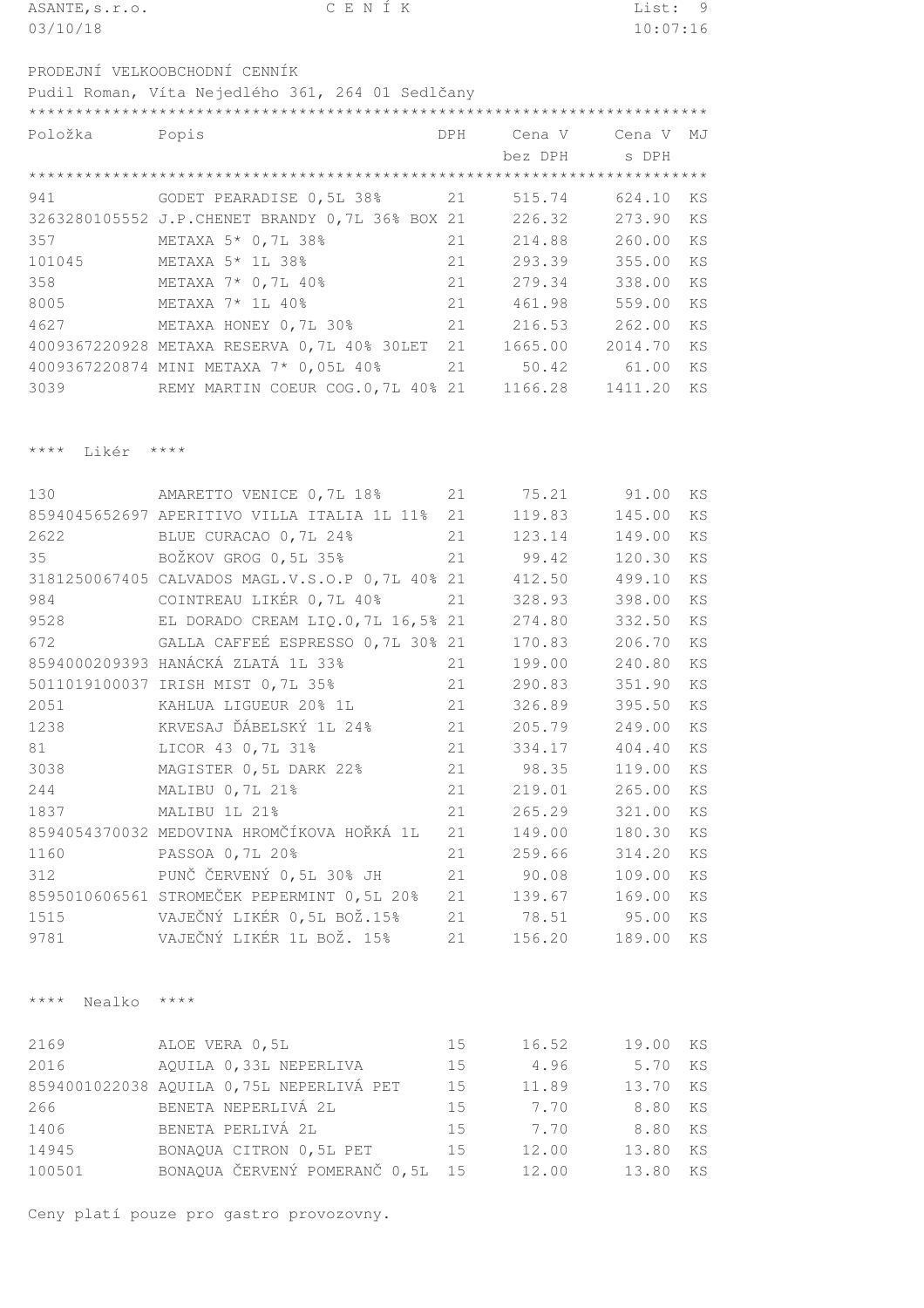ASANTE,s.r.o. — C E N Í K

03/10/18 — 10:07:16

PRODEJNÍ VELKOOBCHODNÍ CENNÍK

Pudil Roman, Víta Nejedlého 361, 264 01 Sedlčany

| Položka | Popis | DPH | Cena V bez DPH | Cena V s DPH | MJ |
|---|---|---|---|---|---|
| 941 | GODET PEARADISE 0,5L 38% | 21 | 515.74 | 624.10 | KS |
| 3263280105552 | J.P.CHENET BRANDY 0,7L 36% BOX | 21 | 226.32 | 273.90 | KS |
| 357 | METAXA 5* 0,7L 38% | 21 | 214.88 | 260.00 | KS |
| 101045 | METAXA 5* 1L 38% | 21 | 293.39 | 355.00 | KS |
| 358 | METAXA 7* 0,7L 40% | 21 | 279.34 | 338.00 | KS |
| 8005 | METAXA 7* 1L 40% | 21 | 461.98 | 559.00 | KS |
| 4627 | METAXA HONEY 0,7L 30% | 21 | 216.53 | 262.00 | KS |
| 4009367220928 | METAXA RESERVA 0,7L 40% 30LET | 21 | 1665.00 | 2014.70 | KS |
| 4009367220874 | MINI METAXA 7* 0,05L 40% | 21 | 50.42 | 61.00 | KS |
| 3039 | REMY MARTIN COEUR COG.0,7L 40% | 21 | 1166.28 | 1411.20 | KS |

**** Likér ****

| Položka | Popis | DPH | Cena V bez DPH | Cena V s DPH | MJ |
|---|---|---|---|---|---|
| 130 | AMARETTO VENICE 0,7L 18% | 21 | 75.21 | 91.00 | KS |
| 8594045652697 | APERITIVO VILLA ITALIA 1L 11% | 21 | 119.83 | 145.00 | KS |
| 2622 | BLUE CURACAO 0,7L 24% | 21 | 123.14 | 149.00 | KS |
| 35 | BOŽKOV GROG 0,5L 35% | 21 | 99.42 | 120.30 | KS |
| 3181250067405 | CALVADOS MAGL.V.S.O.P 0,7L 40% | 21 | 412.50 | 499.10 | KS |
| 984 | COINTREAU LIKÉR 0,7L 40% | 21 | 328.93 | 398.00 | KS |
| 9528 | EL DORADO CREAM LIQ.0,7L 16,5% | 21 | 274.80 | 332.50 | KS |
| 672 | GALLA CAFFEÉ ESPRESSO 0,7L 30% | 21 | 170.83 | 206.70 | KS |
| 8594000209393 | HANÁCKÁ ZLATÁ 1L 33% | 21 | 199.00 | 240.80 | KS |
| 5011019100037 | IRISH MIST 0,7L 35% | 21 | 290.83 | 351.90 | KS |
| 2051 | KAHLUA LIGUEUR 20% 1L | 21 | 326.89 | 395.50 | KS |
| 1238 | KRVESAJ ĎÁBELSKÝ 1L 24% | 21 | 205.79 | 249.00 | KS |
| 81 | LICOR 43 0,7L 31% | 21 | 334.17 | 404.40 | KS |
| 3038 | MAGISTER 0,5L DARK 22% | 21 | 98.35 | 119.00 | KS |
| 244 | MALIBU 0,7L 21% | 21 | 219.01 | 265.00 | KS |
| 1837 | MALIBU 1L 21% | 21 | 265.29 | 321.00 | KS |
| 8594054370032 | MEDOVINA HROMČÍKOVA HOŘKÁ 1L | 21 | 149.00 | 180.30 | KS |
| 1160 | PASSOA 0,7L 20% | 21 | 259.66 | 314.20 | KS |
| 312 | PUNČ ČERVENÝ 0,5L 30% JH | 21 | 90.08 | 109.00 | KS |
| 8595010606561 | STROMEČEK PEPERMINT 0,5L 20% | 21 | 139.67 | 169.00 | KS |
| 1515 | VAJEČNÝ LIKÉR 0,5L BOŽ.15% | 21 | 78.51 | 95.00 | KS |
| 9781 | VAJEČNÝ LIKÉR 1L BOŽ. 15% | 21 | 156.20 | 189.00 | KS |

**** Nealko ****

| Položka | Popis | DPH | Cena V bez DPH | Cena V s DPH | MJ |
|---|---|---|---|---|---|
| 2169 | ALOE VERA 0,5L | 15 | 16.52 | 19.00 | KS |
| 2016 | AQUILA 0,33L NEPERLIVA | 15 | 4.96 | 5.70 | KS |
| 8594001022038 | AQUILA 0,75L NEPERLIVÁ PET | 15 | 11.89 | 13.70 | KS |
| 266 | BENETA NEPERLIVÁ 2L | 15 | 7.70 | 8.80 | KS |
| 1406 | BENETA PERLIVÁ 2L | 15 | 7.70 | 8.80 | KS |
| 14945 | BONAQUA CITRON 0,5L PET | 15 | 12.00 | 13.80 | KS |
| 100501 | BONAQUA ČERVENÝ POMERANČ 0,5L | 15 | 12.00 | 13.80 | KS |

Ceny platí pouze pro gastro provozovny.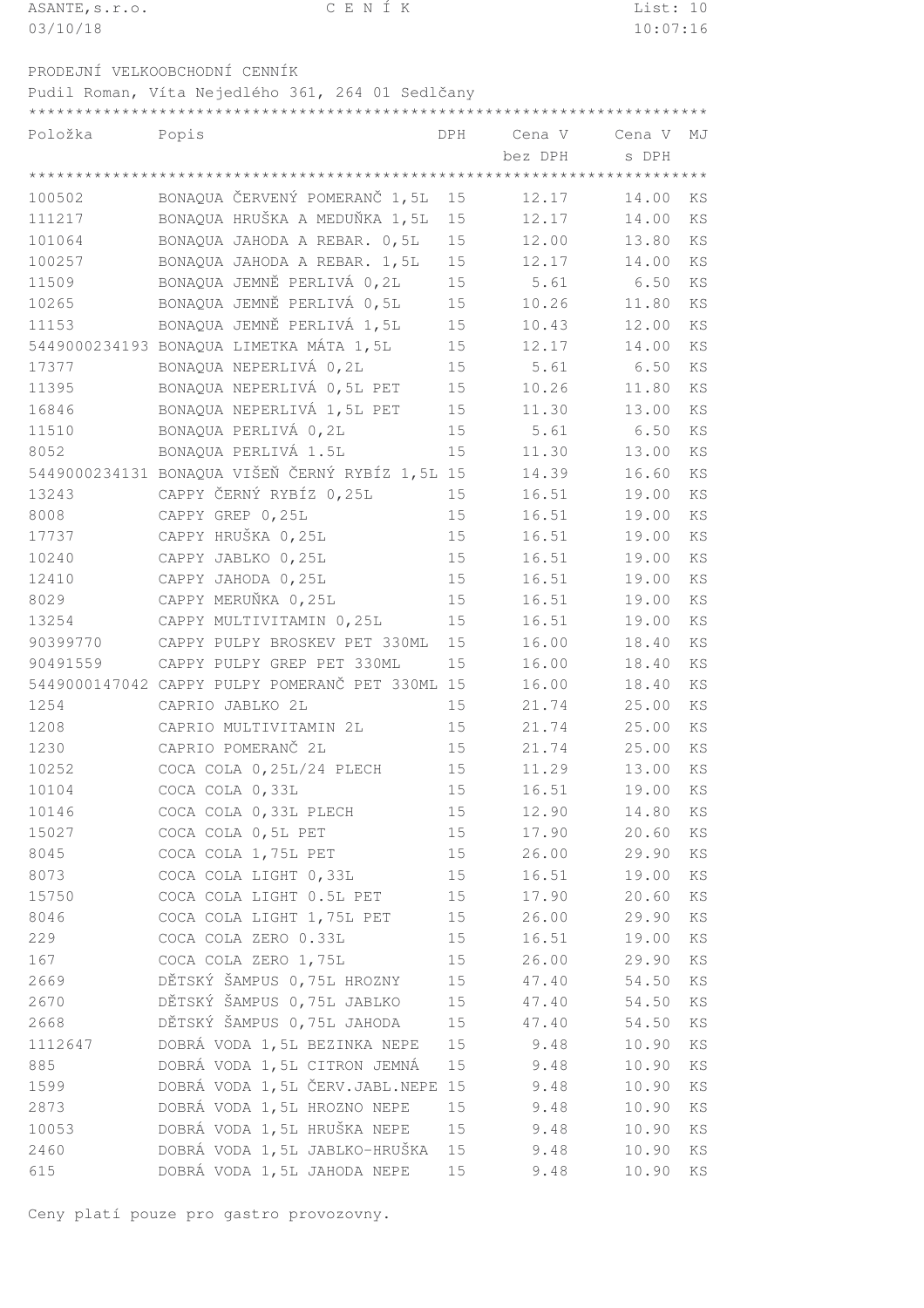ASANTE,s.r.o. C E N Í K
03/10/18

PRODEJNÍ VELKOOBCHODNÍ CENNÍK

Pudil Roman, Víta Nejedlého 361, 264 01 Sedlčany

| Položka | Popis | DPH | Cena V bez DPH | Cena V s DPH | MJ |
|---|---|---|---|---|---|
| 100502 | BONAQUA ČERVENÝ POMERANČ 1,5L | 15 | 12.17 | 14.00 | KS |
| 111217 | BONAQUA HRUŠKA A MEDUŇKA 1,5L | 15 | 12.17 | 14.00 | KS |
| 101064 | BONAQUA JAHODA A REBAR. 0,5L | 15 | 12.00 | 13.80 | KS |
| 100257 | BONAQUA JAHODA A REBAR. 1,5L | 15 | 12.17 | 14.00 | KS |
| 11509 | BONAQUA JEMNĚ PERLIVÁ 0,2L | 15 | 5.61 | 6.50 | KS |
| 10265 | BONAQUA JEMNĚ PERLIVÁ 0,5L | 15 | 10.26 | 11.80 | KS |
| 11153 | BONAQUA JEMNĚ PERLIVÁ 1,5L | 15 | 10.43 | 12.00 | KS |
| 5449000234193 | BONAQUA LIMETKA MÁTA 1,5L | 15 | 12.17 | 14.00 | KS |
| 17377 | BONAQUA NEPERLIVÁ 0,2L | 15 | 5.61 | 6.50 | KS |
| 11395 | BONAQUA NEPERLIVÁ 0,5L PET | 15 | 10.26 | 11.80 | KS |
| 16846 | BONAQUA NEPERLIVÁ 1,5L PET | 15 | 11.30 | 13.00 | KS |
| 11510 | BONAQUA PERLIVÁ 0,2L | 15 | 5.61 | 6.50 | KS |
| 8052 | BONAQUA PERLIVÁ 1.5L | 15 | 11.30 | 13.00 | KS |
| 5449000234131 | BONAQUA VIŠEŇ ČERNÝ RYBÍZ 1,5L | 15 | 14.39 | 16.60 | KS |
| 13243 | CAPPY ČERNÝ RYBÍZ 0,25L | 15 | 16.51 | 19.00 | KS |
| 8008 | CAPPY GREP 0,25L | 15 | 16.51 | 19.00 | KS |
| 17737 | CAPPY HRUŠKA 0,25L | 15 | 16.51 | 19.00 | KS |
| 10240 | CAPPY JABLKO 0,25L | 15 | 16.51 | 19.00 | KS |
| 12410 | CAPPY JAHODA 0,25L | 15 | 16.51 | 19.00 | KS |
| 8029 | CAPPY MERUŇKA 0,25L | 15 | 16.51 | 19.00 | KS |
| 13254 | CAPPY MULTIVITAMIN 0,25L | 15 | 16.51 | 19.00 | KS |
| 90399770 | CAPPY PULPY BROSKEV PET 330ML | 15 | 16.00 | 18.40 | KS |
| 90491559 | CAPPY PULPY GREP PET 330ML | 15 | 16.00 | 18.40 | KS |
| 5449000147042 | CAPPY PULPY POMERANČ PET 330ML | 15 | 16.00 | 18.40 | KS |
| 1254 | CAPRIO JABLKO 2L | 15 | 21.74 | 25.00 | KS |
| 1208 | CAPRIO MULTIVITAMIN 2L | 15 | 21.74 | 25.00 | KS |
| 1230 | CAPRIO POMERANČ 2L | 15 | 21.74 | 25.00 | KS |
| 10252 | COCA COLA 0,25L/24 PLECH | 15 | 11.29 | 13.00 | KS |
| 10104 | COCA COLA 0,33L | 15 | 16.51 | 19.00 | KS |
| 10146 | COCA COLA 0,33L PLECH | 15 | 12.90 | 14.80 | KS |
| 15027 | COCA COLA 0,5L PET | 15 | 17.90 | 20.60 | KS |
| 8045 | COCA COLA 1,75L PET | 15 | 26.00 | 29.90 | KS |
| 8073 | COCA COLA LIGHT 0,33L | 15 | 16.51 | 19.00 | KS |
| 15750 | COCA COLA LIGHT 0.5L PET | 15 | 17.90 | 20.60 | KS |
| 8046 | COCA COLA LIGHT 1,75L PET | 15 | 26.00 | 29.90 | KS |
| 229 | COCA COLA ZERO 0.33L | 15 | 16.51 | 19.00 | KS |
| 167 | COCA COLA ZERO 1,75L | 15 | 26.00 | 29.90 | KS |
| 2669 | DĚTSKÝ ŠAMPUS 0,75L HROZNY | 15 | 47.40 | 54.50 | KS |
| 2670 | DĚTSKÝ ŠAMPUS 0,75L JABLKO | 15 | 47.40 | 54.50 | KS |
| 2668 | DĚTSKÝ ŠAMPUS 0,75L JAHODA | 15 | 47.40 | 54.50 | KS |
| 1112647 | DOBRÁ VODA 1,5L BEZINKA NEPE | 15 | 9.48 | 10.90 | KS |
| 885 | DOBRÁ VODA 1,5L CITRON JEMNÁ | 15 | 9.48 | 10.90 | KS |
| 1599 | DOBRÁ VODA 1,5L ČERV.JABL.NEPE | 15 | 9.48 | 10.90 | KS |
| 2873 | DOBRÁ VODA 1,5L HROZNO NEPE | 15 | 9.48 | 10.90 | KS |
| 10053 | DOBRÁ VODA 1,5L HRUŠKA NEPE | 15 | 9.48 | 10.90 | KS |
| 2460 | DOBRÁ VODA 1,5L JABLKO-HRUŠKA | 15 | 9.48 | 10.90 | KS |
| 615 | DOBRÁ VODA 1,5L JAHODA NEPE | 15 | 9.48 | 10.90 | KS |

Ceny platí pouze pro gastro provozovny.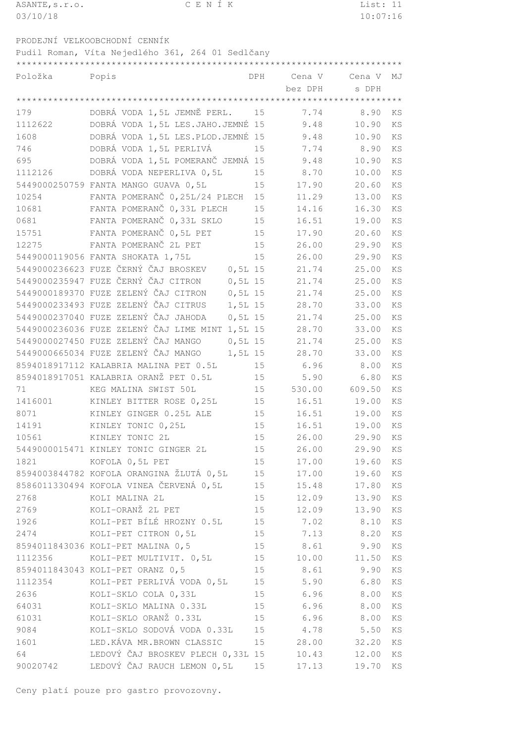ASANTE,s.r.o. C E N Í K

03/10/18 10:07:16

PRODEJNÍ VELKOOBCHODNÍ CENÍK

Pudil Roman, Víta Nejedlého 361, 264 01 Sedlčany

| Položka | Popis | DPH | Cena V bez DPH | Cena V s DPH | MJ |
|---|---|---|---|---|---|
| 179 | DOBRÁ VODA 1,5L JEMNĚ PERL. | 15 | 7.74 | 8.90 | KS |
| 1112622 | DOBRÁ VODA 1,5L LES.JAHO.JEMNÉ | 15 | 9.48 | 10.90 | KS |
| 1608 | DOBRÁ VODA 1,5L LES.PLOD.JEMNÉ | 15 | 9.48 | 10.90 | KS |
| 746 | DOBRÁ VODA 1,5L PERLIVÁ | 15 | 7.74 | 8.90 | KS |
| 695 | DOBRÁ VODA 1,5L POMERANČ JEMNÁ | 15 | 9.48 | 10.90 | KS |
| 1112126 | DOBRÁ VODA NEPERLIVA 0,5L | 15 | 8.70 | 10.00 | KS |
| 5449000250759 | FANTA MANGO GUAVA 0,5L | 15 | 17.90 | 20.60 | KS |
| 10254 | FANTA POMERANČ 0,25L/24 PLECH | 15 | 11.29 | 13.00 | KS |
| 10681 | FANTA POMERANČ 0,33L PLECH | 15 | 14.16 | 16.30 | KS |
| 0681 | FANTA POMERANČ 0,33L SKLO | 15 | 16.51 | 19.00 | KS |
| 15751 | FANTA POMERANČ 0,5L PET | 15 | 17.90 | 20.60 | KS |
| 12275 | FANTA POMERANČ 2L PET | 15 | 26.00 | 29.90 | KS |
| 5449000119056 | FANTA SHOKATA 1,75L | 15 | 26.00 | 29.90 | KS |
| 5449000236623 | FUZE ČERNÝ ČAJ BROSKEV 0,5L | 15 | 21.74 | 25.00 | KS |
| 5449000235947 | FUZE ČERNÝ ČAJ CITRON 0,5L | 15 | 21.74 | 25.00 | KS |
| 5449000189370 | FUZE ZELENÝ ČAJ CITRON 0,5L | 15 | 21.74 | 25.00 | KS |
| 5449000233493 | FUZE ZELENÝ ČAJ CITRUS 1,5L | 15 | 28.70 | 33.00 | KS |
| 5449000237040 | FUZE ZELENÝ ČAJ JAHODA 0,5L | 15 | 21.74 | 25.00 | KS |
| 5449000236036 | FUZE ZELENÝ ČAJ LIME MINT 1,5L | 15 | 28.70 | 33.00 | KS |
| 5449000027450 | FUZE ZELENÝ ČAJ MANGO 0,5L | 15 | 21.74 | 25.00 | KS |
| 5449000665034 | FUZE ZELENÝ ČAJ MANGO 1,5L | 15 | 28.70 | 33.00 | KS |
| 8594018917112 | KALABRIA MALINA PET 0.5L | 15 | 6.96 | 8.00 | KS |
| 8594018917051 | KALABRIA ORANŽ PET 0.5L | 15 | 5.90 | 6.80 | KS |
| 71 | KEG MALINA SWIST 50L | 15 | 530.00 | 609.50 | KS |
| 1416001 | KINLEY BITTER ROSE 0,25L | 15 | 16.51 | 19.00 | KS |
| 8071 | KINLEY GINGER 0.25L ALE | 15 | 16.51 | 19.00 | KS |
| 14191 | KINLEY TONIC 0,25L | 15 | 16.51 | 19.00 | KS |
| 10561 | KINLEY TONIC 2L | 15 | 26.00 | 29.90 | KS |
| 5449000015471 | KINLEY TONIC GINGER 2L | 15 | 26.00 | 29.90 | KS |
| 1821 | KOFOLA 0,5L PET | 15 | 17.00 | 19.60 | KS |
| 8594003844782 | KOFOLA ORANGINA ŽLUTÁ 0,5L | 15 | 17.00 | 19.60 | KS |
| 8586011330494 | KOFOLA VINEA ČERVENÁ 0,5L | 15 | 15.48 | 17.80 | KS |
| 2768 | KOLI MALINA 2L | 15 | 12.09 | 13.90 | KS |
| 2769 | KOLI-ORANŽ 2L PET | 15 | 12.09 | 13.90 | KS |
| 1926 | KOLI-PET BÍLÉ HROZNY 0.5L | 15 | 7.02 | 8.10 | KS |
| 2474 | KOLI-PET CITRON 0,5L | 15 | 7.13 | 8.20 | KS |
| 8594011843036 | KOLI-PET MALINA 0,5 | 15 | 8.61 | 9.90 | KS |
| 1112356 | KOLI-PET MULTIVIT. 0,5L | 15 | 10.00 | 11.50 | KS |
| 8594011843043 | KOLI-PET ORANZ 0,5 | 15 | 8.61 | 9.90 | KS |
| 1112354 | KOLI-PET PERLIVÁ VODA 0,5L | 15 | 5.90 | 6.80 | KS |
| 2636 | KOLI-SKLO COLA 0,33L | 15 | 6.96 | 8.00 | KS |
| 64031 | KOLI-SKLO MALINA 0.33L | 15 | 6.96 | 8.00 | KS |
| 61031 | KOLI-SKLO ORANŽ 0.33L | 15 | 6.96 | 8.00 | KS |
| 9084 | KOLI-SKLO SODOVÁ VODA 0.33L | 15 | 4.78 | 5.50 | KS |
| 1601 | LED.KÁVA MR.BROWN CLASSIC | 15 | 28.00 | 32.20 | KS |
| 64 | LEDOVÝ ČAJ BROSKEV PLECH 0,33L | 15 | 10.43 | 12.00 | KS |
| 90020742 | LEDOVÝ ČAJ RAUCH LEMON 0,5L | 15 | 17.13 | 19.70 | KS |

Ceny platí pouze pro gastro provozovny.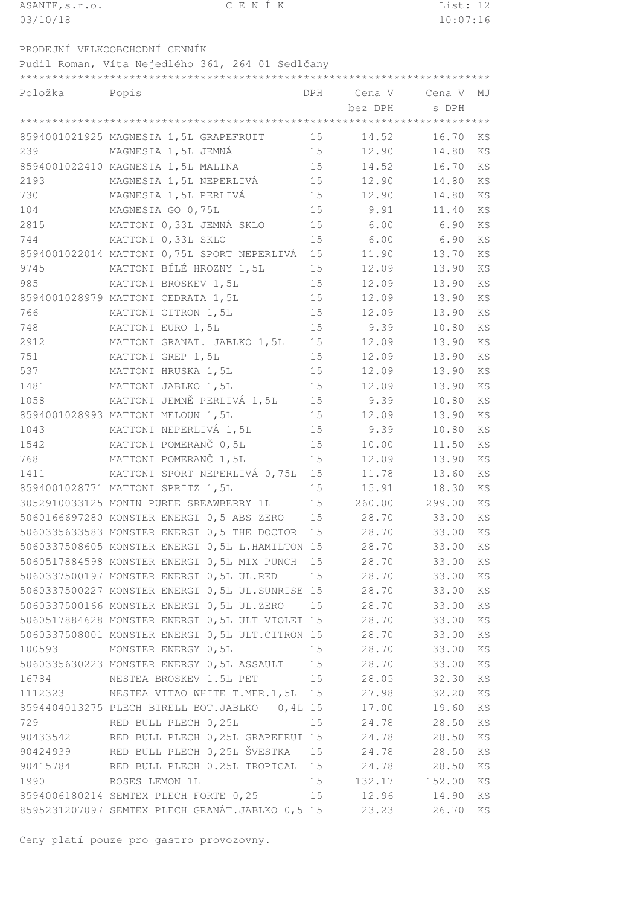ASANTE,s.r.o. CENÍK
03/10/18

PRODEJNÍ VELKOOBCHODNÍ CENNÍK

Pudil Roman, Víta Nejedlého 361, 264 01 Sedlčany

| Položka | Popis | DPH | Cena V bez DPH | Cena V s DPH | MJ |
|---|---|---|---|---|---|
| 8594001021925 | MAGNESIA 1,5L GRAPEFRUIT | 15 | 14.52 | 16.70 | KS |
| 239 | MAGNESIA 1,5L JEMNÁ | 15 | 12.90 | 14.80 | KS |
| 8594001022410 | MAGNESIA 1,5L MALINA | 15 | 14.52 | 16.70 | KS |
| 2193 | MAGNESIA 1,5L NEPERLIVÁ | 15 | 12.90 | 14.80 | KS |
| 730 | MAGNESIA 1,5L PERLIVÁ | 15 | 12.90 | 14.80 | KS |
| 104 | MAGNESIA GO 0,75L | 15 | 9.91 | 11.40 | KS |
| 2815 | MATTONI 0,33L JEMNÁ SKLO | 15 | 6.00 | 6.90 | KS |
| 744 | MATTONI 0,33L SKLO | 15 | 6.00 | 6.90 | KS |
| 8594001022014 | MATTONI 0,75L SPORT NEPERLIVÁ | 15 | 11.90 | 13.70 | KS |
| 9745 | MATTONI BÍLÉ HROZNY 1,5L | 15 | 12.09 | 13.90 | KS |
| 985 | MATTONI BROSKEV 1,5L | 15 | 12.09 | 13.90 | KS |
| 8594001028979 | MATTONI CEDRATA 1,5L | 15 | 12.09 | 13.90 | KS |
| 766 | MATTONI CITRON 1,5L | 15 | 12.09 | 13.90 | KS |
| 748 | MATTONI EURO 1,5L | 15 | 9.39 | 10.80 | KS |
| 2912 | MATTONI GRANAT. JABLKO 1,5L | 15 | 12.09 | 13.90 | KS |
| 751 | MATTONI GREP 1,5L | 15 | 12.09 | 13.90 | KS |
| 537 | MATTONI HRUSKA 1,5L | 15 | 12.09 | 13.90 | KS |
| 1481 | MATTONI JABLKO 1,5L | 15 | 12.09 | 13.90 | KS |
| 1058 | MATTONI JEMNĚ PERLIVÁ 1,5L | 15 | 9.39 | 10.80 | KS |
| 8594001028993 | MATTONI MELOUN 1,5L | 15 | 12.09 | 13.90 | KS |
| 1043 | MATTONI NEPERLIVÁ 1,5L | 15 | 9.39 | 10.80 | KS |
| 1542 | MATTONI POMERANČ 0,5L | 15 | 10.00 | 11.50 | KS |
| 768 | MATTONI POMERANČ 1,5L | 15 | 12.09 | 13.90 | KS |
| 1411 | MATTONI SPORT NEPERLIVÁ 0,75L | 15 | 11.78 | 13.60 | KS |
| 8594001028771 | MATTONI SPRITZ 1,5L | 15 | 15.91 | 18.30 | KS |
| 3052910033125 | MONIN PUREE SREAWBERRY 1L | 15 | 260.00 | 299.00 | KS |
| 5060166697280 | MONSTER ENERGI 0,5 ABS ZERO | 15 | 28.70 | 33.00 | KS |
| 5060335633583 | MONSTER ENERGI 0,5 THE DOCTOR | 15 | 28.70 | 33.00 | KS |
| 5060337508605 | MONSTER ENERGI 0,5L L.HAMILTON | 15 | 28.70 | 33.00 | KS |
| 5060517884598 | MONSTER ENERGI 0,5L MIX PUNCH | 15 | 28.70 | 33.00 | KS |
| 5060337500197 | MONSTER ENERGI 0,5L UL.RED | 15 | 28.70 | 33.00 | KS |
| 5060337500227 | MONSTER ENERGI 0,5L UL.SUNRISE | 15 | 28.70 | 33.00 | KS |
| 5060337500166 | MONSTER ENERGI 0,5L UL.ZERO | 15 | 28.70 | 33.00 | KS |
| 5060517884628 | MONSTER ENERGI 0,5L ULT VIOLET | 15 | 28.70 | 33.00 | KS |
| 5060337508001 | MONSTER ENERGI 0,5L ULT.CITRON | 15 | 28.70 | 33.00 | KS |
| 100593 | MONSTER ENERGY 0,5L | 15 | 28.70 | 33.00 | KS |
| 5060335630223 | MONSTER ENERGY 0,5L ASSAULT | 15 | 28.70 | 33.00 | KS |
| 16784 | NESTEA BROSKEV 1.5L PET | 15 | 28.05 | 32.30 | KS |
| 1112323 | NESTEA VITAO WHITE T.MER.1,5L | 15 | 27.98 | 32.20 | KS |
| 8594404013275 | PLECH BIRELL BOT.JABLKO 0,4L | 15 | 17.00 | 19.60 | KS |
| 729 | RED BULL PLECH 0,25L | 15 | 24.78 | 28.50 | KS |
| 90433542 | RED BULL PLECH 0,25L GRAPEFRUI | 15 | 24.78 | 28.50 | KS |
| 90424939 | RED BULL PLECH 0,25L ŠVESTKA | 15 | 24.78 | 28.50 | KS |
| 90415784 | RED BULL PLECH 0.25L TROPICAL | 15 | 24.78 | 28.50 | KS |
| 1990 | ROSES LEMON 1L | 15 | 132.17 | 152.00 | KS |
| 8594006180214 | SEMTEX PLECH FORTE 0,25 | 15 | 12.96 | 14.90 | KS |
| 8595231207097 | SEMTEX PLECH GRANÁT.JABLKO 0,5 | 15 | 23.23 | 26.70 | KS |

Ceny platí pouze pro gastro provozovny.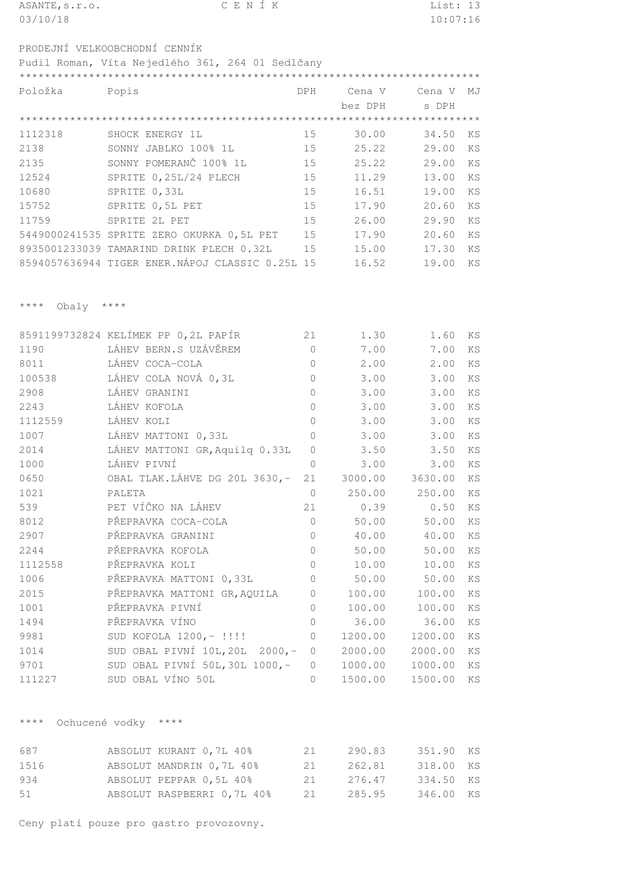ASANTE, s.r.o. C E N Í K

03/10/18 10:07:16

PRODEJNÍ VELKOOBCHODNÍ CENÍK

Pudil Roman, Víta Nejedlého 361, 264 01 Sedlčany

| Položka | Popis | DPH | Cena V bez DPH | Cena V s DPH | MJ |
|---|---|---|---|---|---|
| 1112318 | SHOCK ENERGY 1L | 15 | 30.00 | 34.50 | KS |
| 2138 | SONNY JABLKO 100% 1L | 15 | 25.22 | 29.00 | KS |
| 2135 | SONNY POMERANČ 100% 1L | 15 | 25.22 | 29.00 | KS |
| 12524 | SPRITE 0,25L/24 PLECH | 15 | 11.29 | 13.00 | KS |
| 10680 | SPRITE 0,33L | 15 | 16.51 | 19.00 | KS |
| 15752 | SPRITE 0,5L PET | 15 | 17.90 | 20.60 | KS |
| 11759 | SPRITE 2L PET | 15 | 26.00 | 29.90 | KS |
| 5449000241535 | SPRITE ZERO OKURKA 0,5L PET | 15 | 17.90 | 20.60 | KS |
| 8935001233039 | TAMARIND DRINK PLECH 0.32L | 15 | 15.00 | 17.30 | KS |
| 8594057636944 | TIGER ENER.NÁPOJ CLASSIC 0.25L | 15 | 16.52 | 19.00 | KS |

**** Obaly ****

| Položka | Popis | DPH | Cena V bez DPH | Cena V s DPH | MJ |
|---|---|---|---|---|---|
| 8591199732824 | KELÍMEK PP 0,2L PAPÍR | 21 | 1.30 | 1.60 | KS |
| 1190 | LÁHEV BERN.S UZÁVĚREM | 0 | 7.00 | 7.00 | KS |
| 8011 | LÁHEV COCA-COLA | 0 | 2.00 | 2.00 | KS |
| 100538 | LÁHEV COLA NOVÁ 0,3L | 0 | 3.00 | 3.00 | KS |
| 2908 | LÁHEV GRANINI | 0 | 3.00 | 3.00 | KS |
| 2243 | LÁHEV KOFOLA | 0 | 3.00 | 3.00 | KS |
| 1112559 | LÁHEV KOLI | 0 | 3.00 | 3.00 | KS |
| 1007 | LÁHEV MATTONI 0,33L | 0 | 3.00 | 3.00 | KS |
| 2014 | LÁHEV MATTONI GR,Aquilq 0.33L | 0 | 3.50 | 3.50 | KS |
| 1000 | LÁHEV PIVNÍ | 0 | 3.00 | 3.00 | KS |
| 0650 | OBAL TLAK.LÁHVE DG 20L 3630,- | 21 | 3000.00 | 3630.00 | KS |
| 1021 | PALETA | 0 | 250.00 | 250.00 | KS |
| 539 | PET VÍČKO NA LÁHEV | 21 | 0.39 | 0.50 | KS |
| 8012 | PŘEPRAVKA COCA-COLA | 0 | 50.00 | 50.00 | KS |
| 2907 | PŘEPRAVKA GRANINI | 0 | 40.00 | 40.00 | KS |
| 2244 | PŘEPRAVKA KOFOLA | 0 | 50.00 | 50.00 | KS |
| 1112558 | PŘEPRAVKA KOLI | 0 | 10.00 | 10.00 | KS |
| 1006 | PŘEPRAVKA MATTONI 0,33L | 0 | 50.00 | 50.00 | KS |
| 2015 | PŘEPRAVKA MATTONI GR,AQUILA | 0 | 100.00 | 100.00 | KS |
| 1001 | PŘEPRAVKA PIVNÍ | 0 | 100.00 | 100.00 | KS |
| 1494 | PŘEPRAVKA VÍNO | 0 | 36.00 | 36.00 | KS |
| 9981 | SUD KOFOLA 1200,- !!!! | 0 | 1200.00 | 1200.00 | KS |
| 1014 | SUD OBAL PIVNÍ 10L,20L 2000,- | 0 | 2000.00 | 2000.00 | KS |
| 9701 | SUD OBAL PIVNÍ 50L,30L 1000,- | 0 | 1000.00 | 1000.00 | KS |
| 111227 | SUD OBAL VÍNO 50L | 0 | 1500.00 | 1500.00 | KS |

**** Ochucené vodky ****

| Položka | Popis | DPH | Cena V bez DPH | Cena V s DPH | MJ |
|---|---|---|---|---|---|
| 687 | ABSOLUT KURANT 0,7L 40% | 21 | 290.83 | 351.90 | KS |
| 1516 | ABSOLUT MANDRIN 0,7L 40% | 21 | 262.81 | 318.00 | KS |
| 934 | ABSOLUT PEPPAR 0,5L 40% | 21 | 276.47 | 334.50 | KS |
| 51 | ABSOLUT RASPBERRI 0,7L 40% | 21 | 285.95 | 346.00 | KS |

Ceny platí pouze pro gastro provozovny.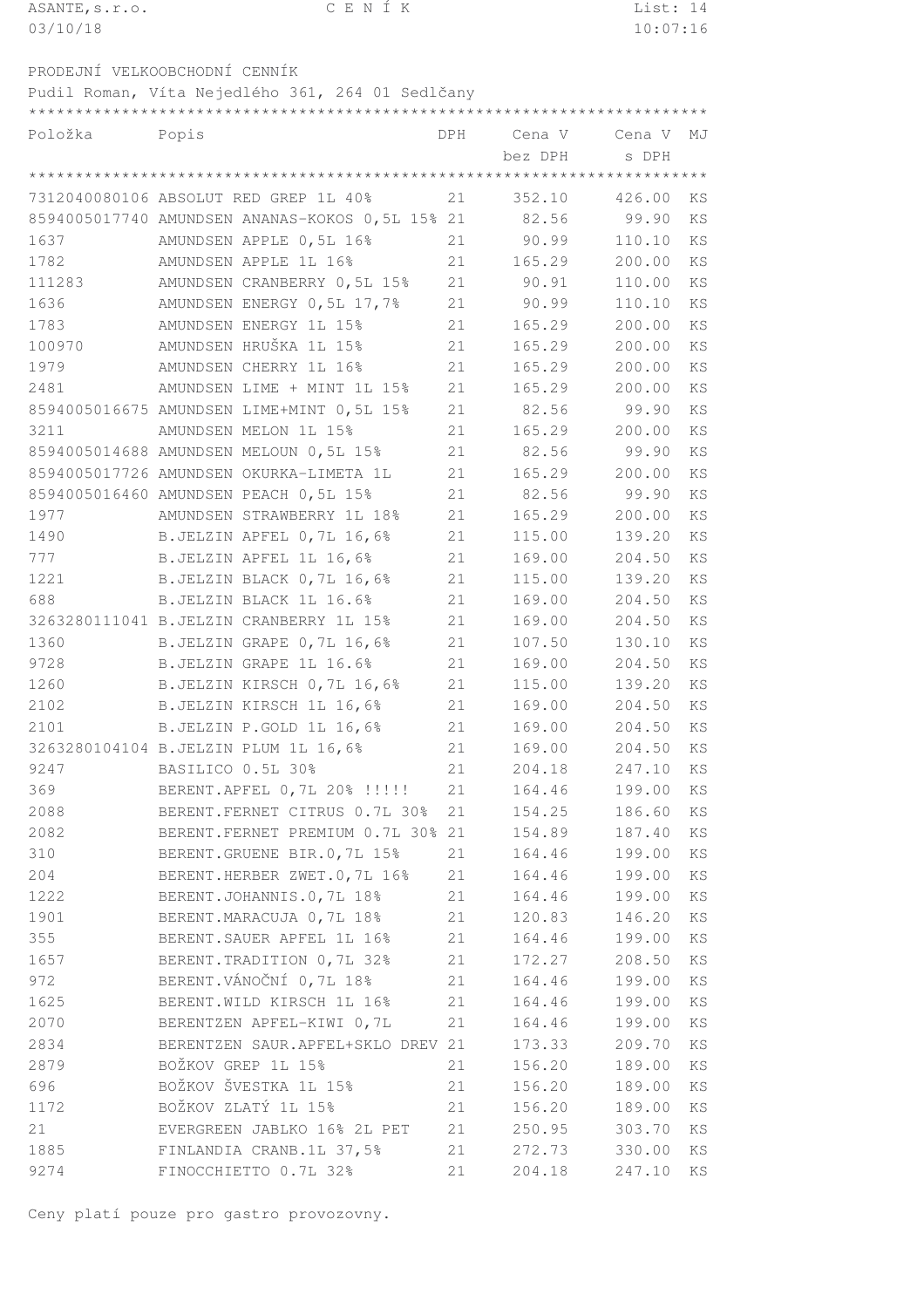ASANTE, s.r.o. CENÍK
03/10/18 10:07:16

PRODEJNÍ VELKOOBCHODNÍ CENNÍK
Pudil Roman, Víta Nejedlého 361, 264 01 Sedlčany

| Položka | Popis | DPH | Cena V bez DPH | Cena V s DPH | MJ |
|---|---|---|---|---|---|
| 7312040080106 | ABSOLUT RED GREP 1L 40% | 21 | 352.10 | 426.00 | KS |
| 8594005017740 | AMUNDSEN ANANAS-KOKOS 0,5L 15% | 21 | 82.56 | 99.90 | KS |
| 1637 | AMUNDSEN APPLE 0,5L 16% | 21 | 90.99 | 110.10 | KS |
| 1782 | AMUNDSEN APPLE 1L 16% | 21 | 165.29 | 200.00 | KS |
| 111283 | AMUNDSEN CRANBERRY 0,5L 15% | 21 | 90.91 | 110.00 | KS |
| 1636 | AMUNDSEN ENERGY 0,5L 17,7% | 21 | 90.99 | 110.10 | KS |
| 1783 | AMUNDSEN ENERGY 1L 15% | 21 | 165.29 | 200.00 | KS |
| 100970 | AMUNDSEN HRUŠKA 1L 15% | 21 | 165.29 | 200.00 | KS |
| 1979 | AMUNDSEN CHERRY 1L 16% | 21 | 165.29 | 200.00 | KS |
| 2481 | AMUNDSEN LIME + MINT 1L 15% | 21 | 165.29 | 200.00 | KS |
| 8594005016675 | AMUNDSEN LIME+MINT 0,5L 15% | 21 | 82.56 | 99.90 | KS |
| 3211 | AMUNDSEN MELON 1L 15% | 21 | 165.29 | 200.00 | KS |
| 8594005014688 | AMUNDSEN MELOUN 0,5L 15% | 21 | 82.56 | 99.90 | KS |
| 8594005017726 | AMUNDSEN OKURKA-LIMETA 1L | 21 | 165.29 | 200.00 | KS |
| 8594005016460 | AMUNDSEN PEACH 0,5L 15% | 21 | 82.56 | 99.90 | KS |
| 1977 | AMUNDSEN STRAWBERRY 1L 18% | 21 | 165.29 | 200.00 | KS |
| 1490 | B.JELZIN APFEL 0,7L 16,6% | 21 | 115.00 | 139.20 | KS |
| 777 | B.JELZIN APFEL 1L 16,6% | 21 | 169.00 | 204.50 | KS |
| 1221 | B.JELZIN BLACK 0,7L 16,6% | 21 | 115.00 | 139.20 | KS |
| 688 | B.JELZIN BLACK 1L 16.6% | 21 | 169.00 | 204.50 | KS |
| 3263280111041 | B.JELZIN CRANBERRY 1L 15% | 21 | 169.00 | 204.50 | KS |
| 1360 | B.JELZIN GRAPE 0,7L 16,6% | 21 | 107.50 | 130.10 | KS |
| 9728 | B.JELZIN GRAPE 1L 16.6% | 21 | 169.00 | 204.50 | KS |
| 1260 | B.JELZIN KIRSCH 0,7L 16,6% | 21 | 115.00 | 139.20 | KS |
| 2102 | B.JELZIN KIRSCH 1L 16,6% | 21 | 169.00 | 204.50 | KS |
| 2101 | B.JELZIN P.GOLD 1L 16,6% | 21 | 169.00 | 204.50 | KS |
| 3263280104104 | B.JELZIN PLUM 1L 16,6% | 21 | 169.00 | 204.50 | KS |
| 9247 | BASILICO 0.5L 30% | 21 | 204.18 | 247.10 | KS |
| 369 | BERENT.APFEL 0,7L 20% !!!!! | 21 | 164.46 | 199.00 | KS |
| 2088 | BERENT.FERNET CITRUS 0.7L 30% | 21 | 154.25 | 186.60 | KS |
| 2082 | BERENT.FERNET PREMIUM 0.7L 30% | 21 | 154.89 | 187.40 | KS |
| 310 | BERENT.GRUENE BIR.0,7L 15% | 21 | 164.46 | 199.00 | KS |
| 204 | BERENT.HERBER ZWET.0,7L 16% | 21 | 164.46 | 199.00 | KS |
| 1222 | BERENT.JOHANNIS.0,7L 18% | 21 | 164.46 | 199.00 | KS |
| 1901 | BERENT.MARACUJA 0,7L 18% | 21 | 120.83 | 146.20 | KS |
| 355 | BERENT.SAUER APFEL 1L 16% | 21 | 164.46 | 199.00 | KS |
| 1657 | BERENT.TRADITION 0,7L 32% | 21 | 172.27 | 208.50 | KS |
| 972 | BERENT.VÁNOČNÍ 0,7L 18% | 21 | 164.46 | 199.00 | KS |
| 1625 | BERENT.WILD KIRSCH 1L 16% | 21 | 164.46 | 199.00 | KS |
| 2070 | BERENTZEN APFEL-KIWI 0,7L | 21 | 164.46 | 199.00 | KS |
| 2834 | BERENTZEN SAUR.APFEL+SKLO DREV | 21 | 173.33 | 209.70 | KS |
| 2879 | BOŽKOV GREP 1L 15% | 21 | 156.20 | 189.00 | KS |
| 696 | BOŽKOV ŠVESTKA 1L 15% | 21 | 156.20 | 189.00 | KS |
| 1172 | BOŽKOV ZLATÝ 1L 15% | 21 | 156.20 | 189.00 | KS |
| 21 | EVERGREEN JABLKO 16% 2L PET | 21 | 250.95 | 303.70 | KS |
| 1885 | FINLANDIA CRANB.1L 37,5% | 21 | 272.73 | 330.00 | KS |
| 9274 | FINOCCHIETTO 0.7L 32% | 21 | 204.18 | 247.10 | KS |

Ceny platí pouze pro gastro provozovny.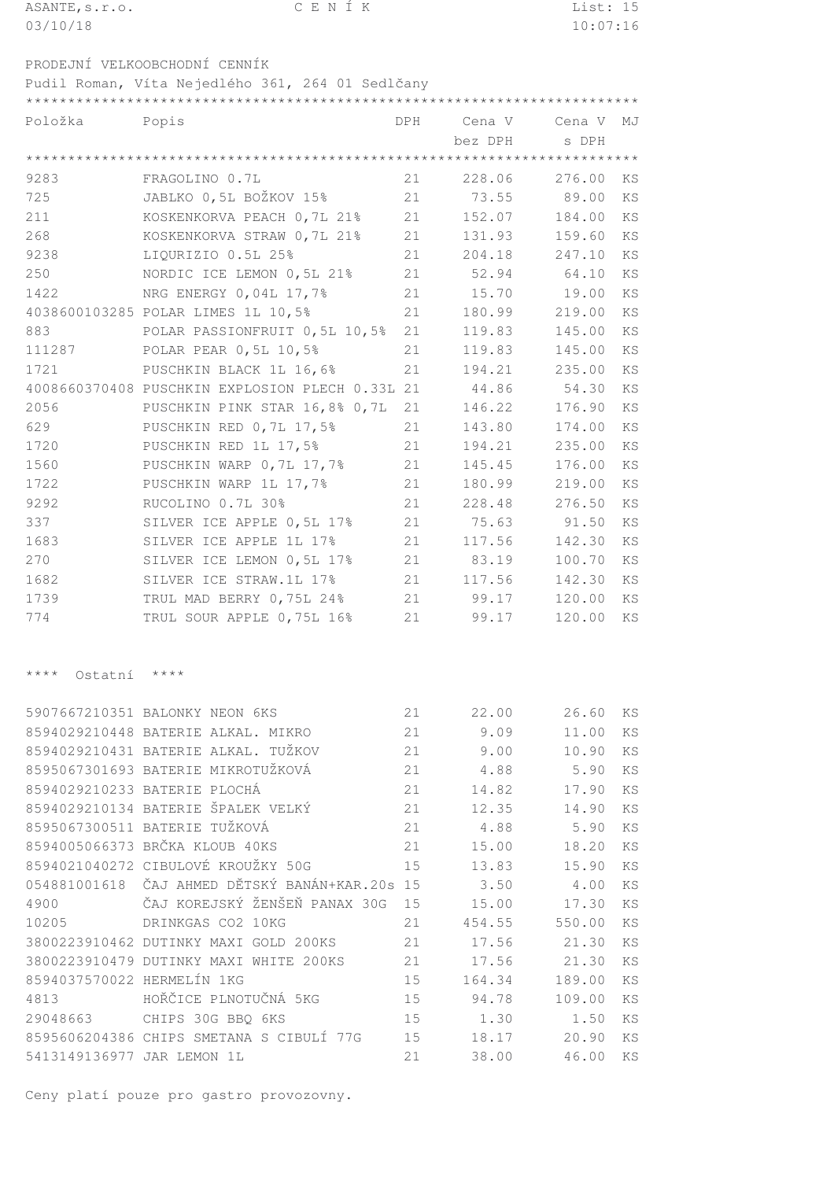ASANTE,s.r.o. CENÍK
03/10/18 10:07:16

PRODEJNÍ VELKOOBCHODNÍ CENNÍK

Pudil Roman, Víta Nejedlého 361, 264 01 Sedlčany

| Položka | Popis | DPH | Cena V bez DPH | Cena V s DPH | MJ |
|---|---|---|---|---|---|
| 9283 | FRAGOLINO 0.7L | 21 | 228.06 | 276.00 | KS |
| 725 | JABLKO 0,5L BOŽKOV 15% | 21 | 73.55 | 89.00 | KS |
| 211 | KOSKENKORVA PEACH 0,7L 21% | 21 | 152.07 | 184.00 | KS |
| 268 | KOSKENKORVA STRAW 0,7L 21% | 21 | 131.93 | 159.60 | KS |
| 9238 | LIQURIZIO 0.5L 25% | 21 | 204.18 | 247.10 | KS |
| 250 | NORDIC ICE LEMON 0,5L 21% | 21 | 52.94 | 64.10 | KS |
| 1422 | NRG ENERGY 0,04L 17,7% | 21 | 15.70 | 19.00 | KS |
| 4038600103285 | POLAR LIMES 1L 10,5% | 21 | 180.99 | 219.00 | KS |
| 883 | POLAR PASSIONFRUIT 0,5L 10,5% | 21 | 119.83 | 145.00 | KS |
| 111287 | POLAR PEAR 0,5L 10,5% | 21 | 119.83 | 145.00 | KS |
| 1721 | PUSCHKIN BLACK 1L 16,6% | 21 | 194.21 | 235.00 | KS |
| 4008660370408 | PUSCHKIN EXPLOSION PLECH 0.33L | 21 | 44.86 | 54.30 | KS |
| 2056 | PUSCHKIN PINK STAR 16,8% 0,7L | 21 | 146.22 | 176.90 | KS |
| 629 | PUSCHKIN RED 0,7L 17,5% | 21 | 143.80 | 174.00 | KS |
| 1720 | PUSCHKIN RED 1L 17,5% | 21 | 194.21 | 235.00 | KS |
| 1560 | PUSCHKIN WARP 0,7L 17,7% | 21 | 145.45 | 176.00 | KS |
| 1722 | PUSCHKIN WARP 1L 17,7% | 21 | 180.99 | 219.00 | KS |
| 9292 | RUCOLINO 0.7L 30% | 21 | 228.48 | 276.50 | KS |
| 337 | SILVER ICE APPLE 0,5L 17% | 21 | 75.63 | 91.50 | KS |
| 1683 | SILVER ICE APPLE 1L 17% | 21 | 117.56 | 142.30 | KS |
| 270 | SILVER ICE LEMON 0,5L 17% | 21 | 83.19 | 100.70 | KS |
| 1682 | SILVER ICE STRAW.1L 17% | 21 | 117.56 | 142.30 | KS |
| 1739 | TRUL MAD BERRY 0,75L 24% | 21 | 99.17 | 120.00 | KS |
| 774 | TRUL SOUR APPLE 0,75L 16% | 21 | 99.17 | 120.00 | KS |

**** Ostatní ****

| Položka | Popis | DPH | Cena V bez DPH | Cena V s DPH | MJ |
|---|---|---|---|---|---|
| 5907667210351 | BALONKY NEON 6KS | 21 | 22.00 | 26.60 | KS |
| 8594029210448 | BATERIE ALKAL. MIKRO | 21 | 9.09 | 11.00 | KS |
| 8594029210431 | BATERIE ALKAL. TUŽKOV | 21 | 9.00 | 10.90 | KS |
| 8595067301693 | BATERIE MIKROTUŽKOVÁ | 21 | 4.88 | 5.90 | KS |
| 8594029210233 | BATERIE PLOCHÁ | 21 | 14.82 | 17.90 | KS |
| 8594029210134 | BATERIE ŠPALEK VELKÝ | 21 | 12.35 | 14.90 | KS |
| 8595067300511 | BATERIE TUŽKOVÁ | 21 | 4.88 | 5.90 | KS |
| 8594005066373 | BRČKA KLOUB 40KS | 21 | 15.00 | 18.20 | KS |
| 8594021040272 | CIBULOVÉ KROUŽKY 50G | 15 | 13.83 | 15.90 | KS |
| 054881001618 | ČAJ AHMED DĚTSKÝ BANÁN+KAR.20s | 15 | 3.50 | 4.00 | KS |
| 4900 | ČAJ KOREJSKÝ ŽENŠEŇ PANAX 30G | 15 | 15.00 | 17.30 | KS |
| 10205 | DRINKGAS CO2 10KG | 21 | 454.55 | 550.00 | KS |
| 3800223910462 | DUTINKY MAXI GOLD 200KS | 21 | 17.56 | 21.30 | KS |
| 3800223910479 | DUTINKY MAXI WHITE 200KS | 21 | 17.56 | 21.30 | KS |
| 8594037570022 | HERMELÍN 1KG | 15 | 164.34 | 189.00 | KS |
| 4813 | HOŘČICE PLNOTUČNÁ 5KG | 15 | 94.78 | 109.00 | KS |
| 29048663 | CHIPS 30G BBQ 6KS | 15 | 1.30 | 1.50 | KS |
| 8595606204386 | CHIPS SMETANA S CIBULÍ 77G | 15 | 18.17 | 20.90 | KS |
| 5413149136977 | JAR LEMON 1L | 21 | 38.00 | 46.00 | KS |

Ceny platí pouze pro gastro provozovny.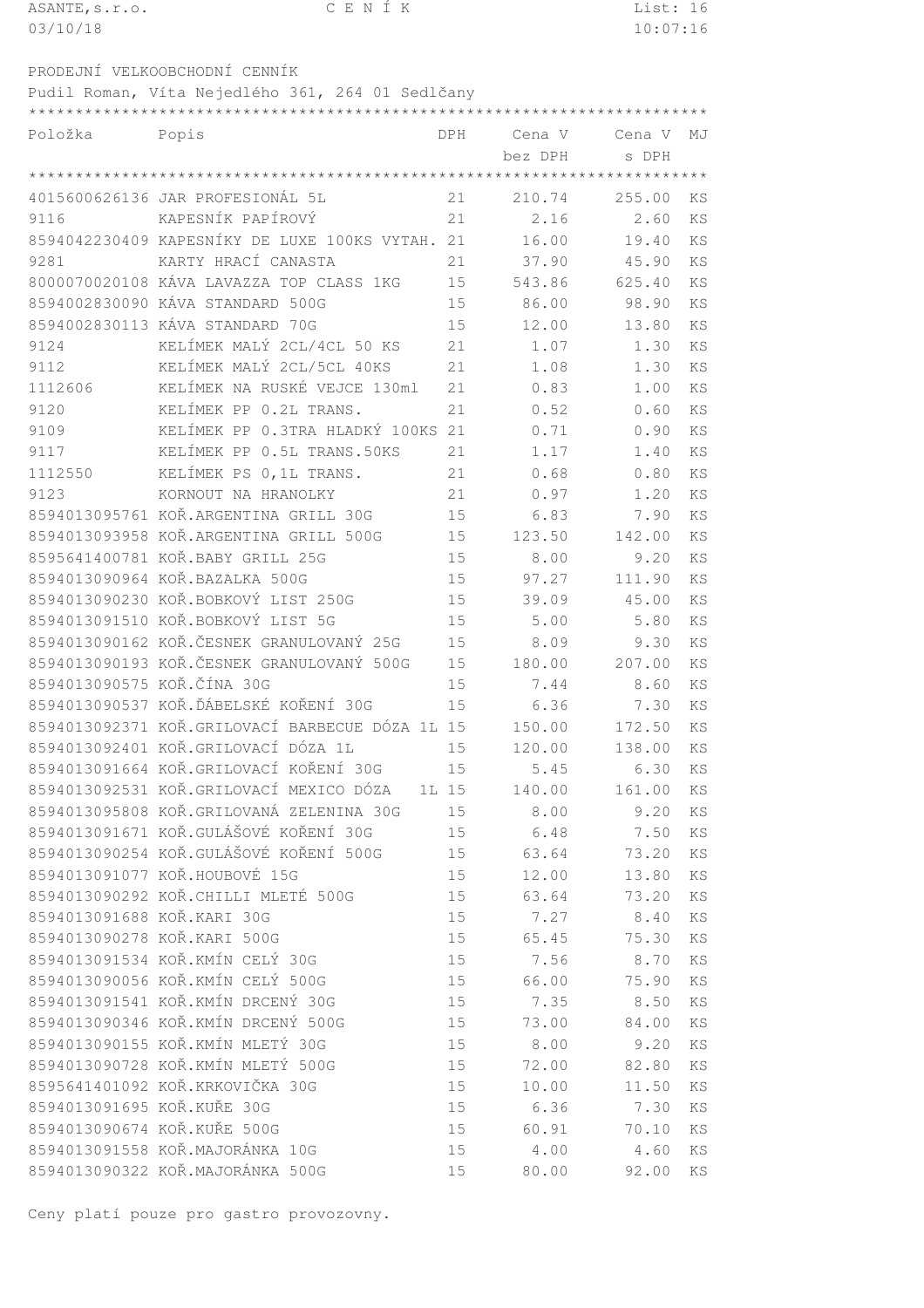ASANTE,s.r.o. CENÍK
03/10/18 10:07:16

PRODEJNÍ VELKOOBCHODNÍ CENNÍK
Pudil Roman, Víta Nejedlého 361, 264 01 Sedlčany

| Položka | Popis | DPH | Cena V bez DPH | Cena V s DPH | MJ |
|---|---|---|---|---|---|
| 4015600626136 | JAR PROFESIONÁL 5L | 21 | 210.74 | 255.00 | KS |
| 9116 | KAPESNÍK PAPÍROVÝ | 21 | 2.16 | 2.60 | KS |
| 8594042230409 | KAPESNÍKY DE LUXE 100KS VYTAH. | 21 | 16.00 | 19.40 | KS |
| 9281 | KARTY HRACÍ CANASTA | 21 | 37.90 | 45.90 | KS |
| 8000070020108 | KÁVA LAVAZZA TOP CLASS 1KG | 15 | 543.86 | 625.40 | KS |
| 8594002830090 | KÁVA STANDARD 500G | 15 | 86.00 | 98.90 | KS |
| 8594002830113 | KÁVA STANDARD 70G | 15 | 12.00 | 13.80 | KS |
| 9124 | KELÍMEK MALÝ 2CL/4CL 50 KS | 21 | 1.07 | 1.30 | KS |
| 9112 | KELÍMEK MALÝ 2CL/5CL 40KS | 21 | 1.08 | 1.30 | KS |
| 1112606 | KELÍMEK NA RUSKÉ VEJCE 130ml | 21 | 0.83 | 1.00 | KS |
| 9120 | KELÍMEK PP 0.2L TRANS. | 21 | 0.52 | 0.60 | KS |
| 9109 | KELÍMEK PP 0.3TRA HLADKÝ 100KS | 21 | 0.71 | 0.90 | KS |
| 9117 | KELÍMEK PP 0.5L TRANS.50KS | 21 | 1.17 | 1.40 | KS |
| 1112550 | KELÍMEK PS 0,1L TRANS. | 21 | 0.68 | 0.80 | KS |
| 9123 | KORNOUT NA HRANOLKY | 21 | 0.97 | 1.20 | KS |
| 8594013095761 | KOŘ.ARGENTINA GRILL 30G | 15 | 6.83 | 7.90 | KS |
| 8594013093958 | KOŘ.ARGENTINA GRILL 500G | 15 | 123.50 | 142.00 | KS |
| 8595641400781 | KOŘ.BABY GRILL 25G | 15 | 8.00 | 9.20 | KS |
| 8594013090964 | KOŘ.BAZALKA 500G | 15 | 97.27 | 111.90 | KS |
| 8594013090230 | KOŘ.BOBKOVÝ LIST 250G | 15 | 39.09 | 45.00 | KS |
| 8594013091510 | KOŘ.BOBKOVÝ LIST 5G | 15 | 5.00 | 5.80 | KS |
| 8594013090162 | KOŘ.ČESNEK GRANULOVANÝ 25G | 15 | 8.09 | 9.30 | KS |
| 8594013090193 | KOŘ.ČESNEK GRANULOVANÝ 500G | 15 | 180.00 | 207.00 | KS |
| 8594013090575 | KOŘ.ČÍNA 30G | 15 | 7.44 | 8.60 | KS |
| 8594013090537 | KOŘ.ĎÁBELSKÉ KOŘENÍ 30G | 15 | 6.36 | 7.30 | KS |
| 8594013092371 | KOŘ.GRILOVACÍ BARBECUE DÓZA 1L | 15 | 150.00 | 172.50 | KS |
| 8594013092401 | KOŘ.GRILOVACÍ DÓZA 1L | 15 | 120.00 | 138.00 | KS |
| 8594013091664 | KOŘ.GRILOVACÍ KOŘENÍ 30G | 15 | 5.45 | 6.30 | KS |
| 8594013092531 | KOŘ.GRILOVACÍ MEXICO DÓZA 1L | 15 | 140.00 | 161.00 | KS |
| 8594013095808 | KOŘ.GRILOVANÁ ZELENINA 30G | 15 | 8.00 | 9.20 | KS |
| 8594013091671 | KOŘ.GULÁŠOVÉ KOŘENÍ 30G | 15 | 6.48 | 7.50 | KS |
| 8594013090254 | KOŘ.GULÁŠOVÉ KOŘENÍ 500G | 15 | 63.64 | 73.20 | KS |
| 8594013091077 | KOŘ.HOUBOVÉ 15G | 15 | 12.00 | 13.80 | KS |
| 8594013090292 | KOŘ.CHILLI MLETÉ 500G | 15 | 63.64 | 73.20 | KS |
| 8594013091688 | KOŘ.KARI 30G | 15 | 7.27 | 8.40 | KS |
| 8594013090278 | KOŘ.KARI 500G | 15 | 65.45 | 75.30 | KS |
| 8594013091534 | KOŘ.KMÍN CELÝ 30G | 15 | 7.56 | 8.70 | KS |
| 8594013090056 | KOŘ.KMÍN CELÝ 500G | 15 | 66.00 | 75.90 | KS |
| 8594013091541 | KOŘ.KMÍN DRCENÝ 30G | 15 | 7.35 | 8.50 | KS |
| 8594013090346 | KOŘ.KMÍN DRCENÝ 500G | 15 | 73.00 | 84.00 | KS |
| 8594013090155 | KOŘ.KMÍN MLETÝ 30G | 15 | 8.00 | 9.20 | KS |
| 8594013090728 | KOŘ.KMÍN MLETÝ 500G | 15 | 72.00 | 82.80 | KS |
| 8595641401092 | KOŘ.KRKOVIČKA 30G | 15 | 10.00 | 11.50 | KS |
| 8594013091695 | KOŘ.KUŘE 30G | 15 | 6.36 | 7.30 | KS |
| 8594013090674 | KOŘ.KUŘE 500G | 15 | 60.91 | 70.10 | KS |
| 8594013091558 | KOŘ.MAJORÁNKA 10G | 15 | 4.00 | 4.60 | KS |
| 8594013090322 | KOŘ.MAJORÁNKA 500G | 15 | 80.00 | 92.00 | KS |

Ceny platí pouze pro gastro provozovny.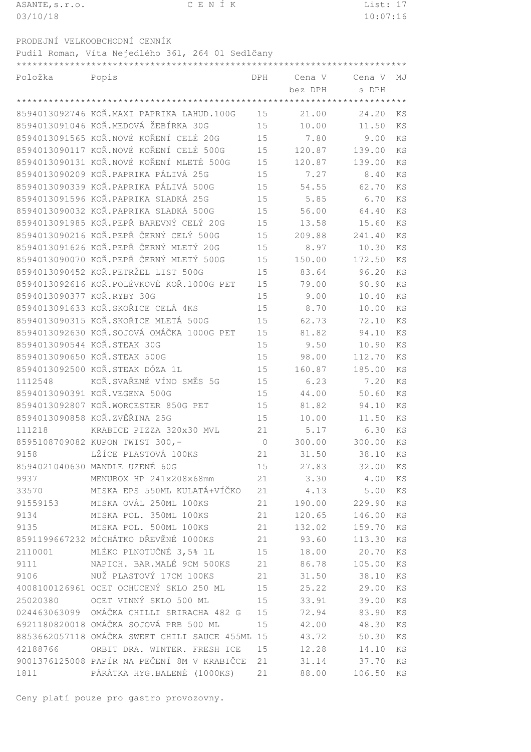ASANTE,s.r.o. C E N Í K
03/10/18 10:07:16

PRODEJNÍ VELKOOBCHODNÍ CENNÍK
Pudil Roman, Víta Nejedlého 361, 264 01 Sedlčany

| Položka | Popis | DPH | Cena V bez DPH | Cena V s DPH | MJ |
|---|---|---|---|---|---|
| 8594013092746 | KOŘ.MAXI PAPRIKA LAHUD.100G | 15 | 21.00 | 24.20 | KS |
| 8594013091046 | KOŘ.MEDOVÁ ŽEBÍRKA 30G | 15 | 10.00 | 11.50 | KS |
| 8594013091565 | KOŘ.NOVÉ KOŘENÍ CELÉ 20G | 15 | 7.80 | 9.00 | KS |
| 8594013090117 | KOŘ.NOVÉ KOŘENÍ CELÉ 500G | 15 | 120.87 | 139.00 | KS |
| 8594013090131 | KOŘ.NOVÉ KOŘENÍ MLETÉ 500G | 15 | 120.87 | 139.00 | KS |
| 8594013090209 | KOŘ.PAPRIKA PÁLIVÁ 25G | 15 | 7.27 | 8.40 | KS |
| 8594013090339 | KOŘ.PAPRIKA PÁLIVÁ 500G | 15 | 54.55 | 62.70 | KS |
| 8594013091596 | KOŘ.PAPRIKA SLADKÁ 25G | 15 | 5.85 | 6.70 | KS |
| 8594013090032 | KOŘ.PAPRIKA SLADKÁ 500G | 15 | 56.00 | 64.40 | KS |
| 8594013091985 | KOŘ.PEPŘ BAREVNÝ CELÝ 20G | 15 | 13.58 | 15.60 | KS |
| 8594013090216 | KOŘ.PEPŘ ČERNÝ CELÝ 500G | 15 | 209.88 | 241.40 | KS |
| 8594013091626 | KOŘ.PEPŘ ČERNÝ MLETÝ 20G | 15 | 8.97 | 10.30 | KS |
| 8594013090070 | KOŘ.PEPŘ ČERNÝ MLETÝ 500G | 15 | 150.00 | 172.50 | KS |
| 8594013090452 | KOŘ.PETRŽEL LIST 500G | 15 | 83.64 | 96.20 | KS |
| 8594013092616 | KOŘ.POLÉVKOVÉ KOŘ.1000G PET | 15 | 79.00 | 90.90 | KS |
| 8594013090377 | KOŘ.RYBY 30G | 15 | 9.00 | 10.40 | KS |
| 8594013091633 | KOŘ.SKOŘICE CELÁ 4KS | 15 | 8.70 | 10.00 | KS |
| 8594013090315 | KOŘ.SKOŘICE MLETÁ 500G | 15 | 62.73 | 72.10 | KS |
| 8594013092630 | KOŘ.SOJOVÁ OMÁČKA 1000G PET | 15 | 81.82 | 94.10 | KS |
| 8594013090544 | KOŘ.STEAK 30G | 15 | 9.50 | 10.90 | KS |
| 8594013090650 | KOŘ.STEAK 500G | 15 | 98.00 | 112.70 | KS |
| 8594013092500 | KOŘ.STEAK DÓZA 1L | 15 | 160.87 | 185.00 | KS |
| 1112548 | KOŘ.SVAŘENÉ VÍNO SMĚS 5G | 15 | 6.23 | 7.20 | KS |
| 8594013090391 | KOŘ.VEGENA 500G | 15 | 44.00 | 50.60 | KS |
| 8594013092807 | KOŘ.WORCESTER 850G PET | 15 | 81.82 | 94.10 | KS |
| 8594013090858 | KOŘ.ZVĚŘINA 25G | 15 | 10.00 | 11.50 | KS |
| 111218 | KRABICE PIZZA 320x30 MVL | 21 | 5.17 | 6.30 | KS |
| 8595108709082 | KUPON TWIST 300,- | 0 | 300.00 | 300.00 | KS |
| 9158 | LŽÍCE PLASTOVÁ 100KS | 21 | 31.50 | 38.10 | KS |
| 8594021040630 | MANDLE UZENÉ 60G | 15 | 27.83 | 32.00 | KS |
| 9937 | MENUBOX HP 241x208x68mm | 21 | 3.30 | 4.00 | KS |
| 33570 | MISKA EPS 550ML KULATÁ+VÍČKO | 21 | 4.13 | 5.00 | KS |
| 91559153 | MISKA OVÁL 250ML 100KS | 21 | 190.00 | 229.90 | KS |
| 9134 | MISKA POL. 350ML 100KS | 21 | 120.65 | 146.00 | KS |
| 9135 | MISKA POL. 500ML 100KS | 21 | 132.02 | 159.70 | KS |
| 8591199667232 | MÍCHÁTKO DŘEVĚNÉ 1000KS | 21 | 93.60 | 113.30 | KS |
| 2110001 | MLÉKO PLNOTUČNÉ 3,5% 1L | 15 | 18.00 | 20.70 | KS |
| 9111 | NAPICH. BAR.MALÉ 9CM 500KS | 21 | 86.78 | 105.00 | KS |
| 9106 | NUŽ PLASTOVÝ 17CM 100KS | 21 | 31.50 | 38.10 | KS |
| 4008100126961 | OCET OCHUCENÝ SKLO 250 ML | 15 | 25.22 | 29.00 | KS |
| 25020380 | OCET VINNÝ SKLO 500 ML | 15 | 33.91 | 39.00 | KS |
| 024463063099 | OMÁČKA CHILLI SRIRACHA 482 G | 15 | 72.94 | 83.90 | KS |
| 6921180820018 | OMÁČKA SOJOVÁ PRB 500 ML | 15 | 42.00 | 48.30 | KS |
| 8853662057118 | OMÁČKA SWEET CHILI SAUCE 455ML | 15 | 43.72 | 50.30 | KS |
| 42188766 | ORBIT DRA. WINTER. FRESH ICE | 15 | 12.28 | 14.10 | KS |
| 9001376125008 | PAPÍR NA PEČENÍ 8M V KRABIČCE | 21 | 31.14 | 37.70 | KS |
| 1811 | PÁRÁTKA HYG.BALENÉ (1000KS) | 21 | 88.00 | 106.50 | KS |

Ceny platí pouze pro gastro provozovny.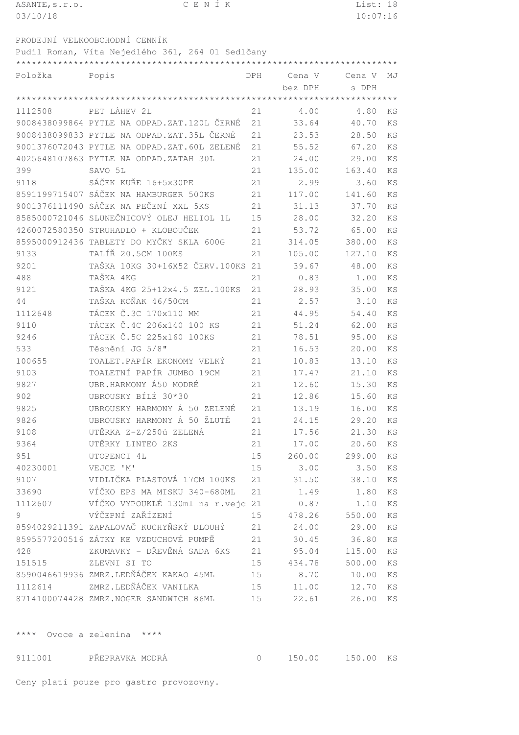ASANTE,s.r.o. C E N Í K

03/10/18 10:07:16

PRODEJNÍ VELKOOBCHODNÍ CENNÍK

Pudil Roman, Víta Nejedlého 361, 264 01 Sedlčany

| Položka | Popis | DPH | Cena V bez DPH | Cena V s DPH | MJ |
|---|---|---|---|---|---|
| 1112508 | PET LÁHEV 2L | 21 | 4.00 | 4.80 | KS |
| 9008438099864 | PYTLE NA ODPAD.ZAT.120L ČERNÉ | 21 | 33.64 | 40.70 | KS |
| 9008438099833 | PYTLE NA ODPAD.ZAT.35L ČERNÉ | 21 | 23.53 | 28.50 | KS |
| 9001376072043 | PYTLE NA ODPAD.ZAT.60L ZELENÉ | 21 | 55.52 | 67.20 | KS |
| 4025648107863 | PYTLE NA ODPAD.ZATAH 30L | 21 | 24.00 | 29.00 | KS |
| 399 | SAVO 5L | 21 | 135.00 | 163.40 | KS |
| 9118 | SÁČEK KUŘE 16+5x30PE | 21 | 2.99 | 3.60 | KS |
| 8591199715407 | SÁČEK NA HAMBURGER 500KS | 21 | 117.00 | 141.60 | KS |
| 9001376111490 | SÁČEK NA PEČENÍ XXL 5KS | 21 | 31.13 | 37.70 | KS |
| 8585000721046 | SLUNEČNICOVÝ OLEJ HELIOL 1L | 15 | 28.00 | 32.20 | KS |
| 4260072580350 | STRUHADLO + KLOBOUČEK | 21 | 53.72 | 65.00 | KS |
| 8595000912436 | TABLETY DO MYČKY SKLA 600G | 21 | 314.05 | 380.00 | KS |
| 9133 | TALÍŘ 20.5CM 100KS | 21 | 105.00 | 127.10 | KS |
| 9201 | TAŠKA 10KG 30+16X52 ČERV.100KS | 21 | 39.67 | 48.00 | KS |
| 488 | TAŠKA 4KG | 21 | 0.83 | 1.00 | KS |
| 9121 | TAŠKA 4KG 25+12x4.5 ZEL.100KS | 21 | 28.93 | 35.00 | KS |
| 44 | TAŠKA KOŇAK 46/50CM | 21 | 2.57 | 3.10 | KS |
| 1112648 | TÁCEK Č.3C 170x110 MM | 21 | 44.95 | 54.40 | KS |
| 9110 | TÁCEK Č.4C 206x140 100 KS | 21 | 51.24 | 62.00 | KS |
| 9246 | TÁCEK Č.5C 225x160 100KS | 21 | 78.51 | 95.00 | KS |
| 533 | Těsnění JG 5/8" | 21 | 16.53 | 20.00 | KS |
| 100655 | TOALET.PAPÍR EKONOMY VELKÝ | 21 | 10.83 | 13.10 | KS |
| 9103 | TOALETNÍ PAPÍR JUMBO 19CM | 21 | 17.47 | 21.10 | KS |
| 9827 | UBR.HARMONY Á50 MODRÉ | 21 | 12.60 | 15.30 | KS |
| 902 | UBROUSKY BÍLÉ 30*30 | 21 | 12.86 | 15.60 | KS |
| 9825 | UBROUSKY HARMONY Á 50 ZELENÉ | 21 | 13.19 | 16.00 | KS |
| 9826 | UBROUSKY HARMONY Á 50 ŽLUTÉ | 21 | 24.15 | 29.20 | KS |
| 9108 | UTĚRKA Z-Z/250ú ZELENÁ | 21 | 17.56 | 21.30 | KS |
| 9364 | UTĚRKY LINTEO 2KS | 21 | 17.00 | 20.60 | KS |
| 951 | UTOPENCI 4L | 15 | 260.00 | 299.00 | KS |
| 40230001 | VEJCE 'M' | 15 | 3.00 | 3.50 | KS |
| 9107 | VIDLIČKA PLASTOVÁ 17CM 100KS | 21 | 31.50 | 38.10 | KS |
| 33690 | VÍČKO EPS MA MISKU 340-680ML | 21 | 1.49 | 1.80 | KS |
| 1112607 | VÍČKO VYPOUKLÉ 130ml na r.vejc | 21 | 0.87 | 1.10 | KS |
| 9 | VÝČEPNÍ ZAŘÍZENÍ | 15 | 478.26 | 550.00 | KS |
| 8594029211391 | ZAPALOVAČ KUCHYŇSKÝ DLOUHÝ | 21 | 24.00 | 29.00 | KS |
| 8595577200516 | ZÁTKY KE VZDUCHOVÉ PUMPĚ | 21 | 30.45 | 36.80 | KS |
| 428 | ZKUMAVKY - DŘEVĚNÁ SADA 6KS | 21 | 95.04 | 115.00 | KS |
| 151515 | ZLEVNI SI TO | 15 | 434.78 | 500.00 | KS |
| 8590046619936 | ZMRZ.LEDŇÁČEK KAKAO 45ML | 15 | 8.70 | 10.00 | KS |
| 1112614 | ZMRZ.LEDŇÁČEK VANILKA | 15 | 11.00 | 12.70 | KS |
| 8714100074428 | ZMRZ.NOGER SANDWICH 86ML | 15 | 22.61 | 26.00 | KS |

**** Ovoce a zelenina ****

| Položka | Popis | DPH | Cena V bez DPH | Cena V s DPH | MJ |
|---|---|---|---|---|---|
| 9111001 | PŘEPRAVKA MODRÁ | 0 | 150.00 | 150.00 | KS |

Ceny platí pouze pro gastro provozovny.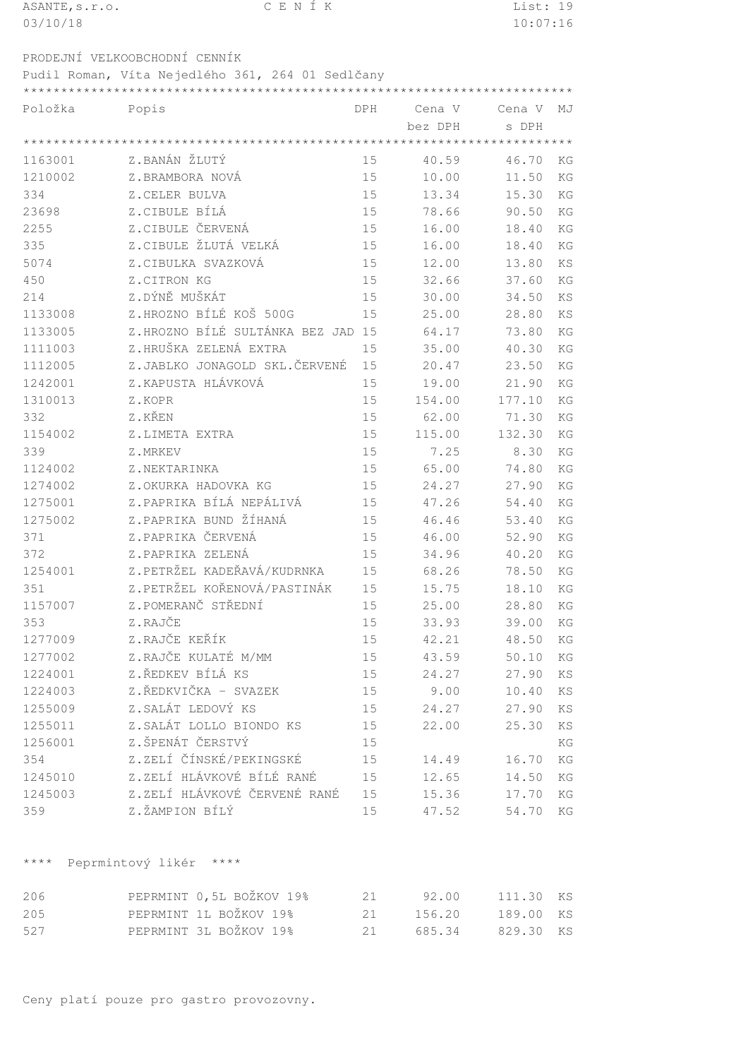ASANTE,s.r.o. — C E N Í K — List: 19

03/10/18 — 10:07:16

PRODEJNÍ VELKOOBCHODNÍ CENNÍK

Pudil Roman, Víta Nejedlého 361, 264 01 Sedlčany

| Položka | Popis | DPH | Cena V bez DPH | Cena V s DPH | MJ |
|---|---|---|---|---|---|
| 1163001 | Z.BANÁN ŽLUTÝ | 15 | 40.59 | 46.70 | KG |
| 1210002 | Z.BRAMBORA NOVÁ | 15 | 10.00 | 11.50 | KG |
| 334 | Z.CELER BULVA | 15 | 13.34 | 15.30 | KG |
| 23698 | Z.CIBULE BÍLÁ | 15 | 78.66 | 90.50 | KG |
| 2255 | Z.CIBULE ČERVENÁ | 15 | 16.00 | 18.40 | KG |
| 335 | Z.CIBULE ŽLUTÁ VELKÁ | 15 | 16.00 | 18.40 | KG |
| 5074 | Z.CIBULKA SVAZKOVÁ | 15 | 12.00 | 13.80 | KS |
| 450 | Z.CITRON KG | 15 | 32.66 | 37.60 | KG |
| 214 | Z.DÝNĚ MUŠKÁT | 15 | 30.00 | 34.50 | KS |
| 1133008 | Z.HROZNO BÍLÉ KOŠ 500G | 15 | 25.00 | 28.80 | KS |
| 1133005 | Z.HROZNO BÍLÉ SULTÁNKA BEZ JAD | 15 | 64.17 | 73.80 | KG |
| 1111003 | Z.HRUŠKA ZELENÁ EXTRA | 15 | 35.00 | 40.30 | KG |
| 1112005 | Z.JABLKO JONAGOLD SKL.ČERVENÉ | 15 | 20.47 | 23.50 | KG |
| 1242001 | Z.KAPUSTA HLÁVKOVÁ | 15 | 19.00 | 21.90 | KG |
| 1310013 | Z.KOPR | 15 | 154.00 | 177.10 | KG |
| 332 | Z.KŘEN | 15 | 62.00 | 71.30 | KG |
| 1154002 | Z.LIMETA EXTRA | 15 | 115.00 | 132.30 | KG |
| 339 | Z.MRKEV | 15 | 7.25 | 8.30 | KG |
| 1124002 | Z.NEKTARINKA | 15 | 65.00 | 74.80 | KG |
| 1274002 | Z.OKURKA HADOVKA KG | 15 | 24.27 | 27.90 | KG |
| 1275001 | Z.PAPRIKA BÍLÁ NEPÁLIVÁ | 15 | 47.26 | 54.40 | KG |
| 1275002 | Z.PAPRIKA BUND ŽÍHANÁ | 15 | 46.46 | 53.40 | KG |
| 371 | Z.PAPRIKA ČERVENÁ | 15 | 46.00 | 52.90 | KG |
| 372 | Z.PAPRIKA ZELENÁ | 15 | 34.96 | 40.20 | KG |
| 1254001 | Z.PETRŽEL KADEŘAVÁ/KUDRNKA | 15 | 68.26 | 78.50 | KG |
| 351 | Z.PETRŽEL KOŘENOVÁ/PASTINÁK | 15 | 15.75 | 18.10 | KG |
| 1157007 | Z.POMERANČ STŘEDNÍ | 15 | 25.00 | 28.80 | KG |
| 353 | Z.RAJČE | 15 | 33.93 | 39.00 | KG |
| 1277009 | Z.RAJČE KEŘÍK | 15 | 42.21 | 48.50 | KG |
| 1277002 | Z.RAJČE KULATÉ M/MM | 15 | 43.59 | 50.10 | KG |
| 1224001 | Z.ŘEDKEV BÍLÁ KS | 15 | 24.27 | 27.90 | KS |
| 1224003 | Z.ŘEDKVIČKA - SVAZEK | 15 | 9.00 | 10.40 | KS |
| 1255009 | Z.SALÁT LEDOVÝ KS | 15 | 24.27 | 27.90 | KS |
| 1255011 | Z.SALÁT LOLLO BIONDO KS | 15 | 22.00 | 25.30 | KS |
| 1256001 | Z.ŠPENÁT ČERSTVÝ | 15 | | | KG |
| 354 | Z.ZELÍ ČÍNSKÉ/PEKINGSKÉ | 15 | 14.49 | 16.70 | KG |
| 1245010 | Z.ZELÍ HLÁVKOVÉ BÍLÉ RANÉ | 15 | 12.65 | 14.50 | KG |
| 1245003 | Z.ZELÍ HLÁVKOVÉ ČERVENÉ RANÉ | 15 | 15.36 | 17.70 | KG |
| 359 | Z.ŽAMPION BÍLÝ | 15 | 47.52 | 54.70 | KG |

**** Peprmintový likér ****

| Položka | Popis | DPH | Cena V bez DPH | Cena V s DPH | MJ |
|---|---|---|---|---|---|
| 206 | PEPRMINT 0,5L BOŽKOV 19% | 21 | 92.00 | 111.30 | KS |
| 205 | PEPRMINT 1L BOŽKOV 19% | 21 | 156.20 | 189.00 | KS |
| 527 | PEPRMINT 3L BOŽKOV 19% | 21 | 685.34 | 829.30 | KS |

Ceny platí pouze pro gastro provozovny.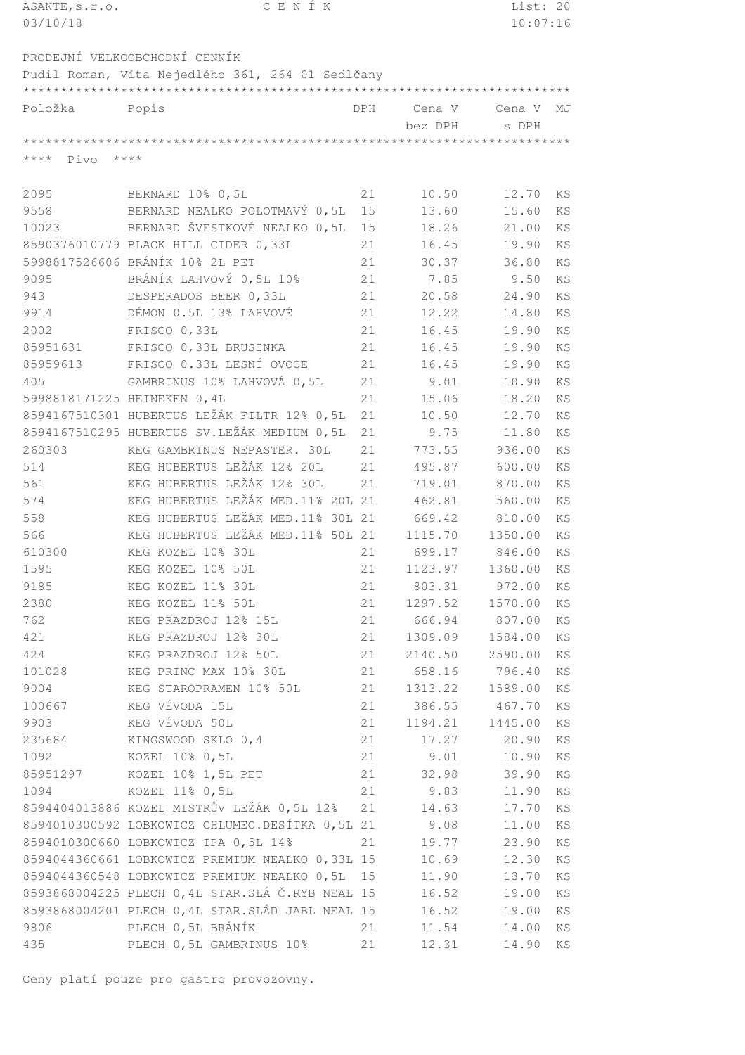ASANTE, s.r.o. — C E N Í K

03/10/18 — 10:07:16

PRODEJNÍ VELKOOBCHODNÍ CENNÍK

Pudil Roman, Víta Nejedlého 361, 264 01 Sedlčany

| Položka | Popis | DPH | Cena V bez DPH | Cena V s DPH | MJ |
|---|---|---|---|---|---|
| **** Pivo **** | | | | | |
| 2095 | BERNARD 10% 0,5L | 21 | 10.50 | 12.70 | KS |
| 9558 | BERNARD NEALKO POLOTMAVÝ 0,5L | 15 | 13.60 | 15.60 | KS |
| 10023 | BERNARD ŠVESTKOVÉ NEALKO 0,5L | 15 | 18.26 | 21.00 | KS |
| 8590376010779 | BLACK HILL CIDER 0,33L | 21 | 16.45 | 19.90 | KS |
| 5998817526606 | BRÁNÍK 10% 2L PET | 21 | 30.37 | 36.80 | KS |
| 9095 | BRÁNÍK LAHVOVÝ 0,5L 10% | 21 | 7.85 | 9.50 | KS |
| 943 | DESPERADOS BEER 0,33L | 21 | 20.58 | 24.90 | KS |
| 9914 | DÉMON 0.5L 13% LAHVOVÉ | 21 | 12.22 | 14.80 | KS |
| 2002 | FRISCO 0,33L | 21 | 16.45 | 19.90 | KS |
| 85951631 | FRISCO 0,33L BRUSINKA | 21 | 16.45 | 19.90 | KS |
| 85959613 | FRISCO 0.33L LESNÍ OVOCE | 21 | 16.45 | 19.90 | KS |
| 405 | GAMBRINUS 10% LAHVOVÁ 0,5L | 21 | 9.01 | 10.90 | KS |
| 5998818171225 | HEINEKEN 0,4L | 21 | 15.06 | 18.20 | KS |
| 8594167510301 | HUBERTUS LEŽÁK FILTR 12% 0,5L | 21 | 10.50 | 12.70 | KS |
| 8594167510295 | HUBERTUS SV.LEŽÁK MEDIUM 0,5L | 21 | 9.75 | 11.80 | KS |
| 260303 | KEG GAMBRINUS NEPASTER. 30L | 21 | 773.55 | 936.00 | KS |
| 514 | KEG HUBERTUS LEŽÁK 12% 20L | 21 | 495.87 | 600.00 | KS |
| 561 | KEG HUBERTUS LEŽÁK 12% 30L | 21 | 719.01 | 870.00 | KS |
| 574 | KEG HUBERTUS LEŽÁK MED.11% 20L | 21 | 462.81 | 560.00 | KS |
| 558 | KEG HUBERTUS LEŽÁK MED.11% 30L | 21 | 669.42 | 810.00 | KS |
| 566 | KEG HUBERTUS LEŽÁK MED.11% 50L | 21 | 1115.70 | 1350.00 | KS |
| 610300 | KEG KOZEL 10% 30L | 21 | 699.17 | 846.00 | KS |
| 1595 | KEG KOZEL 10% 50L | 21 | 1123.97 | 1360.00 | KS |
| 9185 | KEG KOZEL 11% 30L | 21 | 803.31 | 972.00 | KS |
| 2380 | KEG KOZEL 11% 50L | 21 | 1297.52 | 1570.00 | KS |
| 762 | KEG PRAZDROJ 12% 15L | 21 | 666.94 | 807.00 | KS |
| 421 | KEG PRAZDROJ 12% 30L | 21 | 1309.09 | 1584.00 | KS |
| 424 | KEG PRAZDROJ 12% 50L | 21 | 2140.50 | 2590.00 | KS |
| 101028 | KEG PRINC MAX 10% 30L | 21 | 658.16 | 796.40 | KS |
| 9004 | KEG STAROPRAMEN 10% 50L | 21 | 1313.22 | 1589.00 | KS |
| 100667 | KEG VÉVODA 15L | 21 | 386.55 | 467.70 | KS |
| 9903 | KEG VÉVODA 50L | 21 | 1194.21 | 1445.00 | KS |
| 235684 | KINGSWOOD SKLO 0,4 | 21 | 17.27 | 20.90 | KS |
| 1092 | KOZEL 10% 0,5L | 21 | 9.01 | 10.90 | KS |
| 85951297 | KOZEL 10% 1,5L PET | 21 | 32.98 | 39.90 | KS |
| 1094 | KOZEL 11% 0,5L | 21 | 9.83 | 11.90 | KS |
| 8594404013886 | KOZEL MISTRŮV LEŽÁK 0,5L 12% | 21 | 14.63 | 17.70 | KS |
| 8594010300592 | LOBKOWICZ CHLUMEC.DESÍTKA 0,5L | 21 | 9.08 | 11.00 | KS |
| 8594010300660 | LOBKOWICZ IPA 0,5L 14% | 21 | 19.77 | 23.90 | KS |
| 8594044360661 | LOBKOWICZ PREMIUM NEALKO 0,33L | 15 | 10.69 | 12.30 | KS |
| 8594044360548 | LOBKOWICZ PREMIUM NEALKO 0,5L | 15 | 11.90 | 13.70 | KS |
| 8593868004225 | PLECH 0,4L STAR.SLÁ Č.RYB NEAL | 15 | 16.52 | 19.00 | KS |
| 8593868004201 | PLECH 0,4L STAR.SLÁD JABL NEAL | 15 | 16.52 | 19.00 | KS |
| 9806 | PLECH 0,5L BRÁNÍK | 21 | 11.54 | 14.00 | KS |
| 435 | PLECH 0,5L GAMBRINUS 10% | 21 | 12.31 | 14.90 | KS |

Ceny platí pouze pro gastro provozovny.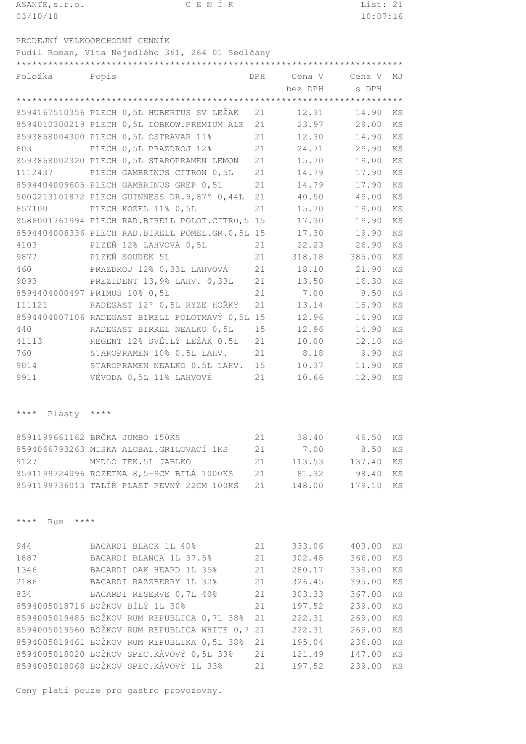ASANTE,s.r.o. CENÍK
03/10/18 10:07:16

PRODEJNÍ VELKOOBCHODNÍ CENNÍK

Pudil Roman, Víta Nejedlého 361, 264 01 Sedlčany

| Položka | Popis | DPH | Cena V bez DPH | Cena V s DPH | MJ |
|---|---|---|---|---|---|
| 8594167510356 | PLECH 0,5L HUBERTUS SV LEŽÁK | 21 | 12.31 | 14.90 | KS |
| 8594010300219 | PLECH 0,5L LOBKOW.PREMIUM ALE | 21 | 23.97 | 29.00 | KS |
| 8593868004300 | PLECH 0,5L OSTRAVAR 11% | 21 | 12.30 | 14.90 | KS |
| 603 | PLECH 0,5L PRAZDROJ 12% | 21 | 24.71 | 29.90 | KS |
| 8593868002320 | PLECH 0,5L STAROPRAMEN LEMON | 21 | 15.70 | 19.00 | KS |
| 1112437 | PLECH GAMBRINUS CITRON 0,5L | 21 | 14.79 | 17.90 | KS |
| 8594404009605 | PLECH GAMBRINUS GREP 0,5L | 21 | 14.79 | 17.90 | KS |
| 5000213101872 | PLECH GUINNESS DR.9,87° 0,44L | 21 | 40.50 | 49.00 | KS |
| 657100 | PLECH KOZEL 11% 0,5L | 21 | 15.70 | 19.00 | KS |
| 8586001761994 | PLECH RAD.BIRELL POLOT.CITR0,5 | 15 | 17.30 | 19.90 | KS |
| 8594404008336 | PLECH RAD.BIRELL POMEL.GR.0,5L | 15 | 17.30 | 19.90 | KS |
| 4103 | PLZEŇ 12% LAHVOVÁ 0,5L | 21 | 22.23 | 26.90 | KS |
| 9877 | PLZEŇ SOUDEK 5L | 21 | 318.18 | 385.00 | KS |
| 460 | PRAZDROJ 12% 0,33L LAHVOVÁ | 21 | 18.10 | 21.90 | KS |
| 9093 | PREZIDENT 13,9% LAHV. 0,33L | 21 | 13.50 | 16.30 | KS |
| 8594404000497 | PRIMUS 10% 0,5L | 21 | 7.00 | 8.50 | KS |
| 111121 | RADEGAST 12° 0,5L RYZE HOŘKÝ | 21 | 13.14 | 15.90 | KS |
| 8594404007106 | RADEGAST BIRELL POLOTMAVÝ 0,5L | 15 | 12.96 | 14.90 | KS |
| 440 | RADEGAST BIRREL NEALKO 0,5L | 15 | 12.96 | 14.90 | KS |
| 41113 | REGENT 12% SVĚTLÝ LEŽÁK 0.5L | 21 | 10.00 | 12.10 | KS |
| 760 | STAROPRAMEN 10% 0.5L LAHV. | 21 | 8.18 | 9.90 | KS |
| 9014 | STAROPRAMEN NEALKO 0.5L LAHV. | 15 | 10.37 | 11.90 | KS |
| 9911 | VÉVODA 0,5L 11% LAHVOVÉ | 21 | 10.66 | 12.90 | KS |

**** Plasty ****

| Položka | Popis | DPH | Cena V bez DPH | Cena V s DPH | MJ |
|---|---|---|---|---|---|
| 8591199661162 | BRČKA JUMBO 150KS | 21 | 38.40 | 46.50 | KS |
| 8594066793263 | MISKA ALOBAL.GRILOVACÍ 1KS | 21 | 7.00 | 8.50 | KS |
| 9127 | MYDLO TEK.5L JABLKO | 21 | 113.53 | 137.40 | KS |
| 8591199724096 | ROZETKA 8,5-9CM BILÁ 1000KS | 21 | 81.32 | 98.40 | KS |
| 8591199736013 | TALÍŘ PLAST PEVNÝ 22CM 100KS | 21 | 148.00 | 179.10 | KS |

**** Rum ****

| Položka | Popis | DPH | Cena V bez DPH | Cena V s DPH | MJ |
|---|---|---|---|---|---|
| 944 | BACARDI BLACK 1L 40% | 21 | 333.06 | 403.00 | KS |
| 1887 | BACARDI BLANCA 1L 37.5% | 21 | 302.48 | 366.00 | KS |
| 1346 | BACARDI OAK HEARD 1L 35% | 21 | 280.17 | 339.00 | KS |
| 2186 | BACARDI RAZZBERRY 1L 32% | 21 | 326.45 | 395.00 | KS |
| 834 | BACARDI RESERVE 0,7L 40% | 21 | 303.33 | 367.00 | KS |
| 8594005018716 | BOŽKOV BÍLÝ 1L 30% | 21 | 197.52 | 239.00 | KS |
| 8594005019485 | BOŽKOV RUM REPUBLICA 0,7L 38% | 21 | 222.31 | 269.00 | KS |
| 8594005019560 | BOŽKOV RUM REPUBLICA WHITE 0,7 | 21 | 222.31 | 269.00 | KS |
| 8594005019461 | BOŽKOV RUM REPUBLIKA 0,5L 38% | 21 | 195.04 | 236.00 | KS |
| 8594005018020 | BOŽKOV SPEC.KÁVOVÝ 0,5L 33% | 21 | 121.49 | 147.00 | KS |
| 8594005018068 | BOŽKOV SPEC.KÁVOVÝ 1L 33% | 21 | 197.52 | 239.00 | KS |

Ceny platí pouze pro gastro provozovny.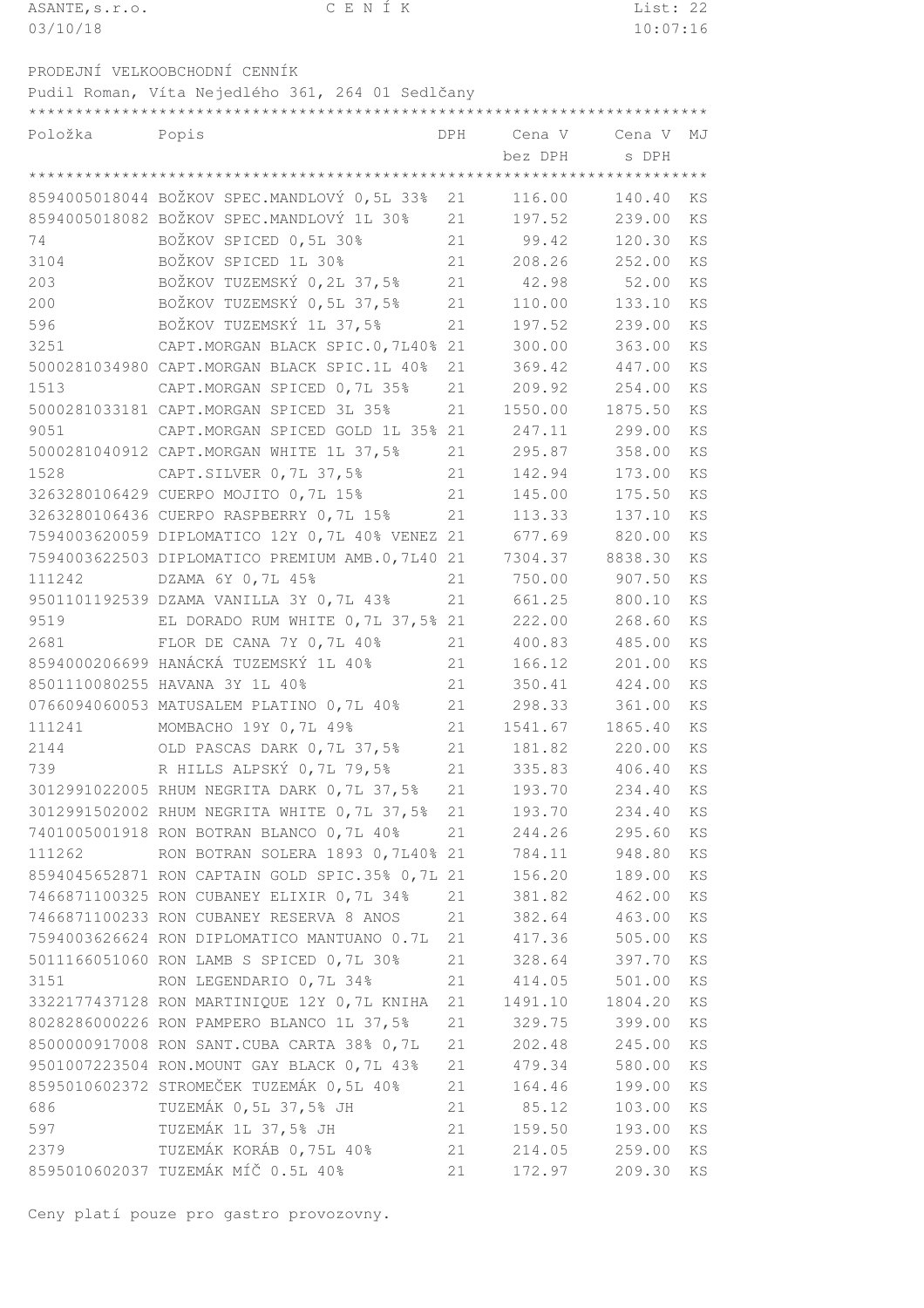ASANTE,s.r.o. CENÍK List: 22
03/10/18 10:07:16

PRODEJNÍ VELKOOBCHODNÍ CENNÍK
Pudil Roman, Víta Nejedlého 361, 264 01 Sedlčany

| Položka | Popis | DPH | Cena V bez DPH | Cena V s DPH | MJ |
|---|---|---|---|---|---|
| 8594005018044 | BOŽKOV SPEC.MANDLOVÝ 0,5L 33% | 21 | 116.00 | 140.40 | KS |
| 8594005018082 | BOŽKOV SPEC.MANDLOVÝ 1L 30% | 21 | 197.52 | 239.00 | KS |
| 74 | BOŽKOV SPICED 0,5L 30% | 21 | 99.42 | 120.30 | KS |
| 3104 | BOŽKOV SPICED 1L 30% | 21 | 208.26 | 252.00 | KS |
| 203 | BOŽKOV TUZEMSKÝ 0,2L 37,5% | 21 | 42.98 | 52.00 | KS |
| 200 | BOŽKOV TUZEMSKÝ 0,5L 37,5% | 21 | 110.00 | 133.10 | KS |
| 596 | BOŽKOV TUZEMSKÝ 1L 37,5% | 21 | 197.52 | 239.00 | KS |
| 3251 | CAPT.MORGAN BLACK SPIC.0,7L40% | 21 | 300.00 | 363.00 | KS |
| 5000281034980 | CAPT.MORGAN BLACK SPIC.1L 40% | 21 | 369.42 | 447.00 | KS |
| 1513 | CAPT.MORGAN SPICED 0,7L 35% | 21 | 209.92 | 254.00 | KS |
| 5000281033181 | CAPT.MORGAN SPICED 3L 35% | 21 | 1550.00 | 1875.50 | KS |
| 9051 | CAPT.MORGAN SPICED GOLD 1L 35% | 21 | 247.11 | 299.00 | KS |
| 5000281040912 | CAPT.MORGAN WHITE 1L 37,5% | 21 | 295.87 | 358.00 | KS |
| 1528 | CAPT.SILVER 0,7L 37,5% | 21 | 142.94 | 173.00 | KS |
| 3263280106429 | CUERPO MOJITO 0,7L 15% | 21 | 145.00 | 175.50 | KS |
| 3263280106436 | CUERPO RASPBERRY 0,7L 15% | 21 | 113.33 | 137.10 | KS |
| 7594003620059 | DIPLOMATICO 12Y 0,7L 40% VENEZ | 21 | 677.69 | 820.00 | KS |
| 7594003622503 | DIPLOMATICO PREMIUM AMB.0,7L40 | 21 | 7304.37 | 8838.30 | KS |
| 111242 | DZAMA 6Y 0,7L 45% | 21 | 750.00 | 907.50 | KS |
| 9501101192539 | DZAMA VANILLA 3Y 0,7L 43% | 21 | 661.25 | 800.10 | KS |
| 9519 | EL DORADO RUM WHITE 0,7L 37,5% | 21 | 222.00 | 268.60 | KS |
| 2681 | FLOR DE CANA 7Y 0,7L 40% | 21 | 400.83 | 485.00 | KS |
| 8594000206699 | HANÁCKÁ TUZEMSKÝ 1L 40% | 21 | 166.12 | 201.00 | KS |
| 8501110080255 | HAVANA 3Y 1L 40% | 21 | 350.41 | 424.00 | KS |
| 0766094060053 | MATUSALEM PLATINO 0,7L 40% | 21 | 298.33 | 361.00 | KS |
| 111241 | MOMBACHO 19Y 0,7L 49% | 21 | 1541.67 | 1865.40 | KS |
| 2144 | OLD PASCAS DARK 0,7L 37,5% | 21 | 181.82 | 220.00 | KS |
| 739 | R HILLS ALPSKÝ 0,7L 79,5% | 21 | 335.83 | 406.40 | KS |
| 3012991022005 | RHUM NEGRITA DARK 0,7L 37,5% | 21 | 193.70 | 234.40 | KS |
| 3012991502002 | RHUM NEGRITA WHITE 0,7L 37,5% | 21 | 193.70 | 234.40 | KS |
| 7401005001918 | RON BOTRAN BLANCO 0,7L 40% | 21 | 244.26 | 295.60 | KS |
| 111262 | RON BOTRAN SOLERA 1893 0,7L40% | 21 | 784.11 | 948.80 | KS |
| 8594045652871 | RON CAPTAIN GOLD SPIC.35% 0,7L | 21 | 156.20 | 189.00 | KS |
| 7466871100325 | RON CUBANEY ELIXIR 0,7L 34% | 21 | 381.82 | 462.00 | KS |
| 7466871100233 | RON CUBANEY RESERVA 8 ANOS | 21 | 382.64 | 463.00 | KS |
| 7594003626624 | RON DIPLOMATICO MANTUANO 0.7L | 21 | 417.36 | 505.00 | KS |
| 5011166051060 | RON LAMB S SPICED 0,7L 30% | 21 | 328.64 | 397.70 | KS |
| 3151 | RON LEGENDARIO 0,7L 34% | 21 | 414.05 | 501.00 | KS |
| 3322177437128 | RON MARTINIQUE 12Y 0,7L KNIHA | 21 | 1491.10 | 1804.20 | KS |
| 8028286000226 | RON PAMPERO BLANCO 1L 37,5% | 21 | 329.75 | 399.00 | KS |
| 8500000917008 | RON SANT.CUBA CARTA 38% 0,7L | 21 | 202.48 | 245.00 | KS |
| 9501007223504 | RON.MOUNT GAY BLACK 0,7L 43% | 21 | 479.34 | 580.00 | KS |
| 8595010602372 | STROMEČEK TUZEMÁK 0,5L 40% | 21 | 164.46 | 199.00 | KS |
| 686 | TUZEMÁK 0,5L 37,5% JH | 21 | 85.12 | 103.00 | KS |
| 597 | TUZEMÁK 1L 37,5% JH | 21 | 159.50 | 193.00 | KS |
| 2379 | TUZEMÁK KORÁB 0,75L 40% | 21 | 214.05 | 259.00 | KS |
| 8595010602037 | TUZEMÁK MÍČ 0.5L 40% | 21 | 172.97 | 209.30 | KS |

Ceny platí pouze pro gastro provozovny.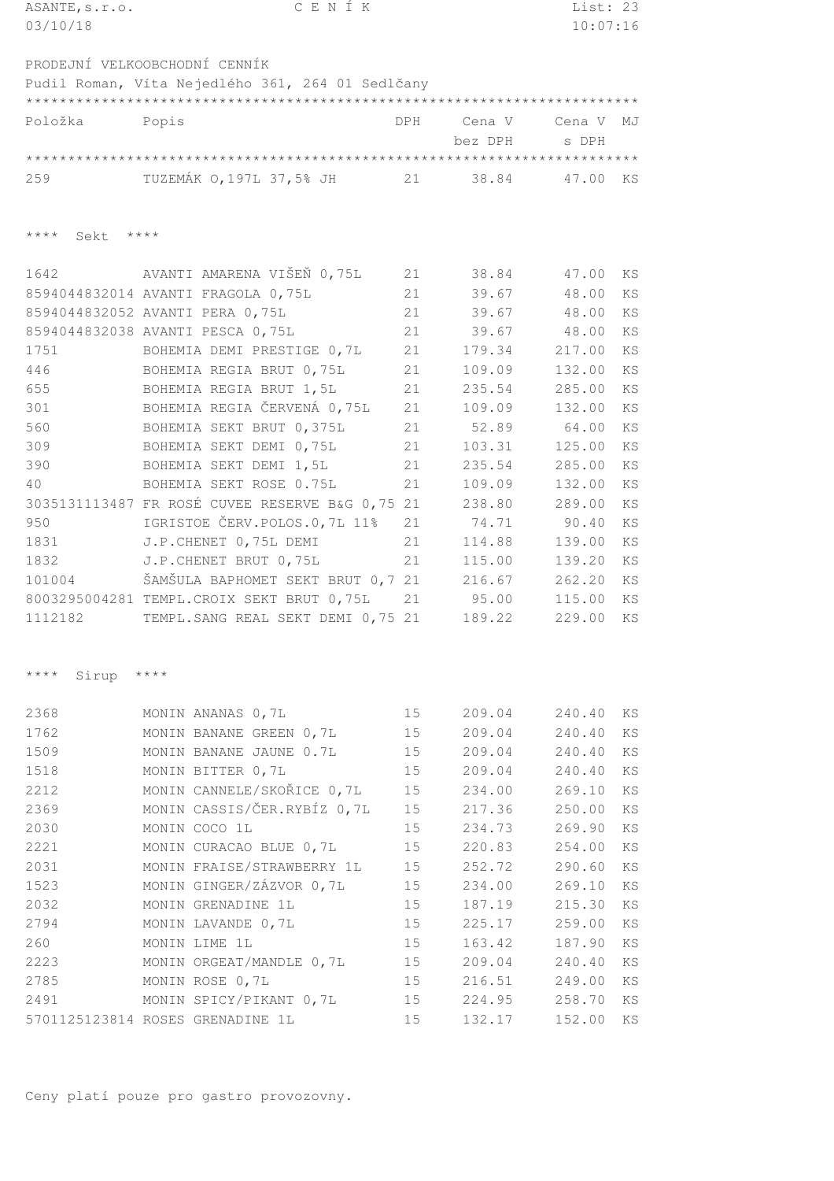ASANTE,s.r.o. C E N Í K

03/10/18 10:07:16

PRODEJNÍ VELKOOBCHODNÍ CENNÍK

Pudil Roman, Víta Nejedlého 361, 264 01 Sedlčany

| Položka | Popis | DPH | Cena V bez DPH | Cena V s DPH | MJ |
|---|---|---|---|---|---|
| 259 | TUZEMÁK O,197L 37,5% JH | 21 | 38.84 | 47.00 | KS |

**** Sekt ****

| Položka | Popis | DPH | Cena V bez DPH | Cena V s DPH | MJ |
|---|---|---|---|---|---|
| 1642 | AVANTI AMARENA VIŠEŇ 0,75L | 21 | 38.84 | 47.00 | KS |
| 8594044832014 | AVANTI FRAGOLA 0,75L | 21 | 39.67 | 48.00 | KS |
| 8594044832052 | AVANTI PERA 0,75L | 21 | 39.67 | 48.00 | KS |
| 8594044832038 | AVANTI PESCA 0,75L | 21 | 39.67 | 48.00 | KS |
| 1751 | BOHEMIA DEMI PRESTIGE 0,7L | 21 | 179.34 | 217.00 | KS |
| 446 | BOHEMIA REGIA BRUT 0,75L | 21 | 109.09 | 132.00 | KS |
| 655 | BOHEMIA REGIA BRUT 1,5L | 21 | 235.54 | 285.00 | KS |
| 301 | BOHEMIA REGIA ČERVENÁ 0,75L | 21 | 109.09 | 132.00 | KS |
| 560 | BOHEMIA SEKT BRUT 0,375L | 21 | 52.89 | 64.00 | KS |
| 309 | BOHEMIA SEKT DEMI 0,75L | 21 | 103.31 | 125.00 | KS |
| 390 | BOHEMIA SEKT DEMI 1,5L | 21 | 235.54 | 285.00 | KS |
| 40 | BOHEMIA SEKT ROSE 0.75L | 21 | 109.09 | 132.00 | KS |
| 3035131113487 | FR ROSÉ CUVEE RESERVE B&G 0,75 | 21 | 238.80 | 289.00 | KS |
| 950 | IGRISTOE ČERV.POLOS.0,7L 11% | 21 | 74.71 | 90.40 | KS |
| 1831 | J.P.CHENET 0,75L DEMI | 21 | 114.88 | 139.00 | KS |
| 1832 | J.P.CHENET BRUT 0,75L | 21 | 115.00 | 139.20 | KS |
| 101004 | ŠAMŠULA BAPHOMET SEKT BRUT 0,7 | 21 | 216.67 | 262.20 | KS |
| 8003295004281 | TEMPL.CROIX SEKT BRUT 0,75L | 21 | 95.00 | 115.00 | KS |
| 1112182 | TEMPL.SANG REAL SEKT DEMI 0,75 | 21 | 189.22 | 229.00 | KS |

**** Sirup ****

| Položka | Popis | DPH | Cena V bez DPH | Cena V s DPH | MJ |
|---|---|---|---|---|---|
| 2368 | MONIN ANANAS 0,7L | 15 | 209.04 | 240.40 | KS |
| 1762 | MONIN BANANE GREEN 0,7L | 15 | 209.04 | 240.40 | KS |
| 1509 | MONIN BANANE JAUNE 0.7L | 15 | 209.04 | 240.40 | KS |
| 1518 | MONIN BITTER 0,7L | 15 | 209.04 | 240.40 | KS |
| 2212 | MONIN CANNELE/SKOŘICE 0,7L | 15 | 234.00 | 269.10 | KS |
| 2369 | MONIN CASSIS/ČER.RYBÍZ 0,7L | 15 | 217.36 | 250.00 | KS |
| 2030 | MONIN COCO 1L | 15 | 234.73 | 269.90 | KS |
| 2221 | MONIN CURACAO BLUE 0,7L | 15 | 220.83 | 254.00 | KS |
| 2031 | MONIN FRAISE/STRAWBERRY 1L | 15 | 252.72 | 290.60 | KS |
| 1523 | MONIN GINGER/ZÁZVOR 0,7L | 15 | 234.00 | 269.10 | KS |
| 2032 | MONIN GRENADINE 1L | 15 | 187.19 | 215.30 | KS |
| 2794 | MONIN LAVANDE 0,7L | 15 | 225.17 | 259.00 | KS |
| 260 | MONIN LIME 1L | 15 | 163.42 | 187.90 | KS |
| 2223 | MONIN ORGEAT/MANDLE 0,7L | 15 | 209.04 | 240.40 | KS |
| 2785 | MONIN ROSE 0,7L | 15 | 216.51 | 249.00 | KS |
| 2491 | MONIN SPICY/PIKANT 0,7L | 15 | 224.95 | 258.70 | KS |
| 5701125123814 | ROSES GRENADINE 1L | 15 | 132.17 | 152.00 | KS |

Ceny platí pouze pro gastro provozovny.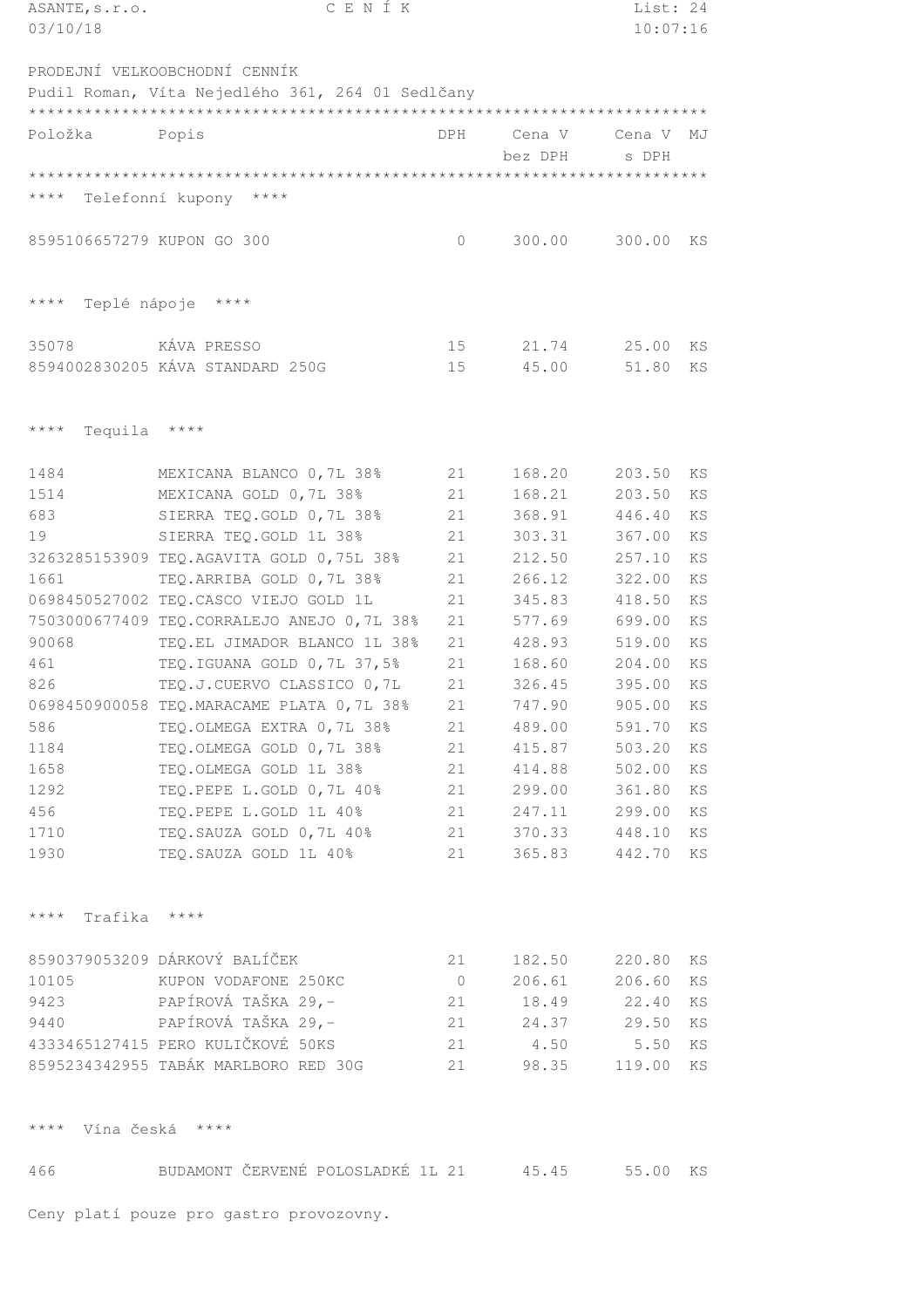ASANTE,s.r.o. C E N Í K
03/10/18

PRODEJNÍ VELKOOBCHODNÍ CENNÍK
Pudil Roman, Víta Nejedlého 361, 264 01 Sedlčany

| Položka | Popis | DPH | Cena V bez DPH | Cena V s DPH | MJ |
|---|---|---|---|---|---|
| **** Telefonní kupony **** | | | | | |
| 8595106657279 | KUPON GO 300 | 0 | 300.00 | 300.00 | KS |
| **** Teplé nápoje **** | | | | | |
| 35078 | KÁVA PRESSO | 15 | 21.74 | 25.00 | KS |
| 8594002830205 | KÁVA STANDARD 250G | 15 | 45.00 | 51.80 | KS |
| **** Tequila **** | | | | | |
| 1484 | MEXICANA BLANCO 0,7L 38% | 21 | 168.20 | 203.50 | KS |
| 1514 | MEXICANA GOLD 0,7L 38% | 21 | 168.21 | 203.50 | KS |
| 683 | SIERRA TEQ.GOLD 0,7L 38% | 21 | 368.91 | 446.40 | KS |
| 19 | SIERRA TEQ.GOLD 1L 38% | 21 | 303.31 | 367.00 | KS |
| 3263285153909 | TEQ.AGAVITA GOLD 0,75L 38% | 21 | 212.50 | 257.10 | KS |
| 1661 | TEQ.ARRIBA GOLD 0,7L 38% | 21 | 266.12 | 322.00 | KS |
| 0698450527002 | TEQ.CASCO VIEJO GOLD 1L | 21 | 345.83 | 418.50 | KS |
| 7503000677409 | TEQ.CORRALEJO ANEJO 0,7L 38% | 21 | 577.69 | 699.00 | KS |
| 90068 | TEQ.EL JIMADOR BLANCO 1L 38% | 21 | 428.93 | 519.00 | KS |
| 461 | TEQ.IGUANA GOLD 0,7L 37,5% | 21 | 168.60 | 204.00 | KS |
| 826 | TEQ.J.CUERVO CLASSICO 0,7L | 21 | 326.45 | 395.00 | KS |
| 0698450900058 | TEQ.MARACAME PLATA 0,7L 38% | 21 | 747.90 | 905.00 | KS |
| 586 | TEQ.OLMEGA EXTRA 0,7L 38% | 21 | 489.00 | 591.70 | KS |
| 1184 | TEQ.OLMEGA GOLD 0,7L 38% | 21 | 415.87 | 503.20 | KS |
| 1658 | TEQ.OLMEGA GOLD 1L 38% | 21 | 414.88 | 502.00 | KS |
| 1292 | TEQ.PEPE L.GOLD 0,7L 40% | 21 | 299.00 | 361.80 | KS |
| 456 | TEQ.PEPE L.GOLD 1L 40% | 21 | 247.11 | 299.00 | KS |
| 1710 | TEQ.SAUZA GOLD 0,7L 40% | 21 | 370.33 | 448.10 | KS |
| 1930 | TEQ.SAUZA GOLD 1L 40% | 21 | 365.83 | 442.70 | KS |
| **** Trafika **** | | | | | |
| 8590379053209 | DÁRKOVÝ BALÍČEK | 21 | 182.50 | 220.80 | KS |
| 10105 | KUPON VODAFONE 250KC | 0 | 206.61 | 206.60 | KS |
| 9423 | PAPÍROVÁ TAŠKA 29,- | 21 | 18.49 | 22.40 | KS |
| 9440 | PAPÍROVÁ TAŠKA 29,- | 21 | 24.37 | 29.50 | KS |
| 4333465127415 | PERO KULIČKOVÉ 50KS | 21 | 4.50 | 5.50 | KS |
| 8595234342955 | TABÁK MARLBORO RED 30G | 21 | 98.35 | 119.00 | KS |
| **** Vína česká **** | | | | | |
| 466 | BUDAMONT ČERVENÉ POLOSLADKÉ 1L | 21 | 45.45 | 55.00 | KS |

Ceny platí pouze pro gastro provozovny.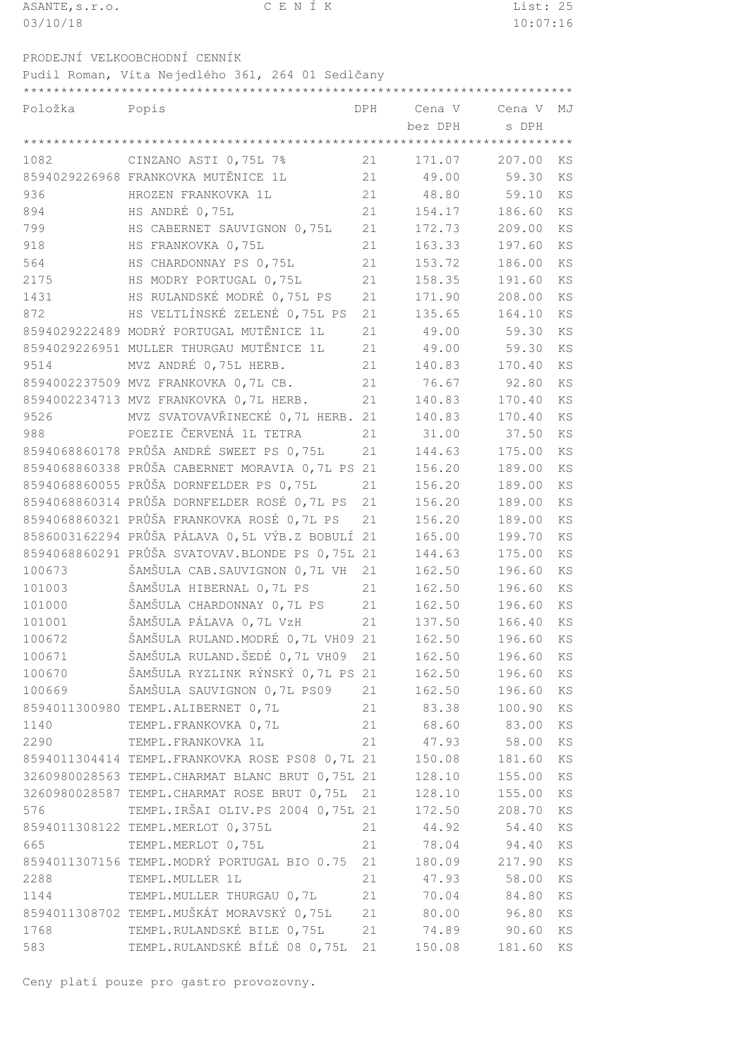ASANTE,s.r.o. CENÍK
03/10/18

PRODEJNÍ VELKOOBCHODNÍ CENNÍK

Pudil Roman, Víta Nejedlého 361, 264 01 Sedlčany

| Položka | Popis | DPH | Cena V bez DPH | Cena V s DPH | MJ |
|---|---|---|---|---|---|
| 1082 | CINZANO ASTI 0,75L 7% | 21 | 171.07 | 207.00 | KS |
| 8594029226968 | FRANKOVKA MUTĚNICE 1L | 21 | 49.00 | 59.30 | KS |
| 936 | HROZEN FRANKOVKA 1L | 21 | 48.80 | 59.10 | KS |
| 894 | HS ANDRÉ 0,75L | 21 | 154.17 | 186.60 | KS |
| 799 | HS CABERNET SAUVIGNON 0,75L | 21 | 172.73 | 209.00 | KS |
| 918 | HS FRANKOVKA 0,75L | 21 | 163.33 | 197.60 | KS |
| 564 | HS CHARDONNAY PS 0,75L | 21 | 153.72 | 186.00 | KS |
| 2175 | HS MODRY PORTUGAL 0,75L | 21 | 158.35 | 191.60 | KS |
| 1431 | HS RULANDSKÉ MODRÉ 0,75L PS | 21 | 171.90 | 208.00 | KS |
| 872 | HS VELTLÍNSKÉ ZELENÉ 0,75L PS | 21 | 135.65 | 164.10 | KS |
| 8594029222489 | MODRÝ PORTUGAL MUTĚNICE 1L | 21 | 49.00 | 59.30 | KS |
| 8594029226951 | MULLER THURGAU MUTĚNICE 1L | 21 | 49.00 | 59.30 | KS |
| 9514 | MVZ ANDRÉ 0,75L HERB. | 21 | 140.83 | 170.40 | KS |
| 8594002237509 | MVZ FRANKOVKA 0,7L CB. | 21 | 76.67 | 92.80 | KS |
| 8594002234713 | MVZ FRANKOVKA 0,7L HERB. | 21 | 140.83 | 170.40 | KS |
| 9526 | MVZ SVATOVAVŘINECKÉ 0,7L HERB. | 21 | 140.83 | 170.40 | KS |
| 988 | POEZIE ČERVENÁ 1L TETRA | 21 | 31.00 | 37.50 | KS |
| 8594068860178 | PRŮŠA ANDRÉ SWEET PS 0,75L | 21 | 144.63 | 175.00 | KS |
| 8594068860338 | PRŮŠA CABERNET MORAVIA 0,7L PS | 21 | 156.20 | 189.00 | KS |
| 8594068860055 | PRŮŠA DORNFELDER PS 0,75L | 21 | 156.20 | 189.00 | KS |
| 8594068860314 | PRŮŠA DORNFELDER ROSÉ 0,7L PS | 21 | 156.20 | 189.00 | KS |
| 8594068860321 | PRŮŠA FRANKOVKA ROSÉ 0,7L PS | 21 | 156.20 | 189.00 | KS |
| 8586003162294 | PRŮŠA PÁLAVA 0,5L VÝB.Z BOBULÍ | 21 | 165.00 | 199.70 | KS |
| 8594068860291 | PRŮŠA SVATOVAV.BLONDE PS 0,75L | 21 | 144.63 | 175.00 | KS |
| 100673 | ŠAMŠULA CAB.SAUVIGNON 0,7L VH | 21 | 162.50 | 196.60 | KS |
| 101003 | ŠAMŠULA HIBERNAL 0,7L PS | 21 | 162.50 | 196.60 | KS |
| 101000 | ŠAMŠULA CHARDONNAY 0,7L PS | 21 | 162.50 | 196.60 | KS |
| 101001 | ŠAMŠULA PÁLAVA 0,7L VzH | 21 | 137.50 | 166.40 | KS |
| 100672 | ŠAMŠULA RULAND.MODRÉ 0,7L VH09 | 21 | 162.50 | 196.60 | KS |
| 100671 | ŠAMŠULA RULAND.ŠEDÉ 0,7L VH09 | 21 | 162.50 | 196.60 | KS |
| 100670 | ŠAMŠULA RYZLINK RÝNSKÝ 0,7L PS | 21 | 162.50 | 196.60 | KS |
| 100669 | ŠAMŠULA SAUVIGNON 0,7L PS09 | 21 | 162.50 | 196.60 | KS |
| 8594011300980 | TEMPL.ALIBERNET 0,7L | 21 | 83.38 | 100.90 | KS |
| 1140 | TEMPL.FRANKOVKA 0,7L | 21 | 68.60 | 83.00 | KS |
| 2290 | TEMPL.FRANKOVKA 1L | 21 | 47.93 | 58.00 | KS |
| 8594011304414 | TEMPL.FRANKOVKA ROSE PS08 0,7L | 21 | 150.08 | 181.60 | KS |
| 3260980028563 | TEMPL.CHARMAT BLANC BRUT 0,75L | 21 | 128.10 | 155.00 | KS |
| 3260980028587 | TEMPL.CHARMAT ROSE BRUT 0,75L | 21 | 128.10 | 155.00 | KS |
| 576 | TEMPL.IRŠAI OLIV.PS 2004 0,75L | 21 | 172.50 | 208.70 | KS |
| 8594011308122 | TEMPL.MERLOT 0,375L | 21 | 44.92 | 54.40 | KS |
| 665 | TEMPL.MERLOT 0,75L | 21 | 78.04 | 94.40 | KS |
| 8594011307156 | TEMPL.MODRÝ PORTUGAL BIO 0.75 | 21 | 180.09 | 217.90 | KS |
| 2288 | TEMPL.MULLER 1L | 21 | 47.93 | 58.00 | KS |
| 1144 | TEMPL.MULLER THURGAU 0,7L | 21 | 70.04 | 84.80 | KS |
| 8594011308702 | TEMPL.MUŠKÁT MORAVSKÝ 0,75L | 21 | 80.00 | 96.80 | KS |
| 1768 | TEMPL.RULANDSKÉ BILE 0,75L | 21 | 74.89 | 90.60 | KS |
| 583 | TEMPL.RULANDSKÉ BÍLÉ 08 0,75L | 21 | 150.08 | 181.60 | KS |

Ceny platí pouze pro gastro provozovny.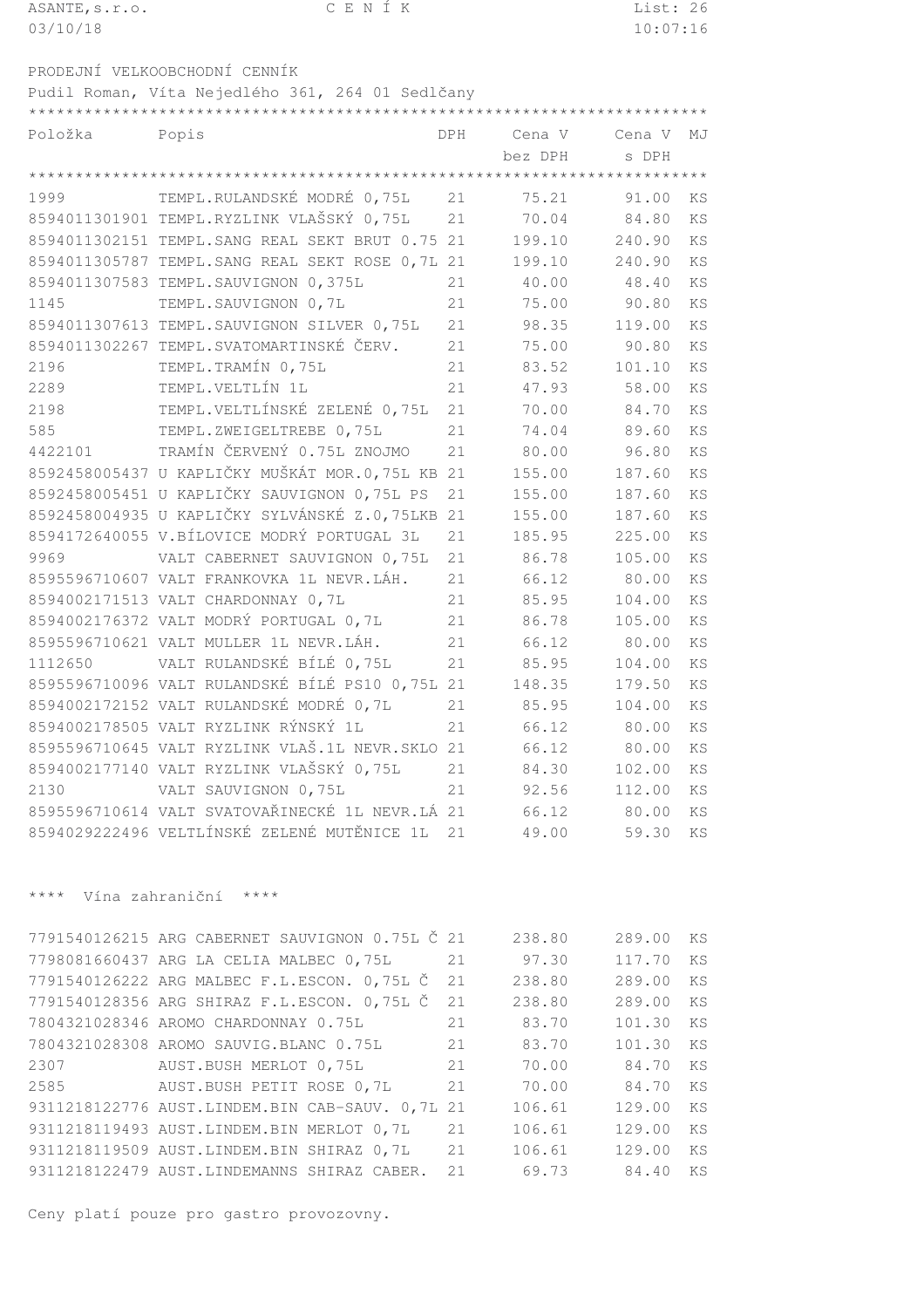PRODEJNÍ VELKOOBCHODNÍ CENNÍK
Pudil Roman, Víta Nejedlého 361, 264 01 Sedlčany

| Položka | Popis | DPH | Cena V bez DPH | Cena V s DPH | MJ |
|---|---|---|---|---|---|
| 1999 | TEMPL.RULANDSKÉ MODRÉ 0,75L | 21 | 75.21 | 91.00 | KS |
| 8594011301901 | TEMPL.RYZLINK VLAŠSKÝ 0,75L | 21 | 70.04 | 84.80 | KS |
| 8594011302151 | TEMPL.SANG REAL SEKT BRUT 0.75 | 21 | 199.10 | 240.90 | KS |
| 8594011305787 | TEMPL.SANG REAL SEKT ROSE 0,7L | 21 | 199.10 | 240.90 | KS |
| 8594011307583 | TEMPL.SAUVIGNON 0,375L | 21 | 40.00 | 48.40 | KS |
| 1145 | TEMPL.SAUVIGNON 0,7L | 21 | 75.00 | 90.80 | KS |
| 8594011307613 | TEMPL.SAUVIGNON SILVER 0,75L | 21 | 98.35 | 119.00 | KS |
| 8594011302267 | TEMPL.SVATOMARTINSKÉ ČERV. | 21 | 75.00 | 90.80 | KS |
| 2196 | TEMPL.TRAMÍN 0,75L | 21 | 83.52 | 101.10 | KS |
| 2289 | TEMPL.VELTLÍN 1L | 21 | 47.93 | 58.00 | KS |
| 2198 | TEMPL.VELTLÍNSKÉ ZELENÉ 0,75L | 21 | 70.00 | 84.70 | KS |
| 585 | TEMPL.ZWEIGELTREBE 0,75L | 21 | 74.04 | 89.60 | KS |
| 4422101 | TRAMÍN ČERVENÝ 0.75L ZNOJMO | 21 | 80.00 | 96.80 | KS |
| 8592458005437 | U KAPLIČKY MUŠKÁT MOR.0,75L KB | 21 | 155.00 | 187.60 | KS |
| 8592458005451 | U KAPLIČKY SAUVIGNON 0,75L PS | 21 | 155.00 | 187.60 | KS |
| 8592458004935 | U KAPLIČKY SYLVÁNSKÉ Z.0,75LKB | 21 | 155.00 | 187.60 | KS |
| 8594172640055 | V.BÍLOVICE MODRÝ PORTUGAL 3L | 21 | 185.95 | 225.00 | KS |
| 9969 | VALT CABERNET SAUVIGNON 0,75L | 21 | 86.78 | 105.00 | KS |
| 8595596710607 | VALT FRANKOVKA 1L NEVR.LÁH. | 21 | 66.12 | 80.00 | KS |
| 8594002171513 | VALT CHARDONNAY 0,7L | 21 | 85.95 | 104.00 | KS |
| 8594002176372 | VALT MODRÝ PORTUGAL 0,7L | 21 | 86.78 | 105.00 | KS |
| 8595596710621 | VALT MULLER 1L NEVR.LÁH. | 21 | 66.12 | 80.00 | KS |
| 1112650 | VALT RULANDSKÉ BÍLÉ 0,75L | 21 | 85.95 | 104.00 | KS |
| 8595596710096 | VALT RULANDSKÉ BÍLÉ PS10 0,75L | 21 | 148.35 | 179.50 | KS |
| 8594002172152 | VALT RULANDSKÉ MODRÉ 0,7L | 21 | 85.95 | 104.00 | KS |
| 8594002178505 | VALT RYZLINK RÝNSKÝ 1L | 21 | 66.12 | 80.00 | KS |
| 8595596710645 | VALT RYZLINK VLAŠ.1L NEVR.SKLO | 21 | 66.12 | 80.00 | KS |
| 8594002177140 | VALT RYZLINK VLAŠSKÝ 0,75L | 21 | 84.30 | 102.00 | KS |
| 2130 | VALT SAUVIGNON 0,75L | 21 | 92.56 | 112.00 | KS |
| 8595596710614 | VALT SVATOVAŘINECKÉ 1L NEVR.LÁ | 21 | 66.12 | 80.00 | KS |
| 8594029222496 | VELTLÍNSKÉ ZELENÉ MUTĚNICE 1L | 21 | 49.00 | 59.30 | KS |

**** Vína zahraniční ****

| Položka | Popis | DPH | Cena V bez DPH | Cena V s DPH | MJ |
|---|---|---|---|---|---|
| 7791540126215 | ARG CABERNET SAUVIGNON 0.75L Č | 21 | 238.80 | 289.00 | KS |
| 7798081660437 | ARG LA CELIA MALBEC 0,75L | 21 | 97.30 | 117.70 | KS |
| 7791540126222 | ARG MALBEC F.L.ESCON. 0,75L Č | 21 | 238.80 | 289.00 | KS |
| 7791540128356 | ARG SHIRAZ F.L.ESCON. 0,75L Č | 21 | 238.80 | 289.00 | KS |
| 7804321028346 | AROMO CHARDONNAY 0.75L | 21 | 83.70 | 101.30 | KS |
| 7804321028308 | AROMO SAUVIG.BLANC 0.75L | 21 | 83.70 | 101.30 | KS |
| 2307 | AUST.BUSH MERLOT 0,75L | 21 | 70.00 | 84.70 | KS |
| 2585 | AUST.BUSH PETIT ROSE 0,7L | 21 | 70.00 | 84.70 | KS |
| 9311218122776 | AUST.LINDEM.BIN CAB-SAUV. 0,7L | 21 | 106.61 | 129.00 | KS |
| 9311218119493 | AUST.LINDEM.BIN MERLOT 0,7L | 21 | 106.61 | 129.00 | KS |
| 9311218119509 | AUST.LINDEM.BIN SHIRAZ 0,7L | 21 | 106.61 | 129.00 | KS |
| 9311218122479 | AUST.LINDEMANNS SHIRAZ CABER. | 21 | 69.73 | 84.40 | KS |

Ceny platí pouze pro gastro provozovny.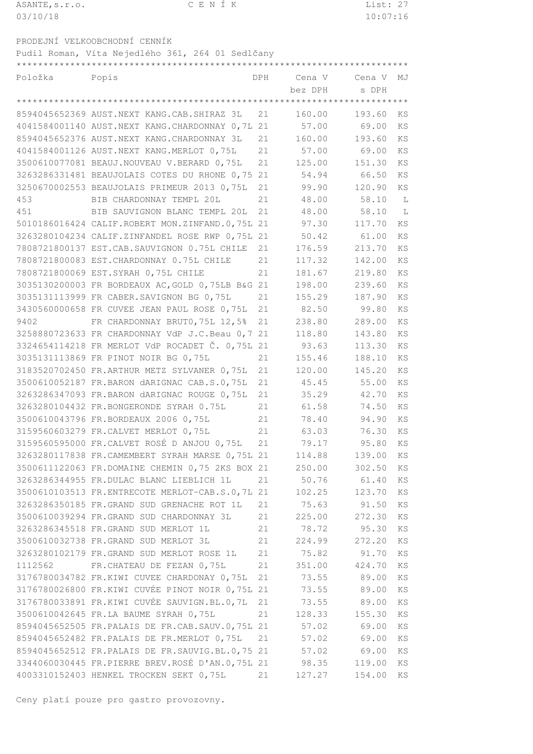ASANTE, s.r.o. — C E N Í K

03/10/18 10:07:16

PRODEJNÍ VELKOOBCHODNÍ CENNÍK

Pudil Roman, Víta Nejedlého 361, 264 01 Sedlčany

| Položka | Popis | DPH | Cena V bez DPH | Cena V s DPH | MJ |
|---|---|---|---|---|---|
| 8594045652369 | AUST.NEXT KANG.CAB.SHIRAZ 3L | 21 | 160.00 | 193.60 | KS |
| 4041584001140 | AUST.NEXT KANG.CHARDONNAY 0,7L | 21 | 57.00 | 69.00 | KS |
| 8594045652376 | AUST.NEXT KANG.CHARDONNAY 3L | 21 | 160.00 | 193.60 | KS |
| 4041584001126 | AUST.NEXT KANG.MERLOT 0,75L | 21 | 57.00 | 69.00 | KS |
| 3500610077081 | BEAUJ.NOUVEAU V.BERARD 0,75L | 21 | 125.00 | 151.30 | KS |
| 3263286331481 | BEAUJOLAIS COTES DU RHONE 0,75 | 21 | 54.94 | 66.50 | KS |
| 3250670002553 | BEAUJOLAIS PRIMEUR 2013 0,75L | 21 | 99.90 | 120.90 | KS |
| 453 | BIB CHARDONNAY TEMPL 20L | 21 | 48.00 | 58.10 | L |
| 451 | BIB SAUVIGNON BLANC TEMPL 20L | 21 | 48.00 | 58.10 | L |
| 5010186016424 | CALIF.ROBERT MON.ZINFAND.0,75L | 21 | 97.30 | 117.70 | KS |
| 3263280104234 | CALIF.ZINFANDEL ROSE RWP 0,75L | 21 | 50.42 | 61.00 | KS |
| 7808721800137 | EST.CAB.SAUVIGNON 0.75L CHILE | 21 | 176.59 | 213.70 | KS |
| 7808721800083 | EST.CHARDONNAY 0.75L CHILE | 21 | 117.32 | 142.00 | KS |
| 7808721800069 | EST.SYRAH 0,75L CHILE | 21 | 181.67 | 219.80 | KS |
| 3035130200003 | FR BORDEAUX AC,GOLD 0,75LB B&G | 21 | 198.00 | 239.60 | KS |
| 3035131113999 | FR CABER.SAVIGNON BG 0,75L | 21 | 155.29 | 187.90 | KS |
| 3430560000658 | FR CUVEE JEAN PAUL ROSE 0,75L | 21 | 82.50 | 99.80 | KS |
| 9402 | FR CHARDONNAY BRUT0,75L 12,5% | 21 | 238.80 | 289.00 | KS |
| 3258880723633 | FR CHARDONNAY VdP J.C.Beau 0,7 | 21 | 118.80 | 143.80 | KS |
| 3324654114218 | FR MERLOT VdP ROCADET Č. 0,75L | 21 | 93.63 | 113.30 | KS |
| 3035131113869 | FR PINOT NOIR BG 0,75L | 21 | 155.46 | 188.10 | KS |
| 3183520702450 | FR.ARTHUR METZ SYLVANER 0,75L | 21 | 120.00 | 145.20 | KS |
| 3500610052187 | FR.BARON dARIGNAC CAB.S.0,75L | 21 | 45.45 | 55.00 | KS |
| 3263286347093 | FR.BARON dARIGNAC ROUGE 0,75L | 21 | 35.29 | 42.70 | KS |
| 3263280104432 | FR.BONGERONDE SYRAH 0.75L | 21 | 61.58 | 74.50 | KS |
| 3500610043796 | FR.BORDEAUX 2006 0,75L | 21 | 78.40 | 94.90 | KS |
| 3159560603279 | FR.CALVET MERLOT 0,75L | 21 | 63.03 | 76.30 | KS |
| 3159560595000 | FR.CALVET ROSÉ D ANJOU 0,75L | 21 | 79.17 | 95.80 | KS |
| 3263280117838 | FR.CAMEMBERT SYRAH MARSE 0,75L | 21 | 114.88 | 139.00 | KS |
| 3500611122063 | FR.DOMAINE CHEMIN 0,75 2KS BOX | 21 | 250.00 | 302.50 | KS |
| 3263286344955 | FR.DULAC BLANC LIEBLICH 1L | 21 | 50.76 | 61.40 | KS |
| 3500610103513 | FR.ENTRECOTE MERLOT-CAB.S.0,7L | 21 | 102.25 | 123.70 | KS |
| 3263286350185 | FR.GRAND SUD GRENACHE ROT 1L | 21 | 75.63 | 91.50 | KS |
| 3500610039294 | FR.GRAND SUD CHARDONNAY 3L | 21 | 225.00 | 272.30 | KS |
| 3263286345518 | FR.GRAND SUD MERLOT 1L | 21 | 78.72 | 95.30 | KS |
| 3500610032738 | FR.GRAND SUD MERLOT 3L | 21 | 224.99 | 272.20 | KS |
| 3263280102179 | FR.GRAND SUD MERLOT ROSE 1L | 21 | 75.82 | 91.70 | KS |
| 1112562 | FR.CHATEAU DE FEZAN 0,75L | 21 | 351.00 | 424.70 | KS |
| 3176780034782 | FR.KIWI CUVEE CHARDONAY 0,75L | 21 | 73.55 | 89.00 | KS |
| 3176780026800 | FR.KIWI CUVÉE PINOT NOIR 0,75L | 21 | 73.55 | 89.00 | KS |
| 3176780033891 | FR.KIWI CUVÉE SAUVIGN.BL.0,7L | 21 | 73.55 | 89.00 | KS |
| 3500610042645 | FR.LA BAUME SYRAH 0,75L | 21 | 128.33 | 155.30 | KS |
| 8594045652505 | FR.PALAIS DE FR.CAB.SAUV.0,75L | 21 | 57.02 | 69.00 | KS |
| 8594045652482 | FR.PALAIS DE FR.MERLOT 0,75L | 21 | 57.02 | 69.00 | KS |
| 8594045652512 | FR.PALAIS DE FR.SAUVIG.BL.0,75 | 21 | 57.02 | 69.00 | KS |
| 3344060030445 | FR.PIERRE BREV.ROSÉ D'AN.0,75L | 21 | 98.35 | 119.00 | KS |
| 4003310152403 | HENKEL TROCKEN SEKT 0,75L | 21 | 127.27 | 154.00 | KS |

Ceny platí pouze pro gastro provozovny.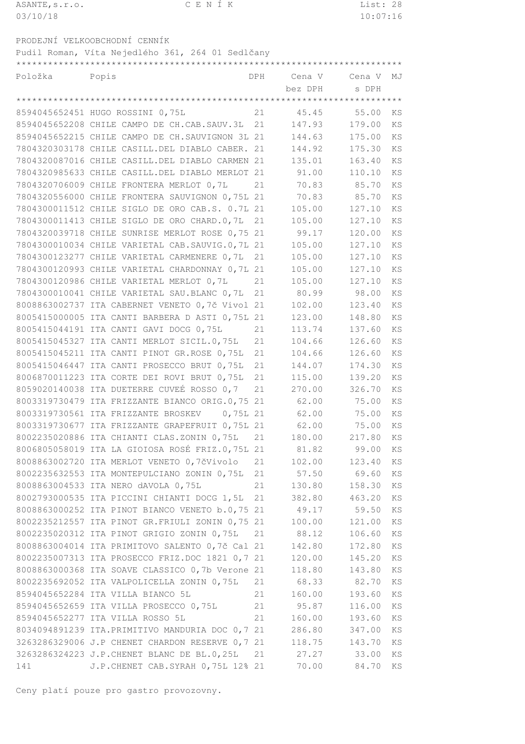ASANTE,s.r.o. C E N Í K
03/10/18

PRODEJNÍ VELKOOBCHODNÍ CENNÍK

Pudil Roman, Víta Nejedlého 361, 264 01 Sedlčany

| Položka | Popis | DPH | Cena V bez DPH | Cena V s DPH | MJ |
|---|---|---|---|---|---|
| 8594045652451 | HUGO ROSSINI 0,75L | 21 | 45.45 | 55.00 | KS |
| 8594045652208 | CHILE CAMPO DE CH.CAB.SAUV.3L | 21 | 147.93 | 179.00 | KS |
| 8594045652215 | CHILE CAMPO DE CH.SAUVIGNON 3L | 21 | 144.63 | 175.00 | KS |
| 7804320303178 | CHILE CASILL.DEL DIABLO CABER. | 21 | 144.92 | 175.30 | KS |
| 7804320087016 | CHILE CASILL.DEL DIABLO CARMEN | 21 | 135.01 | 163.40 | KS |
| 7804320985633 | CHILE CASILL.DEL DIABLO MERLOT | 21 | 91.00 | 110.10 | KS |
| 7804320706009 | CHILE FRONTERA MERLOT 0,7L | 21 | 70.83 | 85.70 | KS |
| 7804320556000 | CHILE FRONTERA SAUVIGNON 0,75L | 21 | 70.83 | 85.70 | KS |
| 7804300011512 | CHILE SIGLO DE ORO CAB.S. 0.7L | 21 | 105.00 | 127.10 | KS |
| 7804300011413 | CHILE SIGLO DE ORO CHARD.0,7L | 21 | 105.00 | 127.10 | KS |
| 7804320039718 | CHILE SUNRISE MERLOT ROSE 0,75 | 21 | 99.17 | 120.00 | KS |
| 7804300010034 | CHILE VARIETAL CAB.SAUVIG.0,7L | 21 | 105.00 | 127.10 | KS |
| 7804300123277 | CHILE VARIETAL CARMENERE 0,7L | 21 | 105.00 | 127.10 | KS |
| 7804300120993 | CHILE VARIETAL CHARDONNAY 0,7L | 21 | 105.00 | 127.10 | KS |
| 7804300120986 | CHILE VARIETAL MERLOT 0,7L | 21 | 105.00 | 127.10 | KS |
| 7804300010041 | CHILE VARIETAL SAU.BLANC 0,7L | 21 | 80.99 | 98.00 | KS |
| 8008863002737 | ITA CABERNET VENETO 0,7č Vivol | 21 | 102.00 | 123.40 | KS |
| 8005415000005 | ITA CANTI BARBERA D ASTI 0,75L | 21 | 123.00 | 148.80 | KS |
| 8005415044191 | ITA CANTI GAVI DOCG 0,75L | 21 | 113.74 | 137.60 | KS |
| 8005415045327 | ITA CANTI MERLOT SICIL.0,75L | 21 | 104.66 | 126.60 | KS |
| 8005415045211 | ITA CANTI PINOT GR.ROSE 0,75L | 21 | 104.66 | 126.60 | KS |
| 8005415046447 | ITA CANTI PROSECCO BRUT 0,75L | 21 | 144.07 | 174.30 | KS |
| 8006870011223 | ITA CORTE DEI ROVI BRUT 0,75L | 21 | 115.00 | 139.20 | KS |
| 8059020140038 | ITA DUETERRE CUVEÉ ROSSO 0,7 | 21 | 270.00 | 326.70 | KS |
| 8003319730479 | ITA FRIZZANTE BIANCO ORIG.0,75 | 21 | 62.00 | 75.00 | KS |
| 8003319730561 | ITA FRIZZANTE BROSKEV 0,75L | 21 | 62.00 | 75.00 | KS |
| 8003319730677 | ITA FRIZZANTE GRAPEFRUIT 0,75L | 21 | 62.00 | 75.00 | KS |
| 8002235020886 | ITA CHIANTI CLAS.ZONIN 0,75L | 21 | 180.00 | 217.80 | KS |
| 8006805058019 | ITA LA GIOIOSA ROSÉ FRIZ.0,75L | 21 | 81.82 | 99.00 | KS |
| 8008863002720 | ITA MERLOT VENETO 0,7čVivolo | 21 | 102.00 | 123.40 | KS |
| 8002235632553 | ITA MONTEPULCIANO ZONIN 0,75L | 21 | 57.50 | 69.60 | KS |
| 8008863004533 | ITA NERO dAVOLA 0,75L | 21 | 130.80 | 158.30 | KS |
| 8002793000535 | ITA PICCINI CHIANTI DOCG 1,5L | 21 | 382.80 | 463.20 | KS |
| 8008863000252 | ITA PINOT BIANCO VENETO b.0,75 | 21 | 49.17 | 59.50 | KS |
| 8002235212557 | ITA PINOT GR.FRIULI ZONIN 0,75 | 21 | 100.00 | 121.00 | KS |
| 8002235020312 | ITA PINOT GRIGIO ZONIN 0,75L | 21 | 88.12 | 106.60 | KS |
| 8008863004014 | ITA PRIMITOVO SALENTO 0,7č Cal | 21 | 142.80 | 172.80 | KS |
| 8002235007313 | ITA PROSECCO FRIZ.DOC 1821 0,7 | 21 | 120.00 | 145.20 | KS |
| 8008863000368 | ITA SOAVE CLASSICO 0,7b Verone | 21 | 118.80 | 143.80 | KS |
| 8002235692052 | ITA VALPOLICELLA ZONIN 0,75L | 21 | 68.33 | 82.70 | KS |
| 8594045652284 | ITA VILLA BIANCO 5L | 21 | 160.00 | 193.60 | KS |
| 8594045652659 | ITA VILLA PROSECCO 0,75L | 21 | 95.87 | 116.00 | KS |
| 8594045652277 | ITA VILLA ROSSO 5L | 21 | 160.00 | 193.60 | KS |
| 8034094891239 | ITA.PRIMITIVO MANDURIA DOC 0,7 | 21 | 286.80 | 347.00 | KS |
| 3263286329006 | J.P CHENET CHARDON RESERVE 0,7 | 21 | 118.75 | 143.70 | KS |
| 3263286324223 | J.P.CHENET BLANC DE BL.0,25L | 21 | 27.27 | 33.00 | KS |
| 141 | J.P.CHENET CAB.SYRAH 0,75L 12% | 21 | 70.00 | 84.70 | KS |

Ceny platí pouze pro gastro provozovny.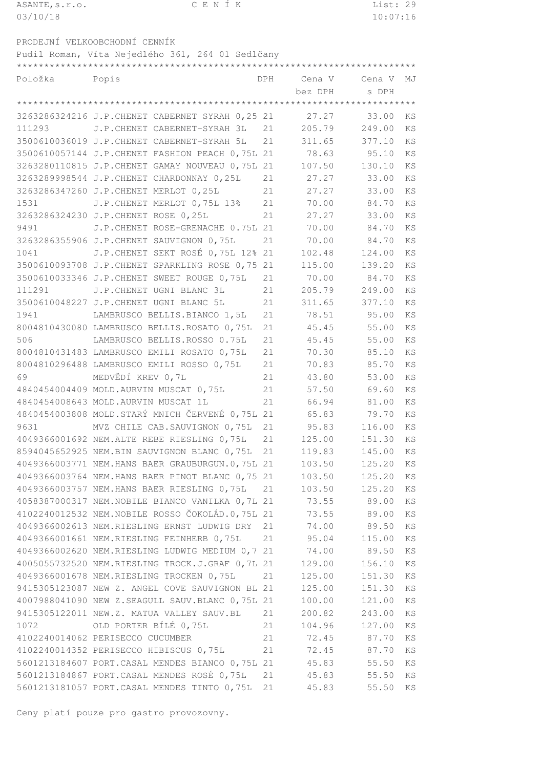# PRODEJNÍ VELKOOBCHODNÍ CENNÍK

Pudil Roman, Víta Nejedlého 361, 264 01 Sedlčany

| Položka | Popis | DPH | Cena V bez DPH | Cena V s DPH | MJ |
|---|---|---|---|---|---|
| 3263286324216 | J.P.CHENET CABERNET SYRAH 0,25 | 21 | 27.27 | 33.00 | KS |
| 111293 | J.P.CHENET CABERNET-SYRAH 3L | 21 | 205.79 | 249.00 | KS |
| 3500610036019 | J.P.CHENET CABERNET-SYRAH 5L | 21 | 311.65 | 377.10 | KS |
| 3500610057144 | J.P.CHENET FASHION PEACH 0,75L | 21 | 78.63 | 95.10 | KS |
| 3263280110815 | J.P.CHENET GAMAY NOUVEAU 0,75L | 21 | 107.50 | 130.10 | KS |
| 3263289998544 | J.P.CHENET CHARDONNAY 0,25L | 21 | 27.27 | 33.00 | KS |
| 3263286347260 | J.P.CHENET MERLOT 0,25L | 21 | 27.27 | 33.00 | KS |
| 1531 | J.P.CHENET MERLOT 0,75L 13% | 21 | 70.00 | 84.70 | KS |
| 3263286324230 | J.P.CHENET ROSE 0,25L | 21 | 27.27 | 33.00 | KS |
| 9491 | J.P.CHENET ROSE-GRENACHE 0.75L | 21 | 70.00 | 84.70 | KS |
| 3263286355906 | J.P.CHENET SAUVIGNON 0,75L | 21 | 70.00 | 84.70 | KS |
| 1041 | J.P.CHENET SEKT ROSÉ 0,75L 12% | 21 | 102.48 | 124.00 | KS |
| 3500610093708 | J.P.CHENET SPARKLING ROSE 0,75 | 21 | 115.00 | 139.20 | KS |
| 3500610033346 | J.P.CHENET SWEET ROUGE 0,75L | 21 | 70.00 | 84.70 | KS |
| 111291 | J.P.CHENET UGNI BLANC 3L | 21 | 205.79 | 249.00 | KS |
| 3500610048227 | J.P.CHENET UGNI BLANC 5L | 21 | 311.65 | 377.10 | KS |
| 1941 | LAMBRUSCO BELLIS.BIANCO 1,5L | 21 | 78.51 | 95.00 | KS |
| 8004810430080 | LAMBRUSCO BELLIS.ROSATO 0,75L | 21 | 45.45 | 55.00 | KS |
| 506 | LAMBRUSCO BELLIS.ROSSO 0.75L | 21 | 45.45 | 55.00 | KS |
| 8004810431483 | LAMBRUSCO EMILI ROSATO 0,75L | 21 | 70.30 | 85.10 | KS |
| 8004810296488 | LAMBRUSCO EMILI ROSSO 0,75L | 21 | 70.83 | 85.70 | KS |
| 69 | MEDVĚDÍ KREV 0,7L | 21 | 43.80 | 53.00 | KS |
| 4840454004409 | MOLD.AURVIN MUSCAT 0,75L | 21 | 57.50 | 69.60 | KS |
| 4840454008643 | MOLD.AURVIN MUSCAT 1L | 21 | 66.94 | 81.00 | KS |
| 4840454003808 | MOLD.STARÝ MNICH ČERVENÉ 0,75L | 21 | 65.83 | 79.70 | KS |
| 9631 | MVZ CHILE CAB.SAUVIGNON 0,75L | 21 | 95.83 | 116.00 | KS |
| 4049366001692 | NEM.ALTE REBE RIESLING 0,75L | 21 | 125.00 | 151.30 | KS |
| 8594045652925 | NEM.BIN SAUVIGNON BLANC 0,75L | 21 | 119.83 | 145.00 | KS |
| 4049366003771 | NEM.HANS BAER GRAUBURGUN.0,75L | 21 | 103.50 | 125.20 | KS |
| 4049366003764 | NEM.HANS BAER PINOT BLANC 0,75 | 21 | 103.50 | 125.20 | KS |
| 4049366003757 | NEM.HANS BAER RIESLING 0,75L | 21 | 103.50 | 125.20 | KS |
| 4058387000317 | NEM.NOBILE BIANCO VANILKA 0,7L | 21 | 73.55 | 89.00 | KS |
| 4102240012532 | NEM.NOBILE ROSSO ČOKOLÁD.0,75L | 21 | 73.55 | 89.00 | KS |
| 4049366002613 | NEM.RIESLING ERNST LUDWIG DRY | 21 | 74.00 | 89.50 | KS |
| 4049366001661 | NEM.RIESLING FEINHERB 0,75L | 21 | 95.04 | 115.00 | KS |
| 4049366002620 | NEM.RIESLING LUDWIG MEDIUM 0,7 | 21 | 74.00 | 89.50 | KS |
| 4005055732520 | NEM.RIESLING TROCK.J.GRAF 0,7L | 21 | 129.00 | 156.10 | KS |
| 4049366001678 | NEM.RIESLING TROCKEN 0,75L | 21 | 125.00 | 151.30 | KS |
| 9415305123087 | NEW Z. ANGEL COVE SAUVIGNON BL | 21 | 125.00 | 151.30 | KS |
| 4007988041090 | NEW Z.SEAGULL SAUV.BLANC 0,75L | 21 | 100.00 | 121.00 | KS |
| 9415305122011 | NEW.Z. MATUA VALLEY SAUV.BL | 21 | 200.82 | 243.00 | KS |
| 1072 | OLD PORTER BÍLÉ 0,75L | 21 | 104.96 | 127.00 | KS |
| 4102240014062 | PERISECCO CUCUMBER | 21 | 72.45 | 87.70 | KS |
| 4102240014352 | PERISECCO HIBISCUS 0,75L | 21 | 72.45 | 87.70 | KS |
| 5601213184607 | PORT.CASAL MENDES BIANCO 0,75L | 21 | 45.83 | 55.50 | KS |
| 5601213184867 | PORT.CASAL MENDES ROSÉ 0,75L | 21 | 45.83 | 55.50 | KS |
| 5601213181057 | PORT.CASAL MENDES TINTO 0,75L | 21 | 45.83 | 55.50 | KS |

Ceny platí pouze pro gastro provozovny.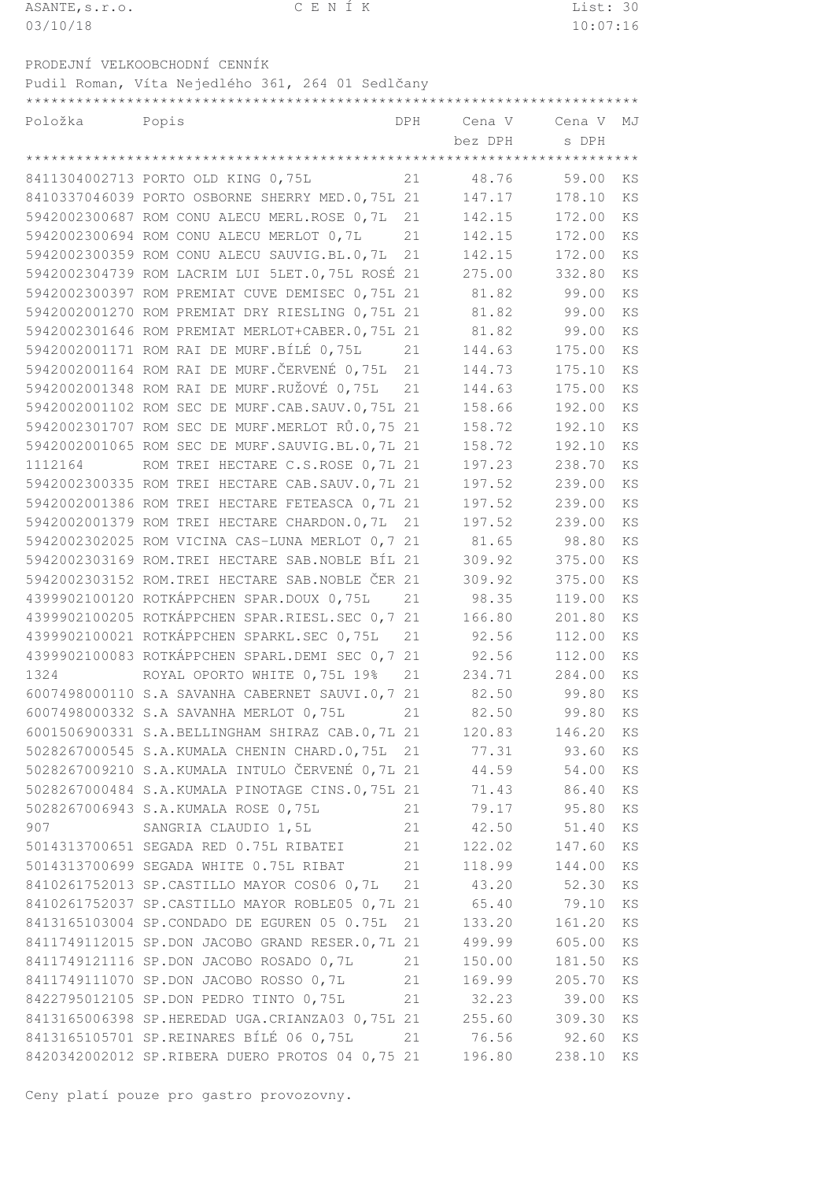ASANTE, s.r.o. C E N Í K

03/10/18 10:07:16

PRODEJNÍ VELKOOBCHODNÍ CENNÍK

Pudil Roman, Víta Nejedlého 361, 264 01 Sedlčany

| Položka | Popis | DPH | Cena V bez DPH | Cena V s DPH | MJ |
|---|---|---|---|---|---|
| 8411304002713 | PORTO OLD KING 0,75L | 21 | 48.76 | 59.00 | KS |
| 8410337046039 | PORTO OSBORNE SHERRY MED.0,75L | 21 | 147.17 | 178.10 | KS |
| 5942002300687 | ROM CONU ALECU MERL.ROSE 0,7L | 21 | 142.15 | 172.00 | KS |
| 5942002300694 | ROM CONU ALECU MERLOT 0,7L | 21 | 142.15 | 172.00 | KS |
| 5942002300359 | ROM CONU ALECU SAUVIG.BL.0,7L | 21 | 142.15 | 172.00 | KS |
| 5942002304739 | ROM LACRIM LUI 5LET.0,75L ROSÉ | 21 | 275.00 | 332.80 | KS |
| 5942002300397 | ROM PREMIAT CUVE DEMISEC 0,75L | 21 | 81.82 | 99.00 | KS |
| 5942002001270 | ROM PREMIAT DRY RIESLING 0,75L | 21 | 81.82 | 99.00 | KS |
| 5942002301646 | ROM PREMIAT MERLOT+CABER.0,75L | 21 | 81.82 | 99.00 | KS |
| 5942002001171 | ROM RAI DE MURF.BÍLÉ 0,75L | 21 | 144.63 | 175.00 | KS |
| 5942002001164 | ROM RAI DE MURF.ČERVENÉ 0,75L | 21 | 144.73 | 175.10 | KS |
| 5942002001348 | ROM RAI DE MURF.RUŽOVÉ 0,75L | 21 | 144.63 | 175.00 | KS |
| 5942002001102 | ROM SEC DE MURF.CAB.SAUV.0,75L | 21 | 158.66 | 192.00 | KS |
| 5942002301707 | ROM SEC DE MURF.MERLOT RŮ.0,75 | 21 | 158.72 | 192.10 | KS |
| 5942002001065 | ROM SEC DE MURF.SAUVIG.BL.0,7L | 21 | 158.72 | 192.10 | KS |
| 1112164 | ROM TREI HECTARE C.S.ROSE 0,7L | 21 | 197.23 | 238.70 | KS |
| 5942002300335 | ROM TREI HECTARE CAB.SAUV.0,7L | 21 | 197.52 | 239.00 | KS |
| 5942002001386 | ROM TREI HECTARE FETEASCA 0,7L | 21 | 197.52 | 239.00 | KS |
| 5942002001379 | ROM TREI HECTARE CHARDON.0,7L | 21 | 197.52 | 239.00 | KS |
| 5942002302025 | ROM VICINA CAS-LUNA MERLOT 0,7 | 21 | 81.65 | 98.80 | KS |
| 5942002303169 | ROM.TREI HECTARE SAB.NOBLE BÍL | 21 | 309.92 | 375.00 | KS |
| 5942002303152 | ROM.TREI HECTARE SAB.NOBLE ČER | 21 | 309.92 | 375.00 | KS |
| 4399902100120 | ROTKÄPPCHEN SPAR.DOUX 0,75L | 21 | 98.35 | 119.00 | KS |
| 4399902100205 | ROTKÄPPCHEN SPAR.RIESL.SEC 0,7 | 21 | 166.80 | 201.80 | KS |
| 4399902100021 | ROTKÄPPCHEN SPARKL.SEC 0,75L | 21 | 92.56 | 112.00 | KS |
| 4399902100083 | ROTKÄPPCHEN SPARL.DEMI SEC 0,7 | 21 | 92.56 | 112.00 | KS |
| 1324 | ROYAL OPORTO WHITE 0,75L 19% | 21 | 234.71 | 284.00 | KS |
| 6007498000110 | S.A SAVANHA CABERNET SAUVI.0,7 | 21 | 82.50 | 99.80 | KS |
| 6007498000332 | S.A SAVANHA MERLOT 0,75L | 21 | 82.50 | 99.80 | KS |
| 6001506900331 | S.A.BELLINGHAM SHIRAZ CAB.0,7L | 21 | 120.83 | 146.20 | KS |
| 5028267000545 | S.A.KUMALA CHENIN CHARD.0,75L | 21 | 77.31 | 93.60 | KS |
| 5028267009210 | S.A.KUMALA INTULO ČERVENÉ 0,7L | 21 | 44.59 | 54.00 | KS |
| 5028267000484 | S.A.KUMALA PINOTAGE CINS.0,75L | 21 | 71.43 | 86.40 | KS |
| 5028267006943 | S.A.KUMALA ROSE 0,75L | 21 | 79.17 | 95.80 | KS |
| 907 | SANGRIA CLAUDIO 1,5L | 21 | 42.50 | 51.40 | KS |
| 5014313700651 | SEGADA RED 0.75L RIBATEI | 21 | 122.02 | 147.60 | KS |
| 5014313700699 | SEGADA WHITE 0.75L RIBAT | 21 | 118.99 | 144.00 | KS |
| 8410261752013 | SP.CASTILLO MAYOR COS06 0,7L | 21 | 43.20 | 52.30 | KS |
| 8410261752037 | SP.CASTILLO MAYOR ROBLE05 0,7L | 21 | 65.40 | 79.10 | KS |
| 8413165103004 | SP.CONDADO DE EGUREN 05 0.75L | 21 | 133.20 | 161.20 | KS |
| 8411749112015 | SP.DON JACOBO GRAND RESER.0,7L | 21 | 499.99 | 605.00 | KS |
| 8411749121116 | SP.DON JACOBO ROSADO 0,7L | 21 | 150.00 | 181.50 | KS |
| 8411749111070 | SP.DON JACOBO ROSSO 0,7L | 21 | 169.99 | 205.70 | KS |
| 8422795012105 | SP.DON PEDRO TINTO 0,75L | 21 | 32.23 | 39.00 | KS |
| 8413165006398 | SP.HEREDAD UGA.CRIANZA03 0,75L | 21 | 255.60 | 309.30 | KS |
| 8413165105701 | SP.REINARES BÍLÉ 06 0,75L | 21 | 76.56 | 92.60 | KS |
| 8420342002012 | SP.RIBERA DUERO PROTOS 04 0,75 | 21 | 196.80 | 238.10 | KS |

Ceny platí pouze pro gastro provozovny.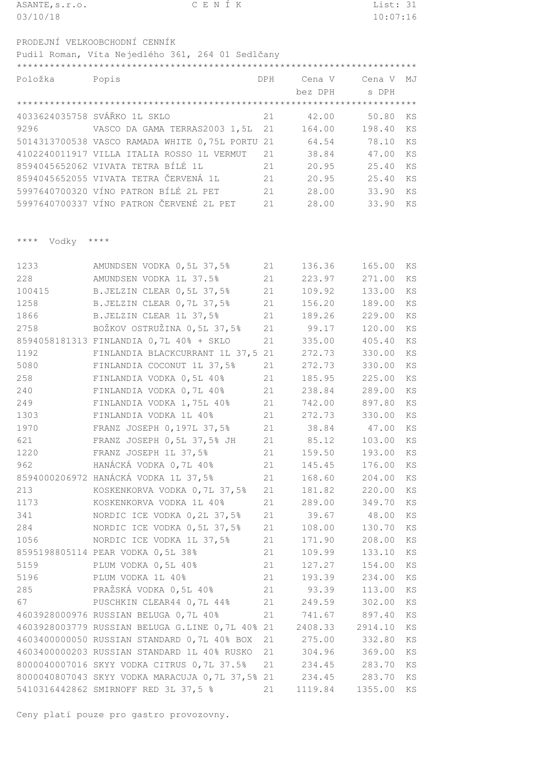ASANTE,s.r.o. CENÍK
03/10/18 10:07:16

PRODEJNÍ VELKOOBCHODNÍ CENNÍK

Pudil Roman, Víta Nejedlého 361, 264 01 Sedlčany

| Položka | Popis | DPH | Cena V bez DPH | Cena V s DPH | MJ |
|---|---|---|---|---|---|
| 4033624035758 | SVÁŘKO 1L SKLO | 21 | 42.00 | 50.80 | KS |
| 9296 | VASCO DA GAMA TERRAS2003 1,5L | 21 | 164.00 | 198.40 | KS |
| 5014313700538 | VASCO RAMADA WHITE 0,75L PORTU | 21 | 64.54 | 78.10 | KS |
| 4102240011917 | VILLA ITALIA ROSSO 1L VERMUT | 21 | 38.84 | 47.00 | KS |
| 8594045652062 | VIVATA TETRA BÍLÉ 1L | 21 | 20.95 | 25.40 | KS |
| 8594045652055 | VIVATA TETRA ČERVENÁ 1L | 21 | 20.95 | 25.40 | KS |
| 5997640700320 | VÍNO PATRON BÍLÉ 2L PET | 21 | 28.00 | 33.90 | KS |
| 5997640700337 | VÍNO PATRON ČERVENÉ 2L PET | 21 | 28.00 | 33.90 | KS |

**** Vodky ****

| Položka | Popis | DPH | Cena V bez DPH | Cena V s DPH | MJ |
|---|---|---|---|---|---|
| 1233 | AMUNDSEN VODKA 0,5L 37,5% | 21 | 136.36 | 165.00 | KS |
| 228 | AMUNDSEN VODKA 1L 37.5% | 21 | 223.97 | 271.00 | KS |
| 100415 | B.JELZIN CLEAR 0,5L 37,5% | 21 | 109.92 | 133.00 | KS |
| 1258 | B.JELZIN CLEAR 0,7L 37,5% | 21 | 156.20 | 189.00 | KS |
| 1866 | B.JELZIN CLEAR 1L 37,5% | 21 | 189.26 | 229.00 | KS |
| 2758 | BOŽKOV OSTRUŽINA 0,5L 37,5% | 21 | 99.17 | 120.00 | KS |
| 8594058181313 | FINLANDIA 0,7L 40% + SKLO | 21 | 335.00 | 405.40 | KS |
| 1192 | FINLANDIA BLACKCURRANT 1L 37,5 | 21 | 272.73 | 330.00 | KS |
| 5080 | FINLANDIA COCONUT 1L 37,5% | 21 | 272.73 | 330.00 | KS |
| 258 | FINLANDIA VODKA 0,5L 40% | 21 | 185.95 | 225.00 | KS |
| 240 | FINLANDIA VODKA 0,7L 40% | 21 | 238.84 | 289.00 | KS |
| 249 | FINLANDIA VODKA 1,75L 40% | 21 | 742.00 | 897.80 | KS |
| 1303 | FINLANDIA VODKA 1L 40% | 21 | 272.73 | 330.00 | KS |
| 1970 | FRANZ JOSEPH 0,197L 37,5% | 21 | 38.84 | 47.00 | KS |
| 621 | FRANZ JOSEPH 0,5L 37,5% JH | 21 | 85.12 | 103.00 | KS |
| 1220 | FRANZ JOSEPH 1L 37,5% | 21 | 159.50 | 193.00 | KS |
| 962 | HANÁCKÁ VODKA 0,7L 40% | 21 | 145.45 | 176.00 | KS |
| 8594000206972 | HANÁCKÁ VODKA 1L 37,5% | 21 | 168.60 | 204.00 | KS |
| 213 | KOSKENKORVA VODKA 0,7L 37,5% | 21 | 181.82 | 220.00 | KS |
| 1173 | KOSKENKORVA VODKA 1L 40% | 21 | 289.00 | 349.70 | KS |
| 341 | NORDIC ICE VODKA 0,2L 37,5% | 21 | 39.67 | 48.00 | KS |
| 284 | NORDIC ICE VODKA 0,5L 37,5% | 21 | 108.00 | 130.70 | KS |
| 1056 | NORDIC ICE VODKA 1L 37,5% | 21 | 171.90 | 208.00 | KS |
| 8595198805114 | PEAR VODKA 0,5L 38% | 21 | 109.99 | 133.10 | KS |
| 5159 | PLUM VODKA 0,5L 40% | 21 | 127.27 | 154.00 | KS |
| 5196 | PLUM VODKA 1L 40% | 21 | 193.39 | 234.00 | KS |
| 285 | PRAŽSKÁ VODKA 0,5L 40% | 21 | 93.39 | 113.00 | KS |
| 67 | PUSCHKIN CLEAR44 0,7L 44% | 21 | 249.59 | 302.00 | KS |
| 4603928000976 | RUSSIAN BELUGA 0,7L 40% | 21 | 741.67 | 897.40 | KS |
| 4603928003779 | RUSSIAN BELUGA G.LINE 0,7L 40% | 21 | 2408.33 | 2914.10 | KS |
| 4603400000050 | RUSSIAN STANDARD 0,7L 40% BOX | 21 | 275.00 | 332.80 | KS |
| 4603400000203 | RUSSIAN STANDARD 1L 40% RUSKO | 21 | 304.96 | 369.00 | KS |
| 8000040007016 | SKYY VODKA CITRUS 0,7L 37.5% | 21 | 234.45 | 283.70 | KS |
| 8000040807043 | SKYY VODKA MARACUJA 0,7L 37,5% | 21 | 234.45 | 283.70 | KS |
| 5410316442862 | SMIRNOFF RED 3L 37,5 % | 21 | 1119.84 | 1355.00 | KS |

Ceny platí pouze pro gastro provozovny.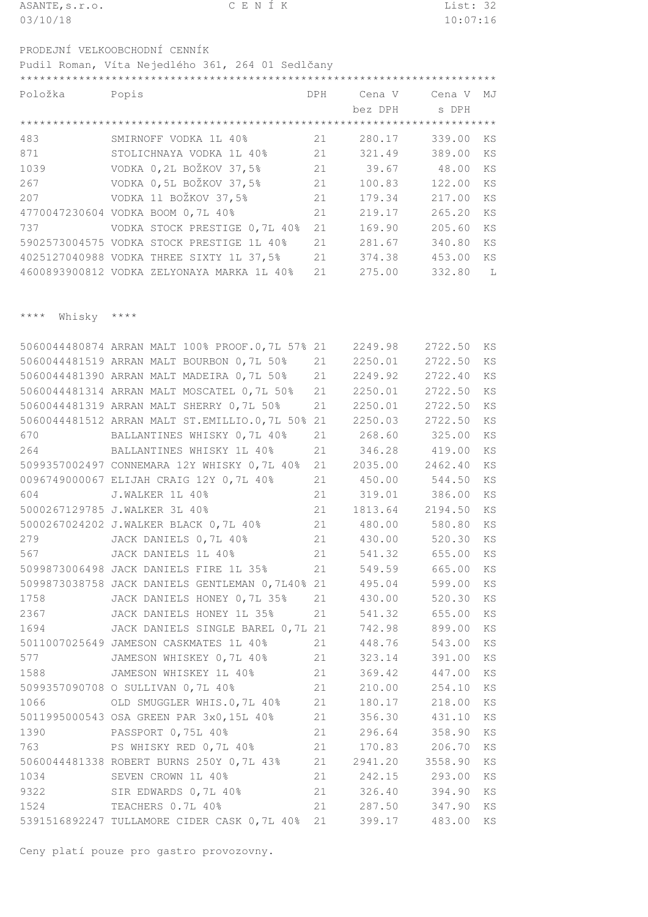ASANTE,s.r.o. — C E N Í K
03/10/18 — 10:07:16

PRODEJNÍ VELKOOBCHODNÍ CENNÍK

Pudil Roman, Víta Nejedlého 361, 264 01 Sedlčany

| Položka | Popis | DPH | Cena V bez DPH | Cena V s DPH | MJ |
|---|---|---|---|---|---|
| 483 | SMIRNOFF VODKA 1L 40% | 21 | 280.17 | 339.00 | KS |
| 871 | STOLICHNAYA VODKA 1L 40% | 21 | 321.49 | 389.00 | KS |
| 1039 | VODKA 0,2L BOŽKOV 37,5% | 21 | 39.67 | 48.00 | KS |
| 267 | VODKA 0,5L BOŽKOV 37,5% | 21 | 100.83 | 122.00 | KS |
| 207 | VODKA 1l BOŽKOV 37,5% | 21 | 179.34 | 217.00 | KS |
| 4770047230604 | VODKA BOOM 0,7L 40% | 21 | 219.17 | 265.20 | KS |
| 737 | VODKA STOCK PRESTIGE 0,7L 40% | 21 | 169.90 | 205.60 | KS |
| 5902573004575 | VODKA STOCK PRESTIGE 1L 40% | 21 | 281.67 | 340.80 | KS |
| 4025127040988 | VODKA THREE SIXTY 1L 37,5% | 21 | 374.38 | 453.00 | KS |
| 4600893900812 | VODKA ZELYONAYA MARKA 1L 40% | 21 | 275.00 | 332.80 | L |

**** Whisky ****

| Položka | Popis | DPH | Cena V bez DPH | Cena V s DPH | MJ |
|---|---|---|---|---|---|
| 5060044480874 | ARRAN MALT 100% PROOF.0,7L 57% | 21 | 2249.98 | 2722.50 | KS |
| 5060044481519 | ARRAN MALT BOURBON 0,7L 50% | 21 | 2250.01 | 2722.50 | KS |
| 5060044481390 | ARRAN MALT MADEIRA 0,7L 50% | 21 | 2249.92 | 2722.40 | KS |
| 5060044481314 | ARRAN MALT MOSCATEL 0,7L 50% | 21 | 2250.01 | 2722.50 | KS |
| 5060044481319 | ARRAN MALT SHERRY 0,7L 50% | 21 | 2250.01 | 2722.50 | KS |
| 5060044481512 | ARRAN MALT ST.EMILLIO.0,7L 50% | 21 | 2250.03 | 2722.50 | KS |
| 670 | BALLANTINES WHISKY 0,7L 40% | 21 | 268.60 | 325.00 | KS |
| 264 | BALLANTINES WHISKY 1L 40% | 21 | 346.28 | 419.00 | KS |
| 5099357002497 | CONNEMARA 12Y WHISKY 0,7L 40% | 21 | 2035.00 | 2462.40 | KS |
| 0096749000067 | ELIJAH CRAIG 12Y 0,7L 40% | 21 | 450.00 | 544.50 | KS |
| 604 | J.WALKER 1L 40% | 21 | 319.01 | 386.00 | KS |
| 5000267129785 | J.WALKER 3L 40% | 21 | 1813.64 | 2194.50 | KS |
| 5000267024202 | J.WALKER BLACK 0,7L 40% | 21 | 480.00 | 580.80 | KS |
| 279 | JACK DANIELS 0,7L 40% | 21 | 430.00 | 520.30 | KS |
| 567 | JACK DANIELS 1L 40% | 21 | 541.32 | 655.00 | KS |
| 5099873006498 | JACK DANIELS FIRE 1L 35% | 21 | 549.59 | 665.00 | KS |
| 5099873038758 | JACK DANIELS GENTLEMAN 0,7L40% | 21 | 495.04 | 599.00 | KS |
| 1758 | JACK DANIELS HONEY 0,7L 35% | 21 | 430.00 | 520.30 | KS |
| 2367 | JACK DANIELS HONEY 1L 35% | 21 | 541.32 | 655.00 | KS |
| 1694 | JACK DANIELS SINGLE BAREL 0,7L | 21 | 742.98 | 899.00 | KS |
| 5011007025649 | JAMESON CASKMATES 1L 40% | 21 | 448.76 | 543.00 | KS |
| 577 | JAMESON WHISKEY 0,7L 40% | 21 | 323.14 | 391.00 | KS |
| 1588 | JAMESON WHISKEY 1L 40% | 21 | 369.42 | 447.00 | KS |
| 5099357090708 | O SULLIVAN 0,7L 40% | 21 | 210.00 | 254.10 | KS |
| 1066 | OLD SMUGGLER WHIS.0,7L 40% | 21 | 180.17 | 218.00 | KS |
| 5011995000543 | OSA GREEN PAR 3x0,15L 40% | 21 | 356.30 | 431.10 | KS |
| 1390 | PASSPORT 0,75L 40% | 21 | 296.64 | 358.90 | KS |
| 763 | PS WHISKY RED 0,7L 40% | 21 | 170.83 | 206.70 | KS |
| 5060044481338 | ROBERT BURNS 250Y 0,7L 43% | 21 | 2941.20 | 3558.90 | KS |
| 1034 | SEVEN CROWN 1L 40% | 21 | 242.15 | 293.00 | KS |
| 9322 | SIR EDWARDS 0,7L 40% | 21 | 326.40 | 394.90 | KS |
| 1524 | TEACHERS 0.7L 40% | 21 | 287.50 | 347.90 | KS |
| 5391516892247 | TULLAMORE CIDER CASK 0,7L 40% | 21 | 399.17 | 483.00 | KS |

Ceny platí pouze pro gastro provozovny.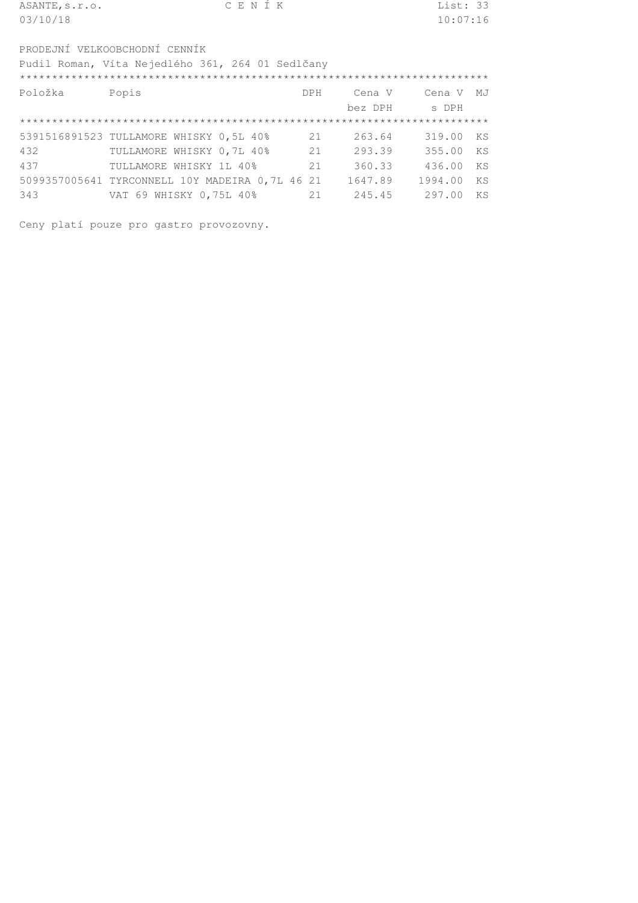ASANTE,s.r.o. C E N Í K

03/10/18 10:07:16

PRODEJNÍ VELKOOBCHODNÍ CENNÍK

Pudil Roman, Víta Nejedlého 361, 264 01 Sedlčany

| Položka | Popis | DPH | Cena V bez DPH | Cena V s DPH | MJ |
|---|---|---|---|---|---|
| 5391516891523 | TULLAMORE WHISKY 0,5L 40% | 21 | 263.64 | 319.00 | KS |
| 432 | TULLAMORE WHISKY 0,7L 40% | 21 | 293.39 | 355.00 | KS |
| 437 | TULLAMORE WHISKY 1L 40% | 21 | 360.33 | 436.00 | KS |
| 5099357005641 | TYRCONNELL 10Y MADEIRA 0,7L 46 | 21 | 1647.89 | 1994.00 | KS |
| 343 | VAT 69 WHISKY 0,75L 40% | 21 | 245.45 | 297.00 | KS |

Ceny platí pouze pro gastro provozovny.